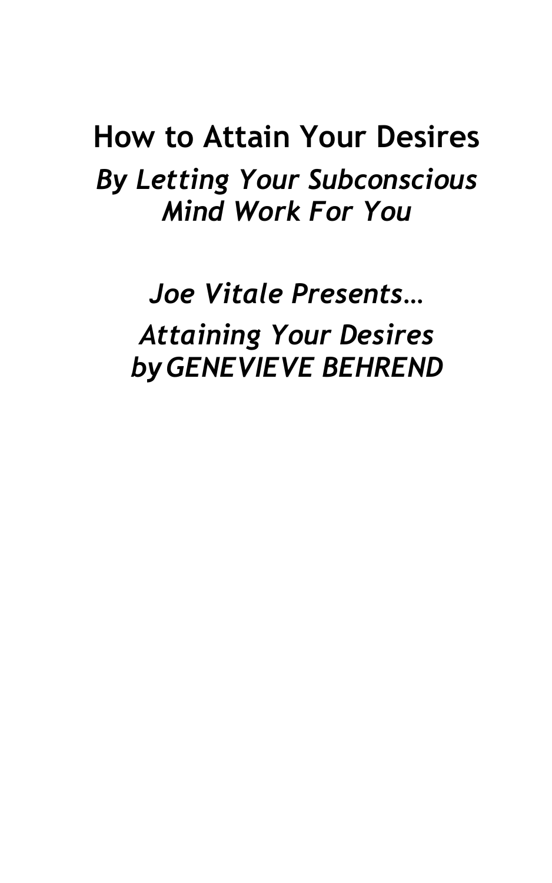# How to Attain Your Desires

*By Letting Your Subconscious Mind Work For You*

*Joe Vitale Presents…*

*Attaining Your Desires*
*byGENEVIEVE BEHREND*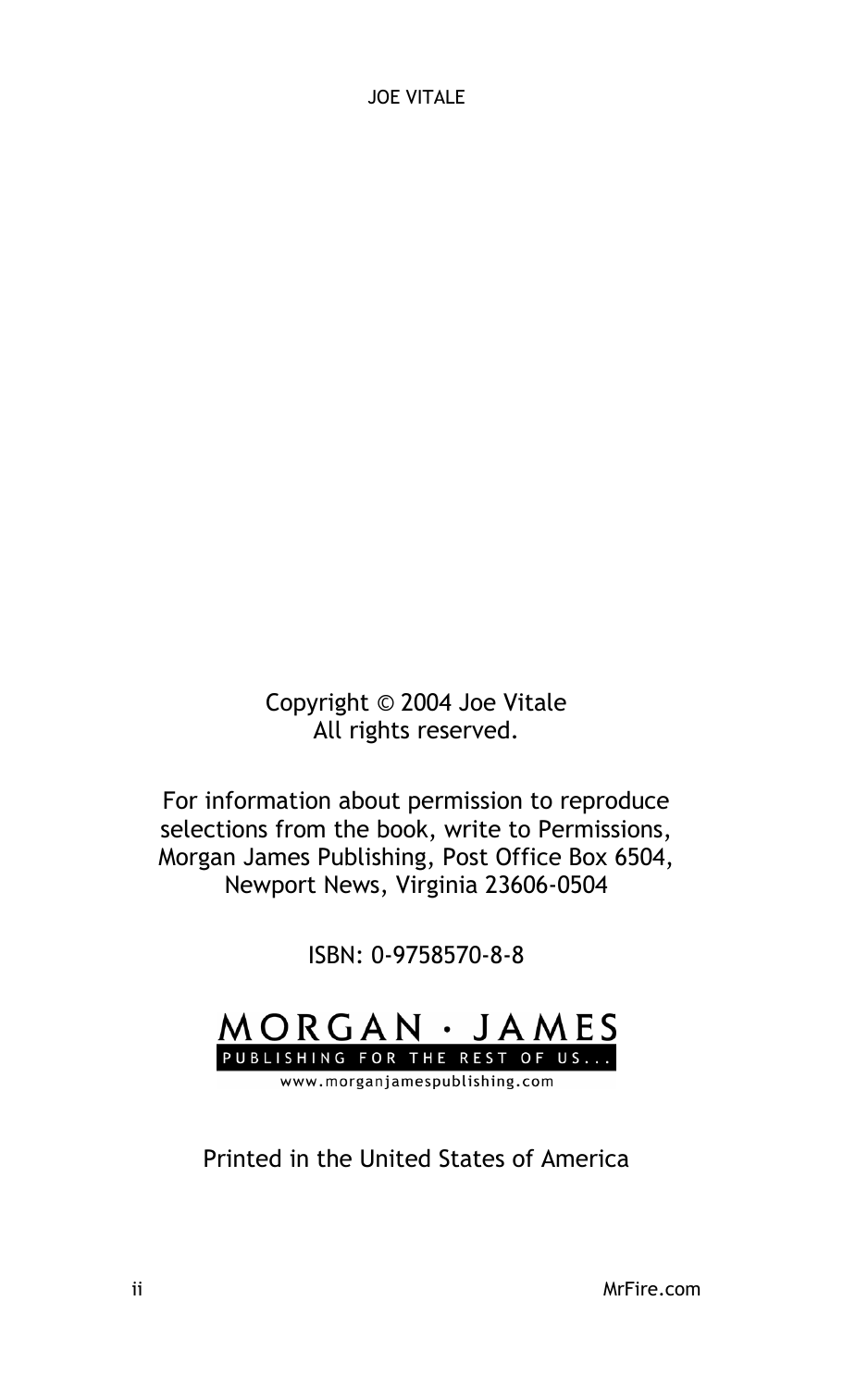Copyright © 2004 Joe Vitale
All rights reserved.

For information about permission to reproduce selections from the book, write to Permissions, Morgan James Publishing, Post Office Box 6504, Newport News, Virginia 23606-0504

ISBN: 0-9758570-8-8

MORGAN · JAMES
PUBLISHING FOR THE REST OF US...
www.morganjamespublishing.com

Printed in the United States of America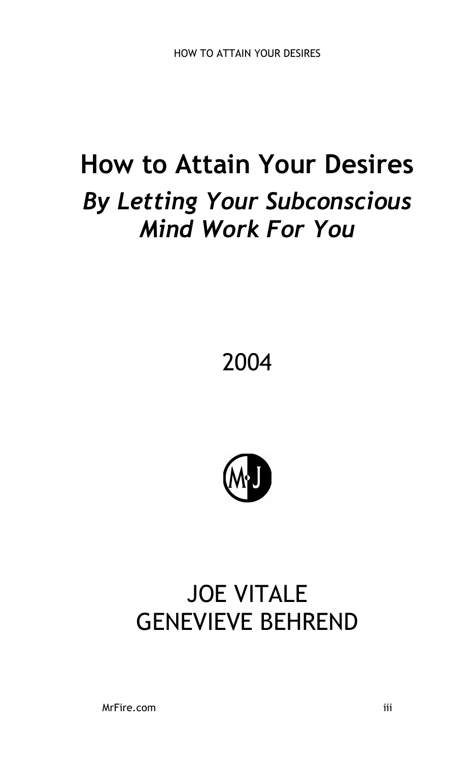# How to Attain Your Desires

## *By Letting Your Subconscious Mind Work For You*

2004

JOE VITALE
GENEVIEVE BEHREND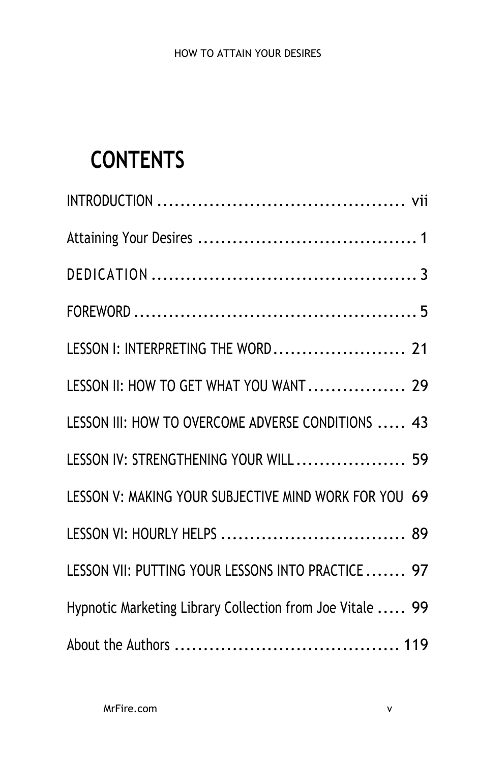# CONTENTS

INTRODUCTION ........................................... vii

Attaining Your Desires ....................................... 1

DEDICATION ............................................... 3

FOREWORD .................................................. 5

LESSON I: INTERPRETING THE WORD....................... 21

LESSON II: HOW TO GET WHAT YOU WANT ................. 29

LESSON III: HOW TO OVERCOME ADVERSE CONDITIONS ..... 43

LESSON IV: STRENGTHENING YOUR WILL ................... 59

LESSON V: MAKING YOUR SUBJECTIVE MIND WORK FOR YOU 69

LESSON VI: HOURLY HELPS ................................ 89

LESSON VII: PUTTING YOUR LESSONS INTO PRACTICE ....... 97

Hypnotic Marketing Library Collection from Joe Vitale ..... 99

About the Authors ........................................ 119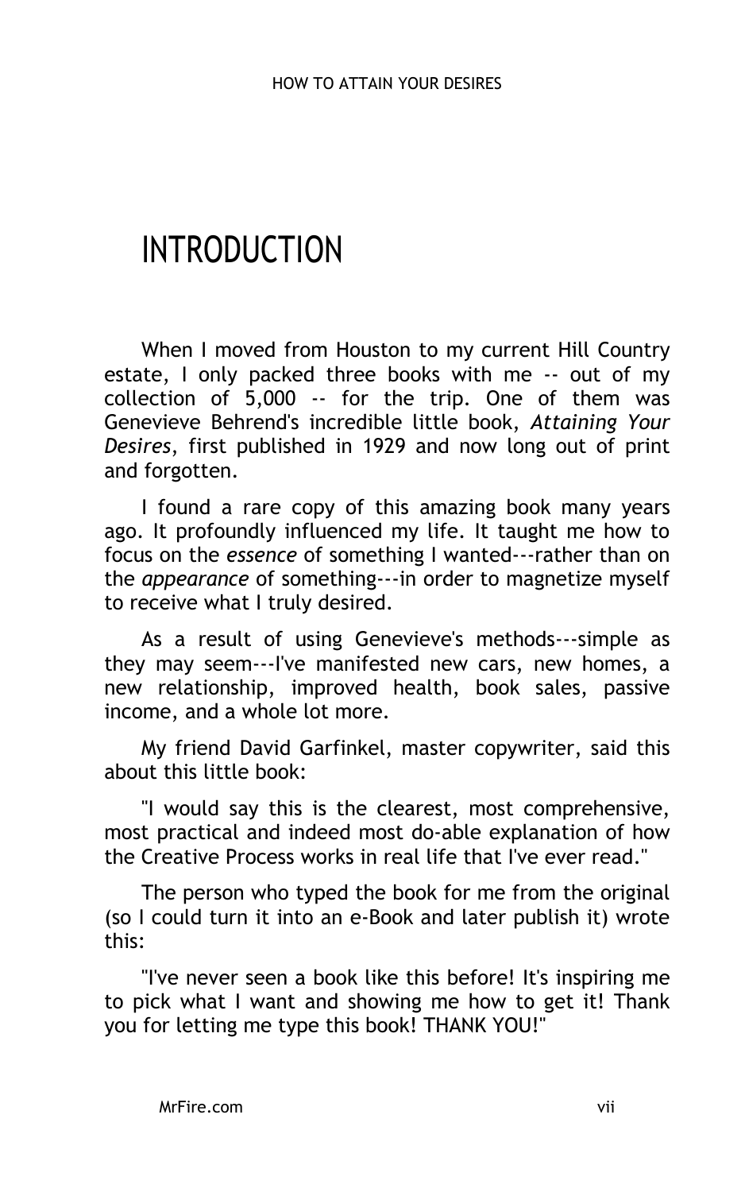# INTRODUCTION

When I moved from Houston to my current Hill Country estate, I only packed three books with me -- out of my collection of 5,000 -- for the trip. One of them was Genevieve Behrend's incredible little book, *Attaining Your Desires*, first published in 1929 and now long out of print and forgotten.

I found a rare copy of this amazing book many years ago. It profoundly influenced my life. It taught me how to focus on the *essence* of something I wanted---rather than on the *appearance* of something---in order to magnetize myself to receive what I truly desired.

As a result of using Genevieve's methods---simple as they may seem---I've manifested new cars, new homes, a new relationship, improved health, book sales, passive income, and a whole lot more.

My friend David Garfinkel, master copywriter, said this about this little book:

"I would say this is the clearest, most comprehensive, most practical and indeed most do-able explanation of how the Creative Process works in real life that I've ever read."

The person who typed the book for me from the original (so I could turn it into an e-Book and later publish it) wrote this:

"I've never seen a book like this before! It's inspiring me to pick what I want and showing me how to get it! Thank you for letting me type this book! THANK YOU!"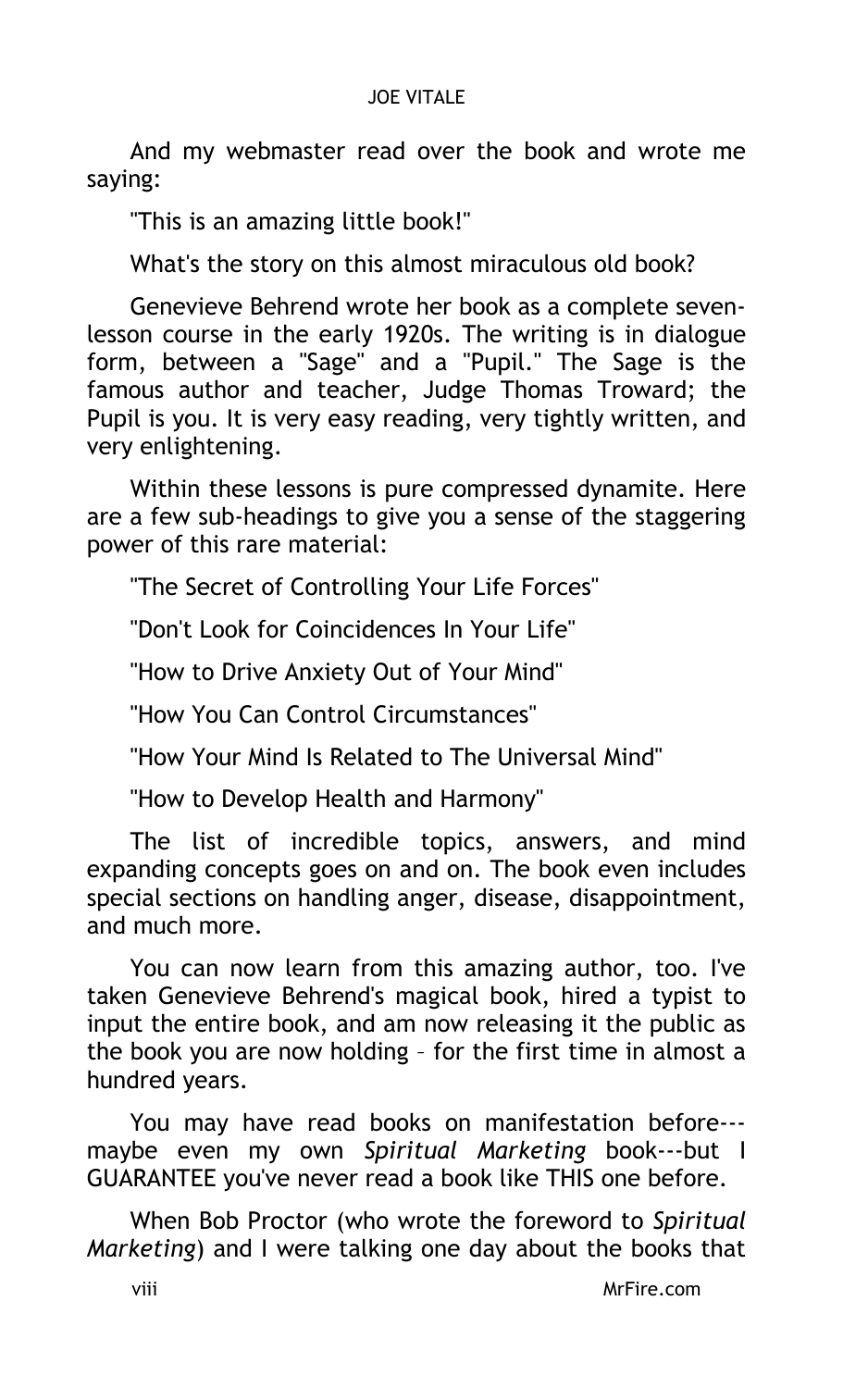And my webmaster read over the book and wrote me saying:

"This is an amazing little book!"

What's the story on this almost miraculous old book?

Genevieve Behrend wrote her book as a complete seven-lesson course in the early 1920s. The writing is in dialogue form, between a "Sage" and a "Pupil." The Sage is the famous author and teacher, Judge Thomas Troward; the Pupil is you. It is very easy reading, very tightly written, and very enlightening.

Within these lessons is pure compressed dynamite. Here are a few sub-headings to give you a sense of the staggering power of this rare material:

"The Secret of Controlling Your Life Forces"

"Don't Look for Coincidences In Your Life"

"How to Drive Anxiety Out of Your Mind"

"How You Can Control Circumstances"

"How Your Mind Is Related to The Universal Mind"

"How to Develop Health and Harmony"

The list of incredible topics, answers, and mind expanding concepts goes on and on. The book even includes special sections on handling anger, disease, disappointment, and much more.

You can now learn from this amazing author, too. I've taken Genevieve Behrend's magical book, hired a typist to input the entire book, and am now releasing it the public as the book you are now holding – for the first time in almost a hundred years.

You may have read books on manifestation before---maybe even my own *Spiritual Marketing* book---but I GUARANTEE you've never read a book like THIS one before.

When Bob Proctor (who wrote the foreword to *Spiritual Marketing*) and I were talking one day about the books that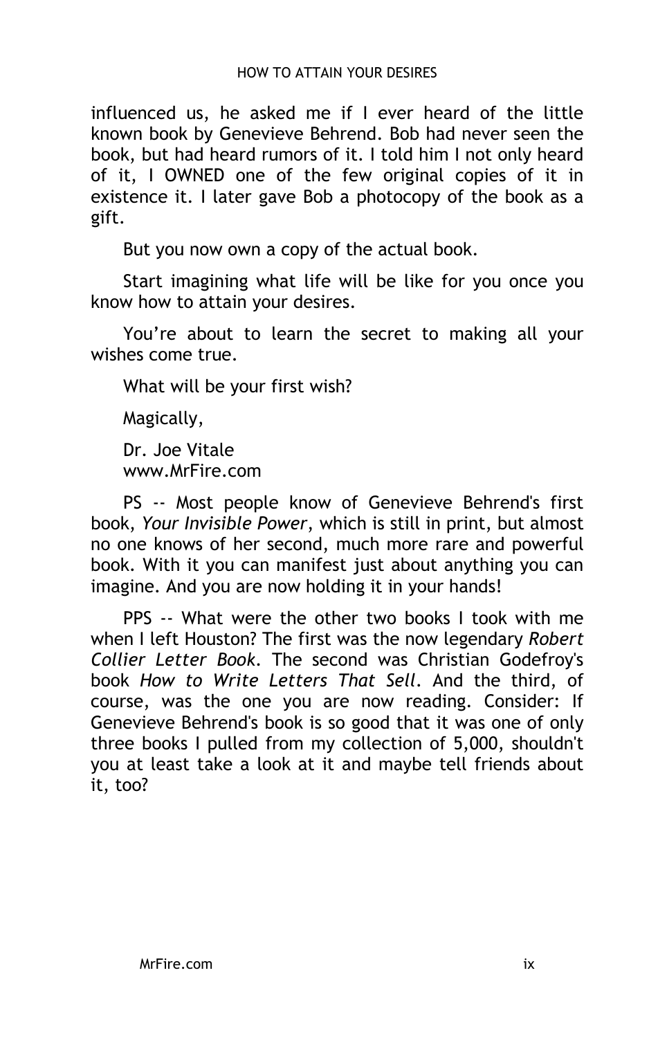influenced us, he asked me if I ever heard of the little known book by Genevieve Behrend. Bob had never seen the book, but had heard rumors of it. I told him I not only heard of it, I OWNED one of the few original copies of it in existence it. I later gave Bob a photocopy of the book as a gift.

But you now own a copy of the actual book.

Start imagining what life will be like for you once you know how to attain your desires.

You're about to learn the secret to making all your wishes come true.

What will be your first wish?

Magically,

Dr. Joe Vitale
www.MrFire.com

PS -- Most people know of Genevieve Behrend's first book, *Your Invisible Power*, which is still in print, but almost no one knows of her second, much more rare and powerful book. With it you can manifest just about anything you can imagine. And you are now holding it in your hands!

PPS -- What were the other two books I took with me when I left Houston? The first was the now legendary *Robert Collier Letter Book*. The second was Christian Godefroy's book *How to Write Letters That Sell*. And the third, of course, was the one you are now reading. Consider: If Genevieve Behrend's book is so good that it was one of only three books I pulled from my collection of 5,000, shouldn't you at least take a look at it and maybe tell friends about it, too?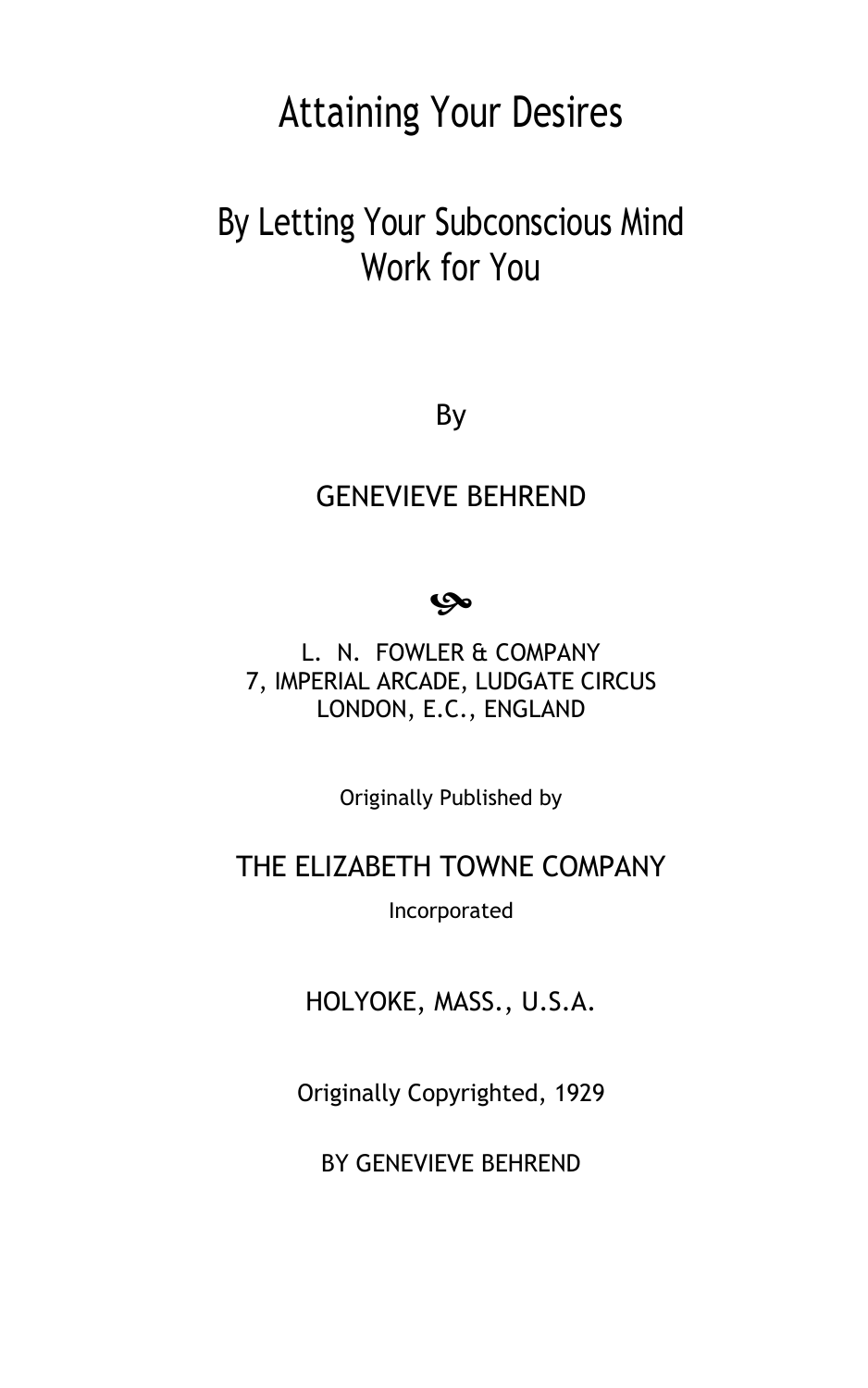# Attaining Your Desires

## By Letting Your Subconscious Mind Work for You

By

GENEVIEVE BEHREND

L. N. FOWLER & COMPANY
7, IMPERIAL ARCADE, LUDGATE CIRCUS
LONDON, E.C., ENGLAND

Originally Published by

THE ELIZABETH TOWNE COMPANY

Incorporated

HOLYOKE, MASS., U.S.A.

Originally Copyrighted, 1929

BY GENEVIEVE BEHREND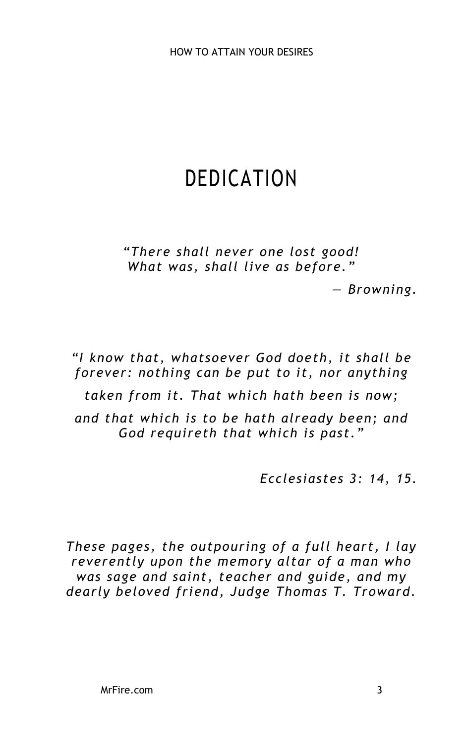# DEDICATION

*"There shall never one lost good!*
*What was, shall live as before."*

*— Browning.*

*"I know that, whatsoever God doeth, it shall be forever: nothing can be put to it, nor anything taken from it. That which hath been is now; and that which is to be hath already been; and God requireth that which is past."*

*Ecclesiastes 3: 14, 15.*

*These pages, the outpouring of a full heart, I lay reverently upon the memory altar of a man who was sage and saint, teacher and guide, and my dearly beloved friend, Judge Thomas T. Troward.*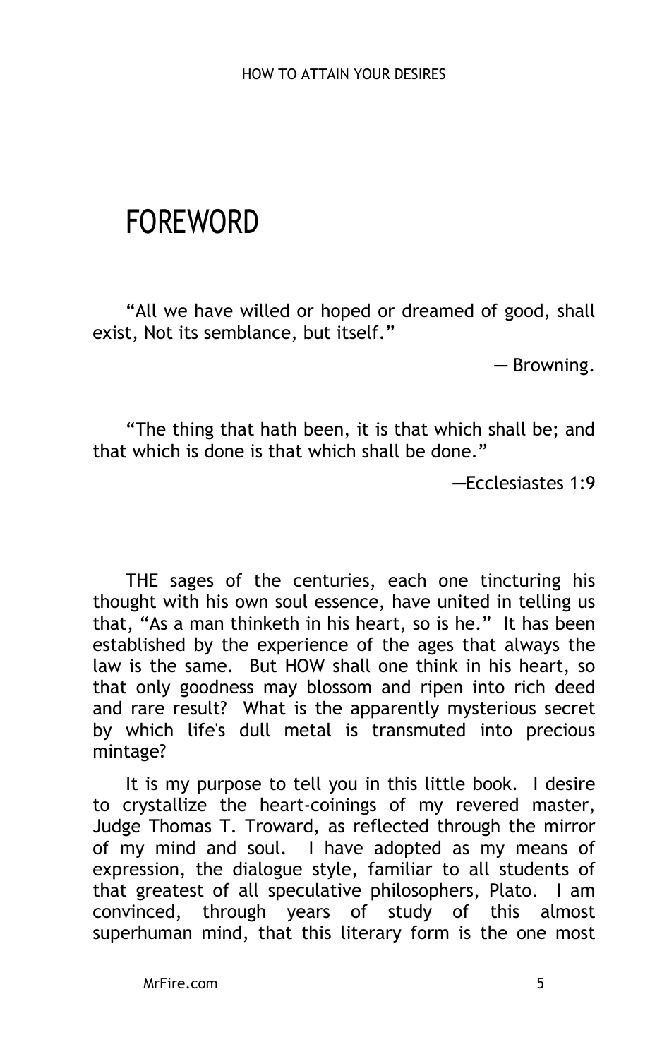# FOREWORD

"All we have willed or hoped or dreamed of good, shall exist, Not its semblance, but itself."

— Browning.

"The thing that hath been, it is that which shall be; and that which is done is that which shall be done."

—Ecclesiastes 1:9

THE sages of the centuries, each one tincturing his thought with his own soul essence, have united in telling us that, "As a man thinketh in his heart, so is he." It has been established by the experience of the ages that always the law is the same. But HOW shall one think in his heart, so that only goodness may blossom and ripen into rich deed and rare result? What is the apparently mysterious secret by which life's dull metal is transmuted into precious mintage?

It is my purpose to tell you in this little book. I desire to crystallize the heart-coinings of my revered master, Judge Thomas T. Troward, as reflected through the mirror of my mind and soul. I have adopted as my means of expression, the dialogue style, familiar to all students of that greatest of all speculative philosophers, Plato. I am convinced, through years of study of this almost superhuman mind, that this literary form is the one most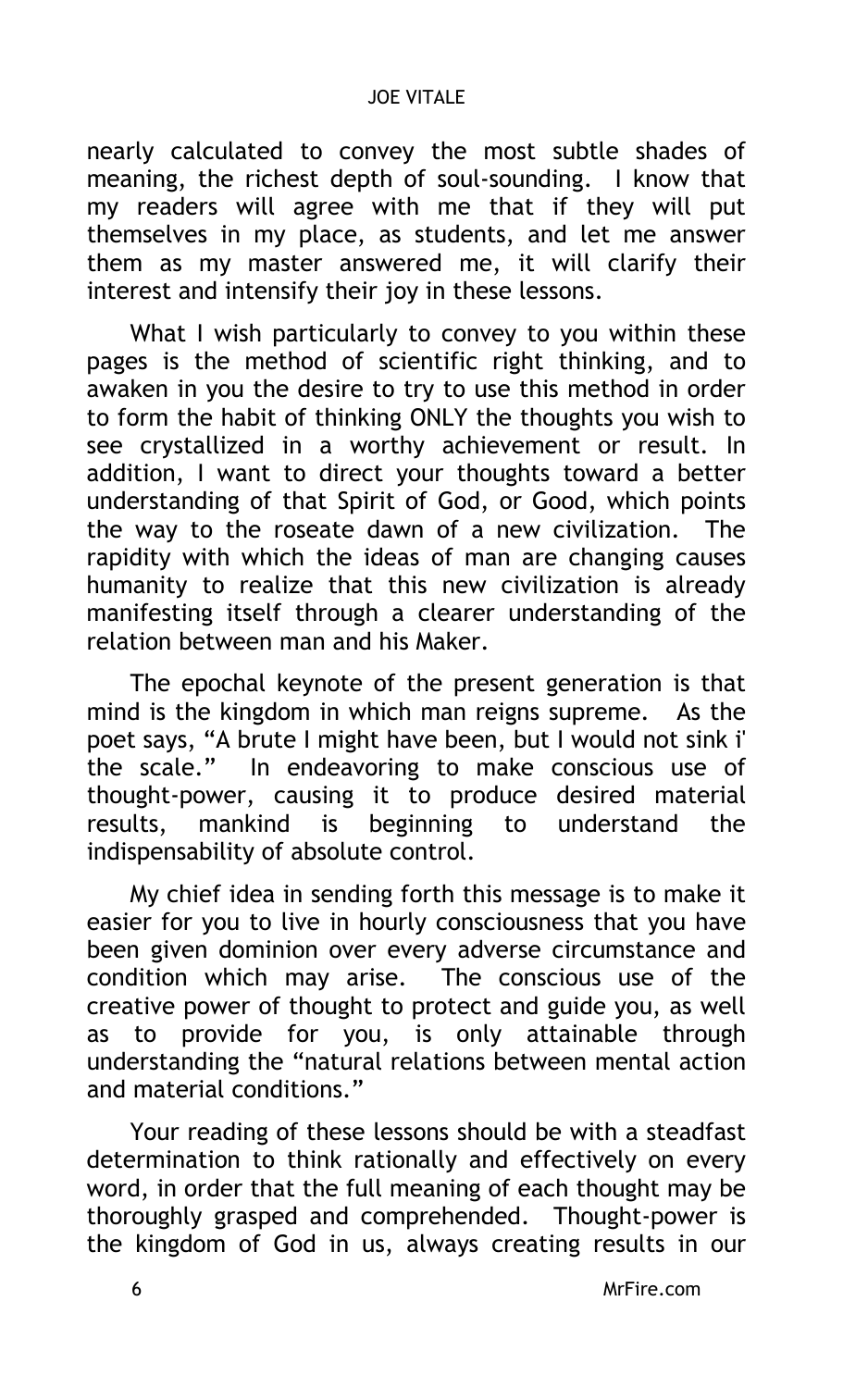nearly calculated to convey the most subtle shades of meaning, the richest depth of soul-sounding. I know that my readers will agree with me that if they will put themselves in my place, as students, and let me answer them as my master answered me, it will clarify their interest and intensify their joy in these lessons.

What I wish particularly to convey to you within these pages is the method of scientific right thinking, and to awaken in you the desire to try to use this method in order to form the habit of thinking ONLY the thoughts you wish to see crystallized in a worthy achievement or result. In addition, I want to direct your thoughts toward a better understanding of that Spirit of God, or Good, which points the way to the roseate dawn of a new civilization. The rapidity with which the ideas of man are changing causes humanity to realize that this new civilization is already manifesting itself through a clearer understanding of the relation between man and his Maker.

The epochal keynote of the present generation is that mind is the kingdom in which man reigns supreme. As the poet says, "A brute I might have been, but I would not sink i' the scale." In endeavoring to make conscious use of thought-power, causing it to produce desired material results, mankind is beginning to understand the indispensability of absolute control.

My chief idea in sending forth this message is to make it easier for you to live in hourly consciousness that you have been given dominion over every adverse circumstance and condition which may arise. The conscious use of the creative power of thought to protect and guide you, as well as to provide for you, is only attainable through understanding the "natural relations between mental action and material conditions."

Your reading of these lessons should be with a steadfast determination to think rationally and effectively on every word, in order that the full meaning of each thought may be thoroughly grasped and comprehended. Thought-power is the kingdom of God in us, always creating results in our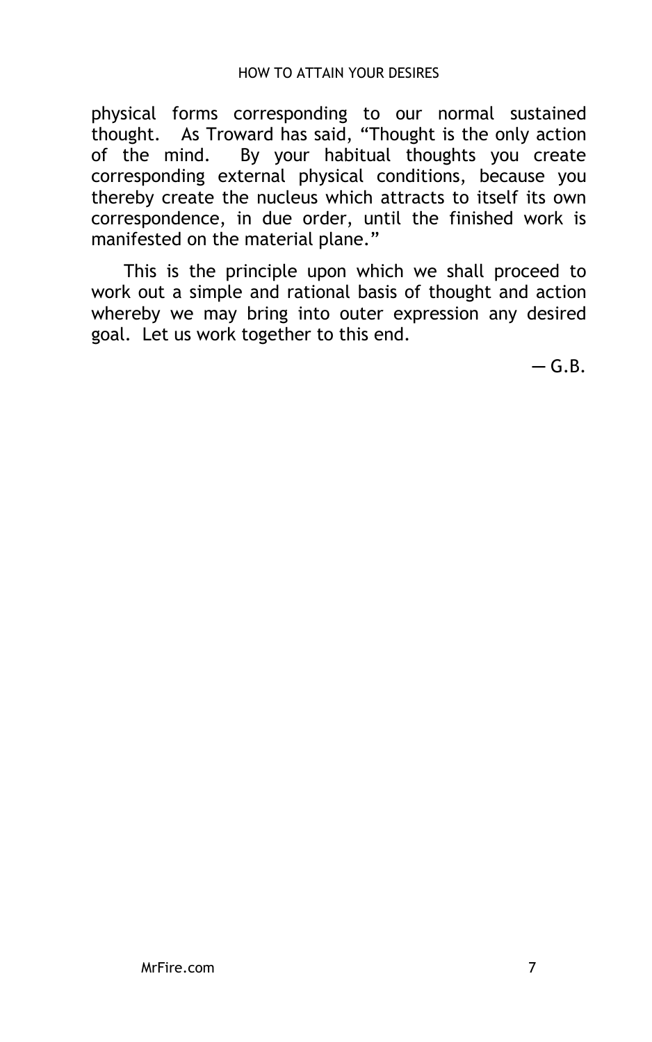physical forms corresponding to our normal sustained thought. As Troward has said, "Thought is the only action of the mind. By your habitual thoughts you create corresponding external physical conditions, because you thereby create the nucleus which attracts to itself its own correspondence, in due order, until the finished work is manifested on the material plane."

This is the principle upon which we shall proceed to work out a simple and rational basis of thought and action whereby we may bring into outer expression any desired goal. Let us work together to this end.

— G.B.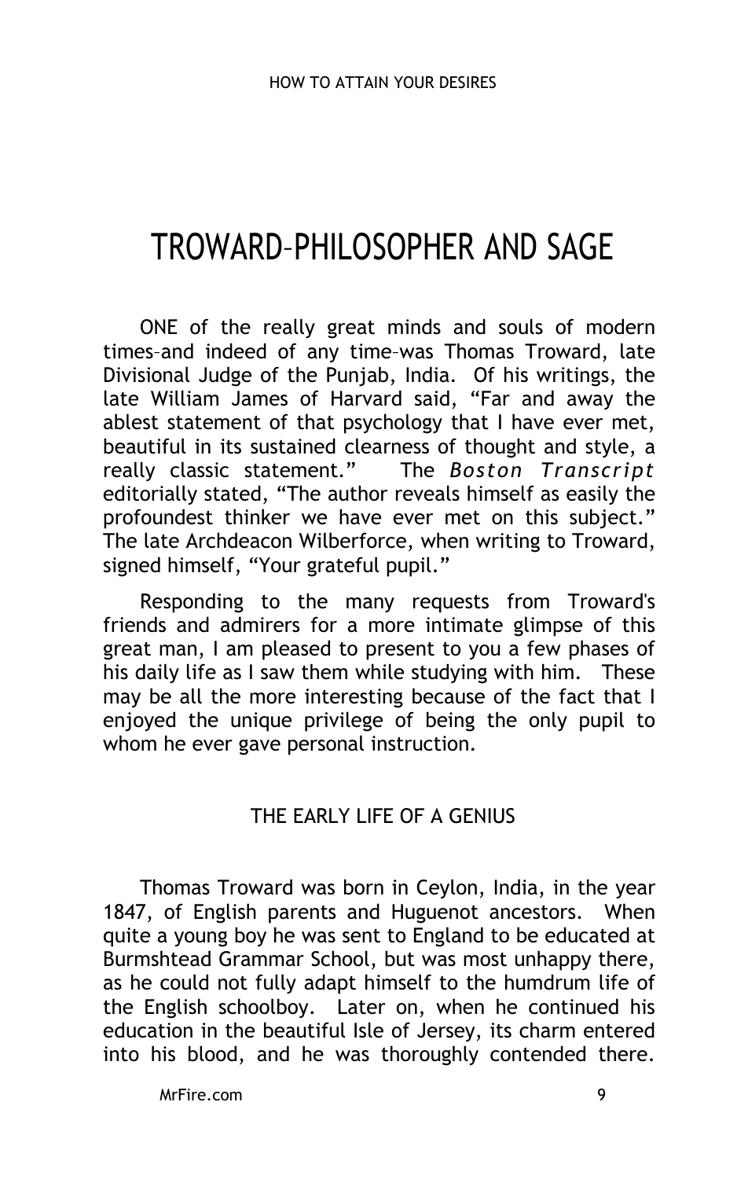# TROWARD–PHILOSOPHER AND SAGE

ONE of the really great minds and souls of modern times–and indeed of any time–was Thomas Troward, late Divisional Judge of the Punjab, India. Of his writings, the late William James of Harvard said, "Far and away the ablest statement of that psychology that I have ever met, beautiful in its sustained clearness of thought and style, a really classic statement." The *Boston Transcript* editorially stated, "The author reveals himself as easily the profoundest thinker we have ever met on this subject." The late Archdeacon Wilberforce, when writing to Troward, signed himself, "Your grateful pupil."

Responding to the many requests from Troward's friends and admirers for a more intimate glimpse of this great man, I am pleased to present to you a few phases of his daily life as I saw them while studying with him. These may be all the more interesting because of the fact that I enjoyed the unique privilege of being the only pupil to whom he ever gave personal instruction.

## THE EARLY LIFE OF A GENIUS

Thomas Troward was born in Ceylon, India, in the year 1847, of English parents and Huguenot ancestors. When quite a young boy he was sent to England to be educated at Burmshtead Grammar School, but was most unhappy there, as he could not fully adapt himself to the humdrum life of the English schoolboy. Later on, when he continued his education in the beautiful Isle of Jersey, its charm entered into his blood, and he was thoroughly contended there.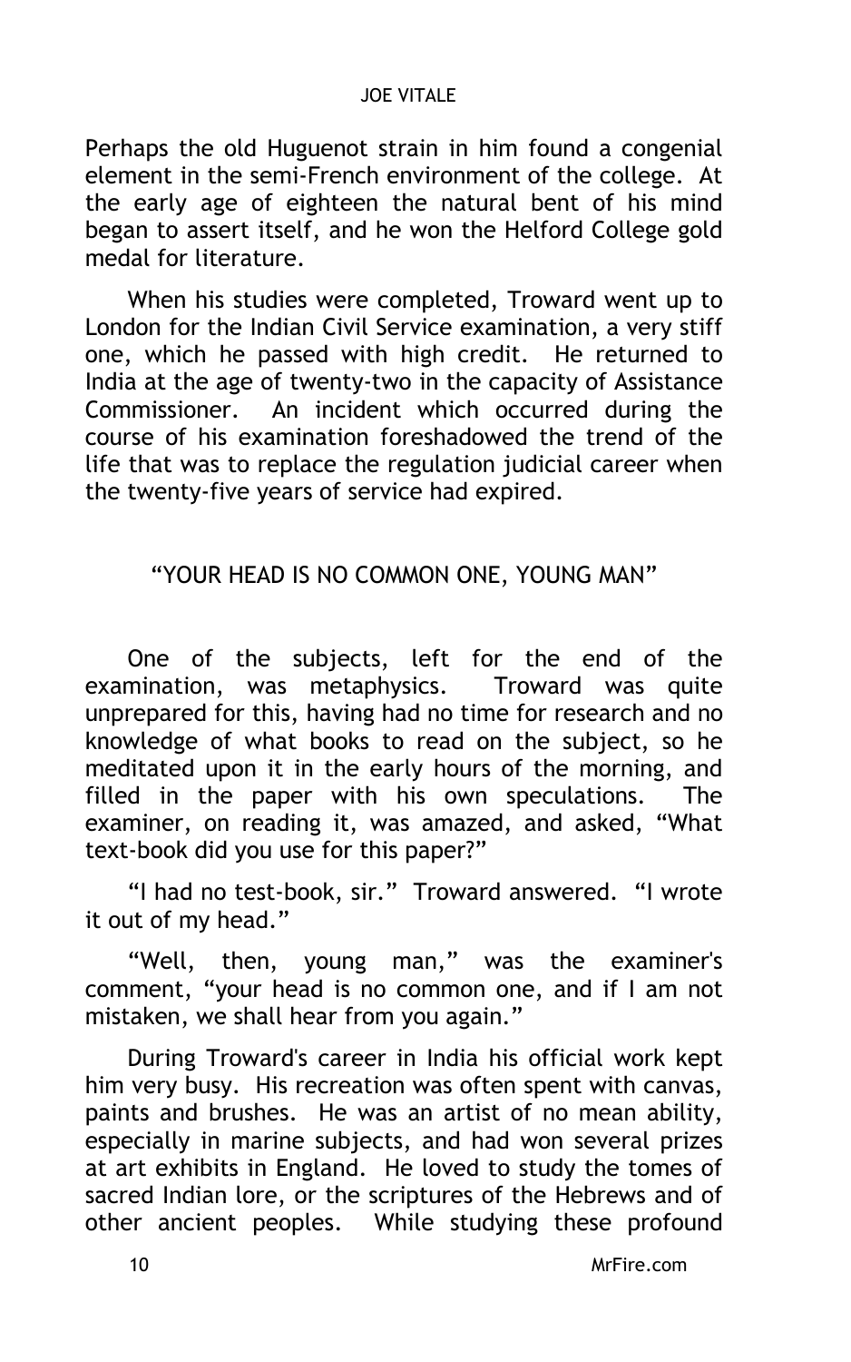Perhaps the old Huguenot strain in him found a congenial element in the semi-French environment of the college. At the early age of eighteen the natural bent of his mind began to assert itself, and he won the Helford College gold medal for literature.

When his studies were completed, Troward went up to London for the Indian Civil Service examination, a very stiff one, which he passed with high credit. He returned to India at the age of twenty-two in the capacity of Assistance Commissioner. An incident which occurred during the course of his examination foreshadowed the trend of the life that was to replace the regulation judicial career when the twenty-five years of service had expired.

## "YOUR HEAD IS NO COMMON ONE, YOUNG MAN"

One of the subjects, left for the end of the examination, was metaphysics. Troward was quite unprepared for this, having had no time for research and no knowledge of what books to read on the subject, so he meditated upon it in the early hours of the morning, and filled in the paper with his own speculations. The examiner, on reading it, was amazed, and asked, "What text-book did you use for this paper?"

"I had no test-book, sir." Troward answered. "I wrote it out of my head."

"Well, then, young man," was the examiner's comment, "your head is no common one, and if I am not mistaken, we shall hear from you again."

During Troward's career in India his official work kept him very busy. His recreation was often spent with canvas, paints and brushes. He was an artist of no mean ability, especially in marine subjects, and had won several prizes at art exhibits in England. He loved to study the tomes of sacred Indian lore, or the scriptures of the Hebrews and of other ancient peoples. While studying these profound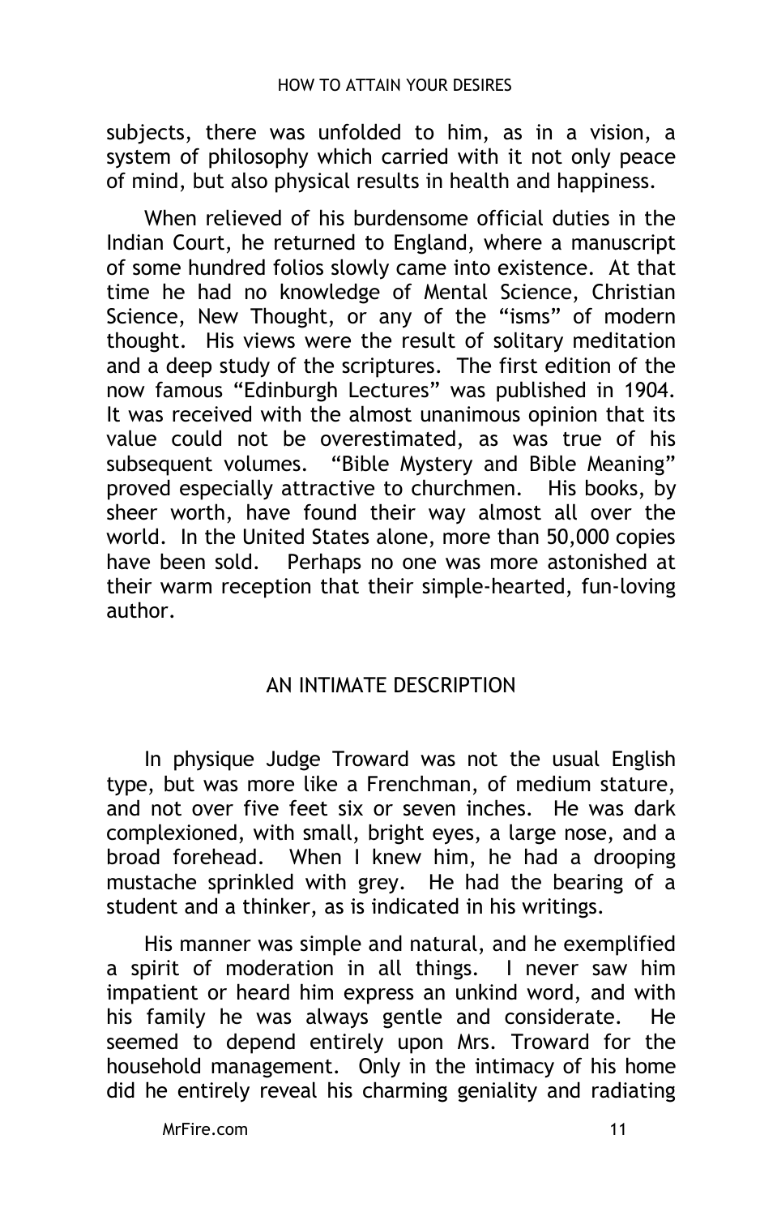subjects, there was unfolded to him, as in a vision, a system of philosophy which carried with it not only peace of mind, but also physical results in health and happiness.

When relieved of his burdensome official duties in the Indian Court, he returned to England, where a manuscript of some hundred folios slowly came into existence. At that time he had no knowledge of Mental Science, Christian Science, New Thought, or any of the "isms" of modern thought. His views were the result of solitary meditation and a deep study of the scriptures. The first edition of the now famous "Edinburgh Lectures" was published in 1904. It was received with the almost unanimous opinion that its value could not be overestimated, as was true of his subsequent volumes. "Bible Mystery and Bible Meaning" proved especially attractive to churchmen. His books, by sheer worth, have found their way almost all over the world. In the United States alone, more than 50,000 copies have been sold. Perhaps no one was more astonished at their warm reception that their simple-hearted, fun-loving author.

## AN INTIMATE DESCRIPTION

In physique Judge Troward was not the usual English type, but was more like a Frenchman, of medium stature, and not over five feet six or seven inches. He was dark complexioned, with small, bright eyes, a large nose, and a broad forehead. When I knew him, he had a drooping mustache sprinkled with grey. He had the bearing of a student and a thinker, as is indicated in his writings.

His manner was simple and natural, and he exemplified a spirit of moderation in all things. I never saw him impatient or heard him express an unkind word, and with his family he was always gentle and considerate. He seemed to depend entirely upon Mrs. Troward for the household management. Only in the intimacy of his home did he entirely reveal his charming geniality and radiating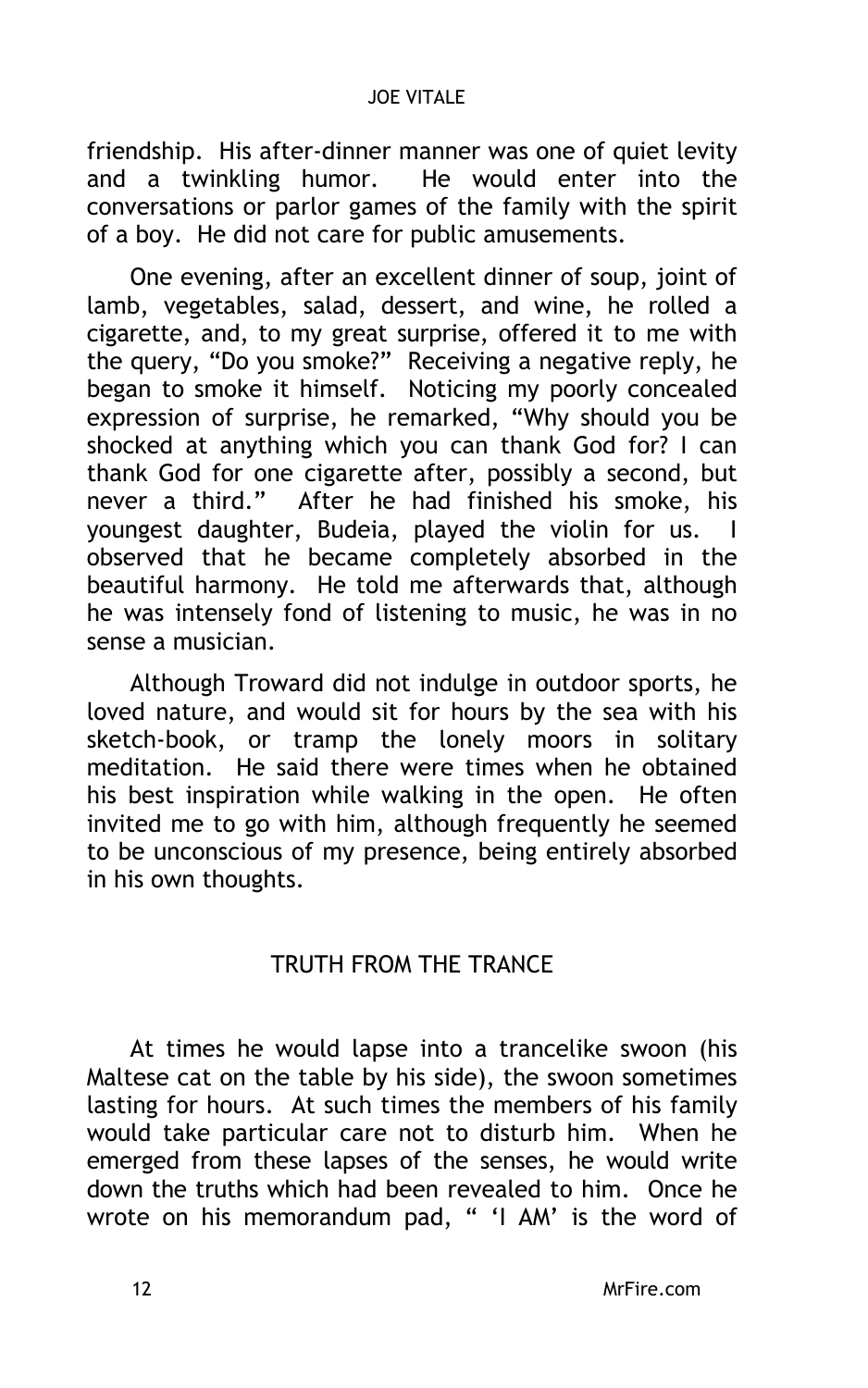friendship. His after-dinner manner was one of quiet levity and a twinkling humor. He would enter into the conversations or parlor games of the family with the spirit of a boy. He did not care for public amusements.

One evening, after an excellent dinner of soup, joint of lamb, vegetables, salad, dessert, and wine, he rolled a cigarette, and, to my great surprise, offered it to me with the query, "Do you smoke?" Receiving a negative reply, he began to smoke it himself. Noticing my poorly concealed expression of surprise, he remarked, "Why should you be shocked at anything which you can thank God for? I can thank God for one cigarette after, possibly a second, but never a third." After he had finished his smoke, his youngest daughter, Budeia, played the violin for us. I observed that he became completely absorbed in the beautiful harmony. He told me afterwards that, although he was intensely fond of listening to music, he was in no sense a musician.

Although Troward did not indulge in outdoor sports, he loved nature, and would sit for hours by the sea with his sketch-book, or tramp the lonely moors in solitary meditation. He said there were times when he obtained his best inspiration while walking in the open. He often invited me to go with him, although frequently he seemed to be unconscious of my presence, being entirely absorbed in his own thoughts.

## TRUTH FROM THE TRANCE

At times he would lapse into a trancelike swoon (his Maltese cat on the table by his side), the swoon sometimes lasting for hours. At such times the members of his family would take particular care not to disturb him. When he emerged from these lapses of the senses, he would write down the truths which had been revealed to him. Once he wrote on his memorandum pad, " 'I AM' is the word of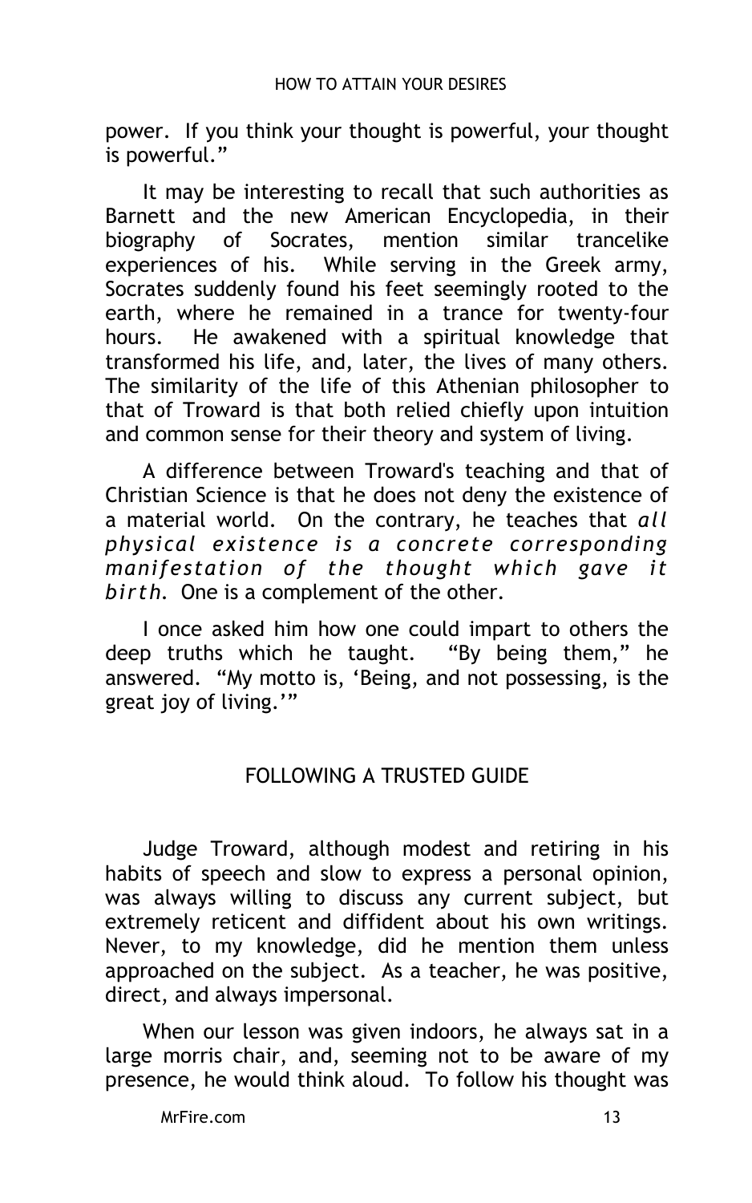power. If you think your thought is powerful, your thought is powerful."

It may be interesting to recall that such authorities as Barnett and the new American Encyclopedia, in their biography of Socrates, mention similar trancelike experiences of his. While serving in the Greek army, Socrates suddenly found his feet seemingly rooted to the earth, where he remained in a trance for twenty-four hours. He awakened with a spiritual knowledge that transformed his life, and, later, the lives of many others. The similarity of the life of this Athenian philosopher to that of Troward is that both relied chiefly upon intuition and common sense for their theory and system of living.

A difference between Troward's teaching and that of Christian Science is that he does not deny the existence of a material world. On the contrary, he teaches that *all physical existence is a concrete corresponding manifestation of the thought which gave it birth*. One is a complement of the other.

I once asked him how one could impart to others the deep truths which he taught. "By being them," he answered. "My motto is, 'Being, and not possessing, is the great joy of living.'"

## FOLLOWING A TRUSTED GUIDE

Judge Troward, although modest and retiring in his habits of speech and slow to express a personal opinion, was always willing to discuss any current subject, but extremely reticent and diffident about his own writings. Never, to my knowledge, did he mention them unless approached on the subject. As a teacher, he was positive, direct, and always impersonal.

When our lesson was given indoors, he always sat in a large morris chair, and, seeming not to be aware of my presence, he would think aloud. To follow his thought was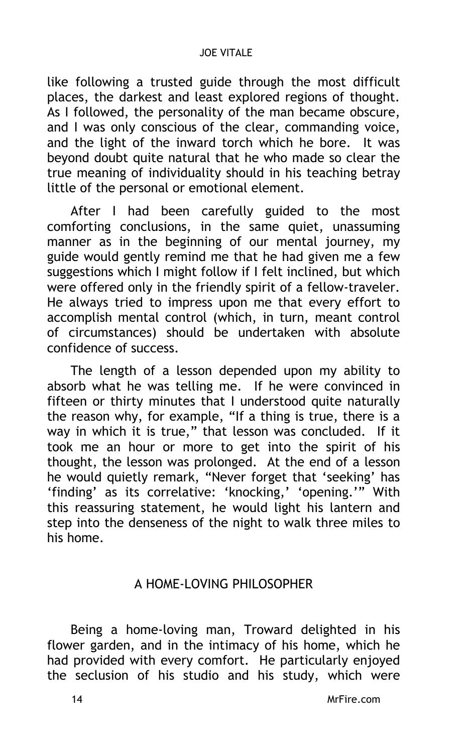like following a trusted guide through the most difficult places, the darkest and least explored regions of thought. As I followed, the personality of the man became obscure, and I was only conscious of the clear, commanding voice, and the light of the inward torch which he bore. It was beyond doubt quite natural that he who made so clear the true meaning of individuality should in his teaching betray little of the personal or emotional element.

After I had been carefully guided to the most comforting conclusions, in the same quiet, unassuming manner as in the beginning of our mental journey, my guide would gently remind me that he had given me a few suggestions which I might follow if I felt inclined, but which were offered only in the friendly spirit of a fellow-traveler. He always tried to impress upon me that every effort to accomplish mental control (which, in turn, meant control of circumstances) should be undertaken with absolute confidence of success.

The length of a lesson depended upon my ability to absorb what he was telling me. If he were convinced in fifteen or thirty minutes that I understood quite naturally the reason why, for example, "If a thing is true, there is a way in which it is true," that lesson was concluded. If it took me an hour or more to get into the spirit of his thought, the lesson was prolonged. At the end of a lesson he would quietly remark, "Never forget that 'seeking' has 'finding' as its correlative: 'knocking,' 'opening.'" With this reassuring statement, he would light his lantern and step into the denseness of the night to walk three miles to his home.

## A HOME-LOVING PHILOSOPHER

Being a home-loving man, Troward delighted in his flower garden, and in the intimacy of his home, which he had provided with every comfort. He particularly enjoyed the seclusion of his studio and his study, which were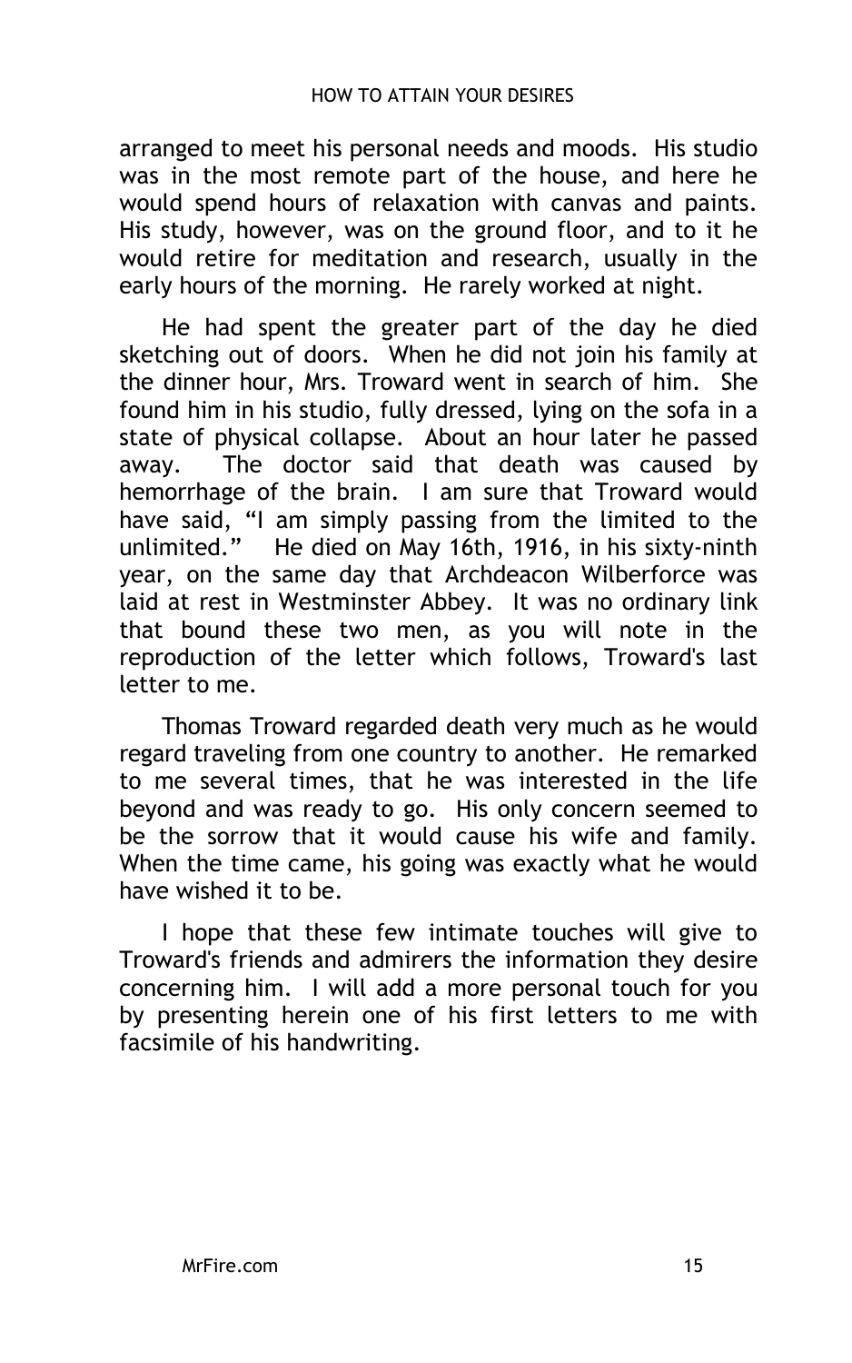arranged to meet his personal needs and moods. His studio was in the most remote part of the house, and here he would spend hours of relaxation with canvas and paints. His study, however, was on the ground floor, and to it he would retire for meditation and research, usually in the early hours of the morning. He rarely worked at night.

He had spent the greater part of the day he died sketching out of doors. When he did not join his family at the dinner hour, Mrs. Troward went in search of him. She found him in his studio, fully dressed, lying on the sofa in a state of physical collapse. About an hour later he passed away. The doctor said that death was caused by hemorrhage of the brain. I am sure that Troward would have said, "I am simply passing from the limited to the unlimited." He died on May 16th, 1916, in his sixty-ninth year, on the same day that Archdeacon Wilberforce was laid at rest in Westminster Abbey. It was no ordinary link that bound these two men, as you will note in the reproduction of the letter which follows, Troward's last letter to me.

Thomas Troward regarded death very much as he would regard traveling from one country to another. He remarked to me several times, that he was interested in the life beyond and was ready to go. His only concern seemed to be the sorrow that it would cause his wife and family. When the time came, his going was exactly what he would have wished it to be.

I hope that these few intimate touches will give to Troward's friends and admirers the information they desire concerning him. I will add a more personal touch for you by presenting herein one of his first letters to me with facsimile of his handwriting.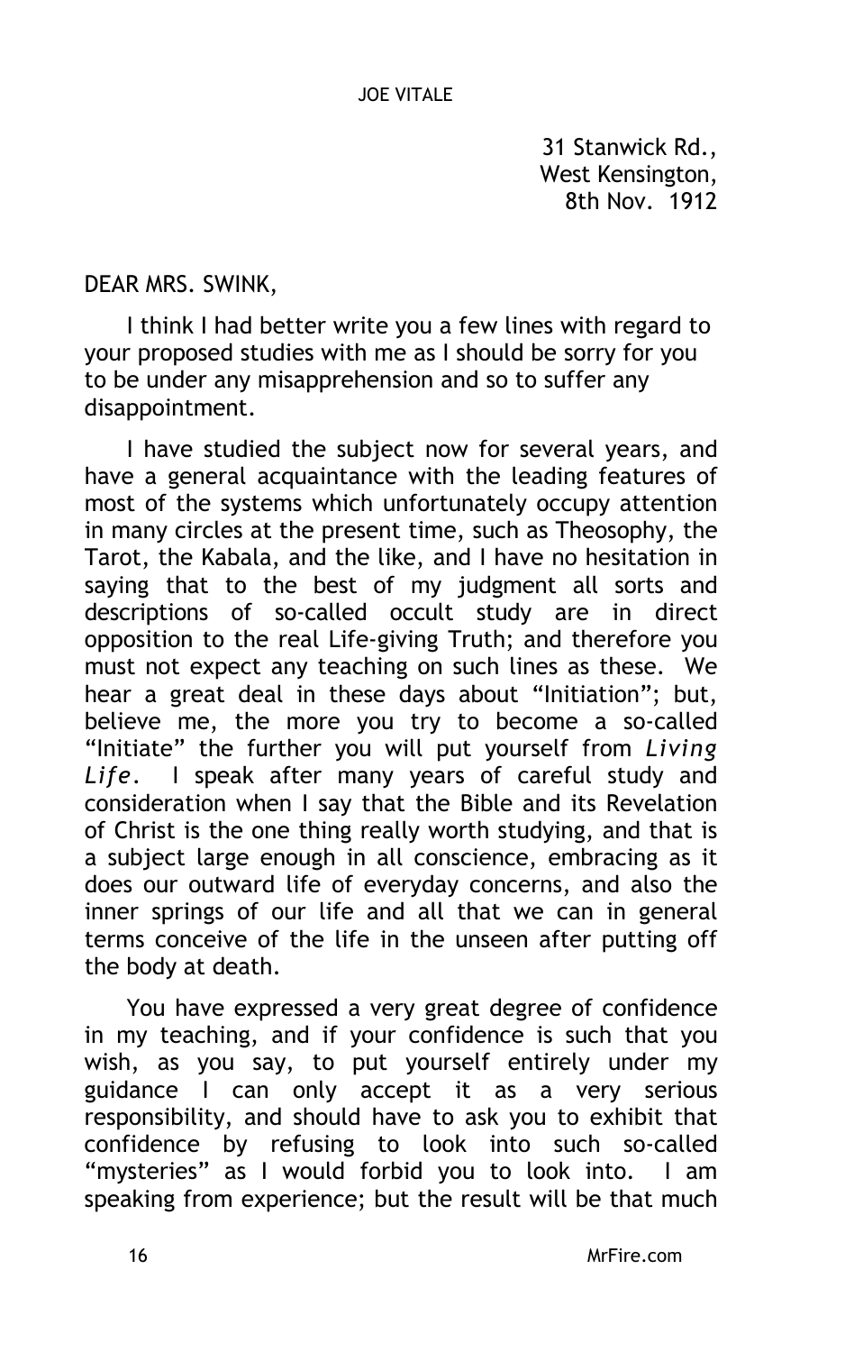31 Stanwick Rd.,  
West Kensington,  
8th Nov. 1912

DEAR MRS. SWINK,

I think I had better write you a few lines with regard to your proposed studies with me as I should be sorry for you to be under any misapprehension and so to suffer any disappointment.

I have studied the subject now for several years, and have a general acquaintance with the leading features of most of the systems which unfortunately occupy attention in many circles at the present time, such as Theosophy, the Tarot, the Kabala, and the like, and I have no hesitation in saying that to the best of my judgment all sorts and descriptions of so-called occult study are in direct opposition to the real Life-giving Truth; and therefore you must not expect any teaching on such lines as these. We hear a great deal in these days about "Initiation"; but, believe me, the more you try to become a so-called "Initiate" the further you will put yourself from *Living Life*. I speak after many years of careful study and consideration when I say that the Bible and its Revelation of Christ is the one thing really worth studying, and that is a subject large enough in all conscience, embracing as it does our outward life of everyday concerns, and also the inner springs of our life and all that we can in general terms conceive of the life in the unseen after putting off the body at death.

You have expressed a very great degree of confidence in my teaching, and if your confidence is such that you wish, as you say, to put yourself entirely under my guidance I can only accept it as a very serious responsibility, and should have to ask you to exhibit that confidence by refusing to look into such so-called "mysteries" as I would forbid you to look into. I am speaking from experience; but the result will be that much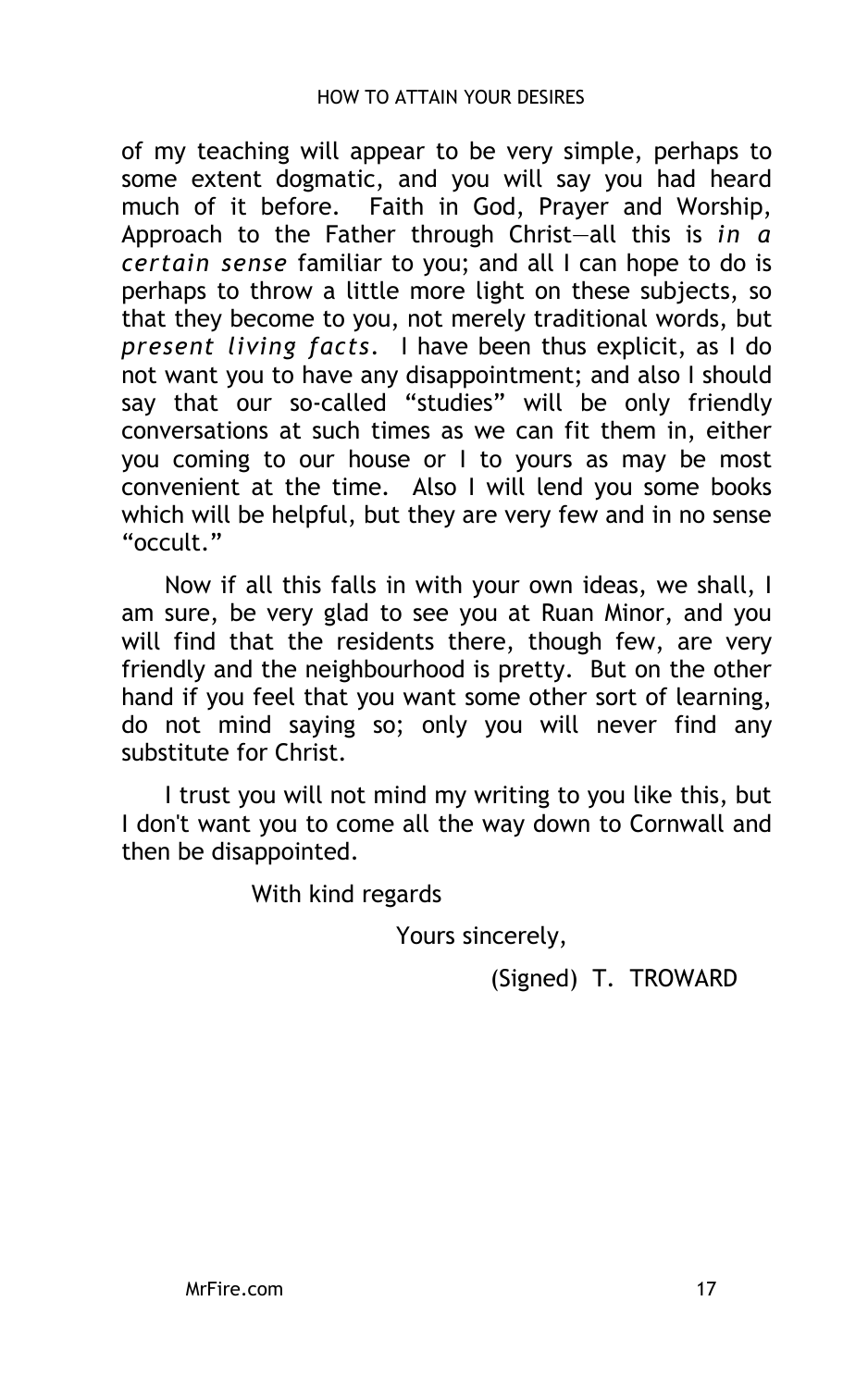of my teaching will appear to be very simple, perhaps to some extent dogmatic, and you will say you had heard much of it before. Faith in God, Prayer and Worship, Approach to the Father through Christ—all this is *in a certain sense* familiar to you; and all I can hope to do is perhaps to throw a little more light on these subjects, so that they become to you, not merely traditional words, but *present living facts*. I have been thus explicit, as I do not want you to have any disappointment; and also I should say that our so-called "studies" will be only friendly conversations at such times as we can fit them in, either you coming to our house or I to yours as may be most convenient at the time. Also I will lend you some books which will be helpful, but they are very few and in no sense "occult."

Now if all this falls in with your own ideas, we shall, I am sure, be very glad to see you at Ruan Minor, and you will find that the residents there, though few, are very friendly and the neighbourhood is pretty. But on the other hand if you feel that you want some other sort of learning, do not mind saying so; only you will never find any substitute for Christ.

I trust you will not mind my writing to you like this, but I don't want you to come all the way down to Cornwall and then be disappointed.

With kind regards

Yours sincerely,

(Signed) T. TROWARD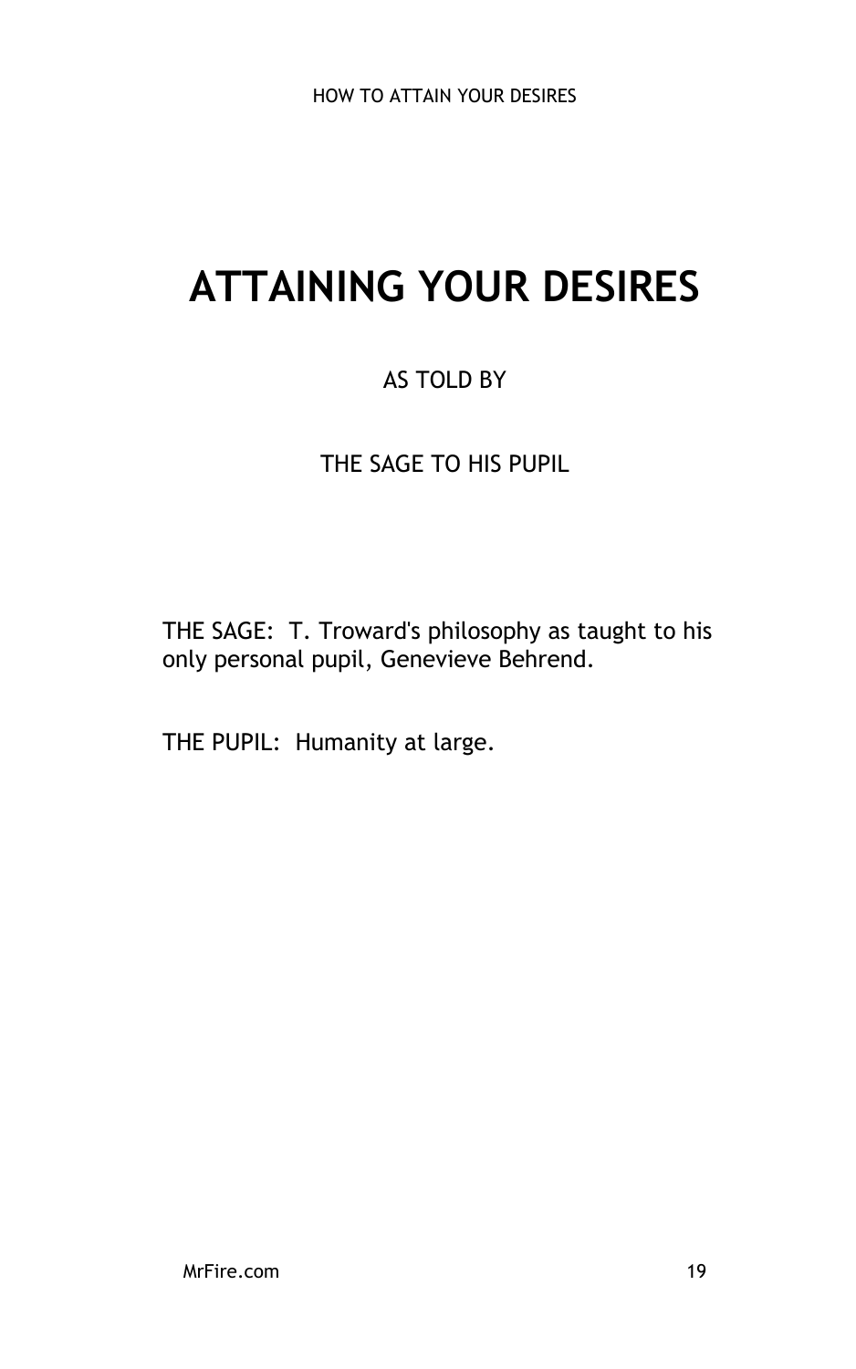# ATTAINING YOUR DESIRES

AS TOLD BY

THE SAGE TO HIS PUPIL

THE SAGE: T. Troward's philosophy as taught to his only personal pupil, Genevieve Behrend.

THE PUPIL: Humanity at large.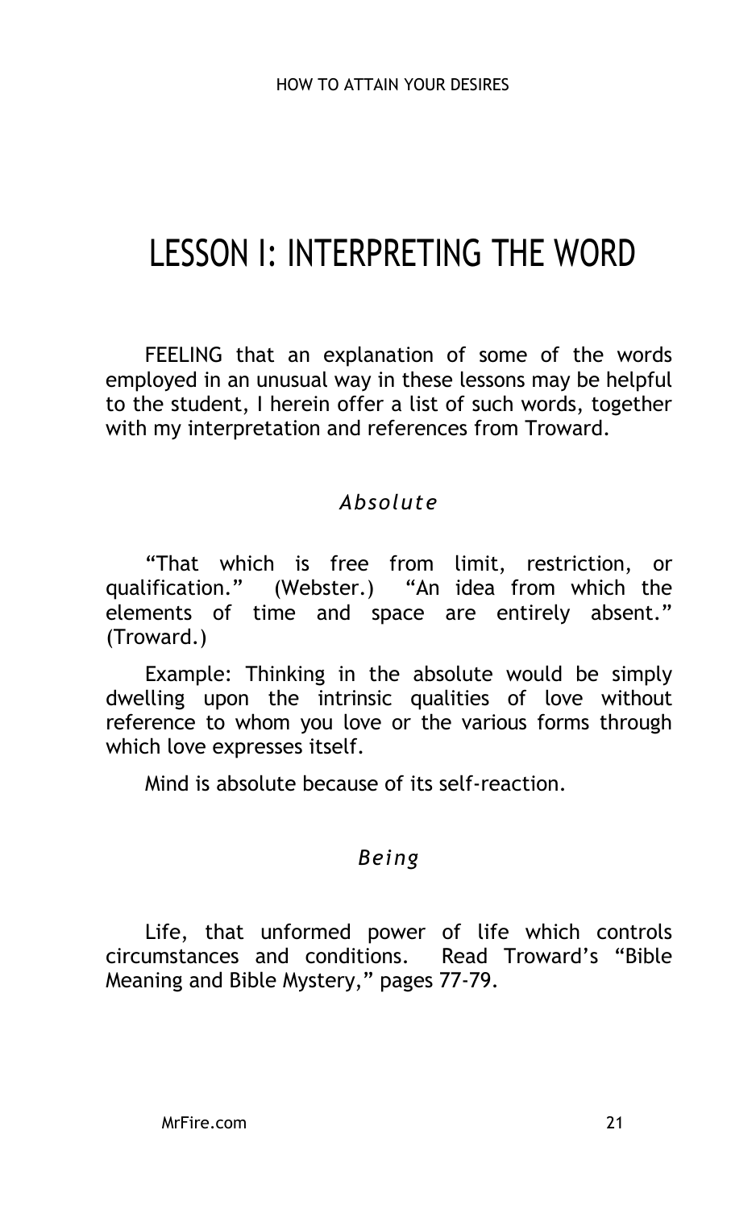# LESSON I: INTERPRETING THE WORD

FEELING that an explanation of some of the words employed in an unusual way in these lessons may be helpful to the student, I herein offer a list of such words, together with my interpretation and references from Troward.

### *Absolute*

"That which is free from limit, restriction, or qualification." (Webster.) "An idea from which the elements of time and space are entirely absent." (Troward.)

Example: Thinking in the absolute would be simply dwelling upon the intrinsic qualities of love without reference to whom you love or the various forms through which love expresses itself.

Mind is absolute because of its self-reaction.

### *Being*

Life, that unformed power of life which controls circumstances and conditions. Read Troward's "Bible Meaning and Bible Mystery," pages 77-79.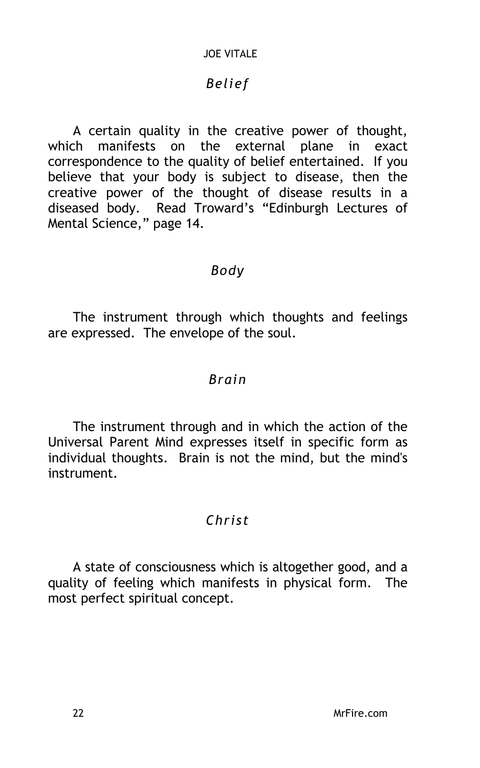### *Belief*

A certain quality in the creative power of thought, which manifests on the external plane in exact correspondence to the quality of belief entertained. If you believe that your body is subject to disease, then the creative power of the thought of disease results in a diseased body. Read Troward's "Edinburgh Lectures of Mental Science," page 14.

### *Body*

The instrument through which thoughts and feelings are expressed. The envelope of the soul.

### *Brain*

The instrument through and in which the action of the Universal Parent Mind expresses itself in specific form as individual thoughts. Brain is not the mind, but the mind's instrument.

### *Christ*

A state of consciousness which is altogether good, and a quality of feeling which manifests in physical form. The most perfect spiritual concept.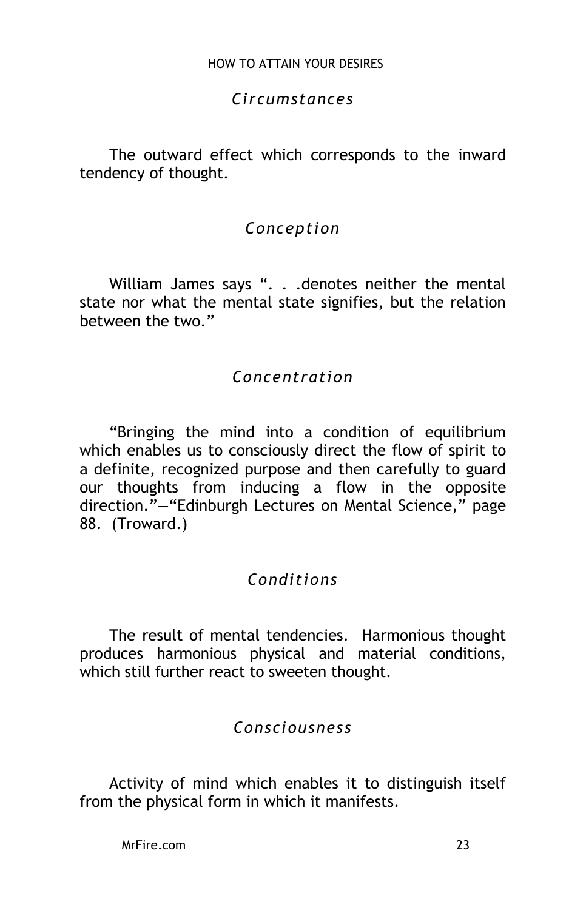### *Circumstances*

The outward effect which corresponds to the inward tendency of thought.

### *Conception*

William James says ". . .denotes neither the mental state nor what the mental state signifies, but the relation between the two."

### *Concentration*

"Bringing the mind into a condition of equilibrium which enables us to consciously direct the flow of spirit to a definite, recognized purpose and then carefully to guard our thoughts from inducing a flow in the opposite direction."—"Edinburgh Lectures on Mental Science," page 88. (Troward.)

### *Conditions*

The result of mental tendencies. Harmonious thought produces harmonious physical and material conditions, which still further react to sweeten thought.

### *Consciousness*

Activity of mind which enables it to distinguish itself from the physical form in which it manifests.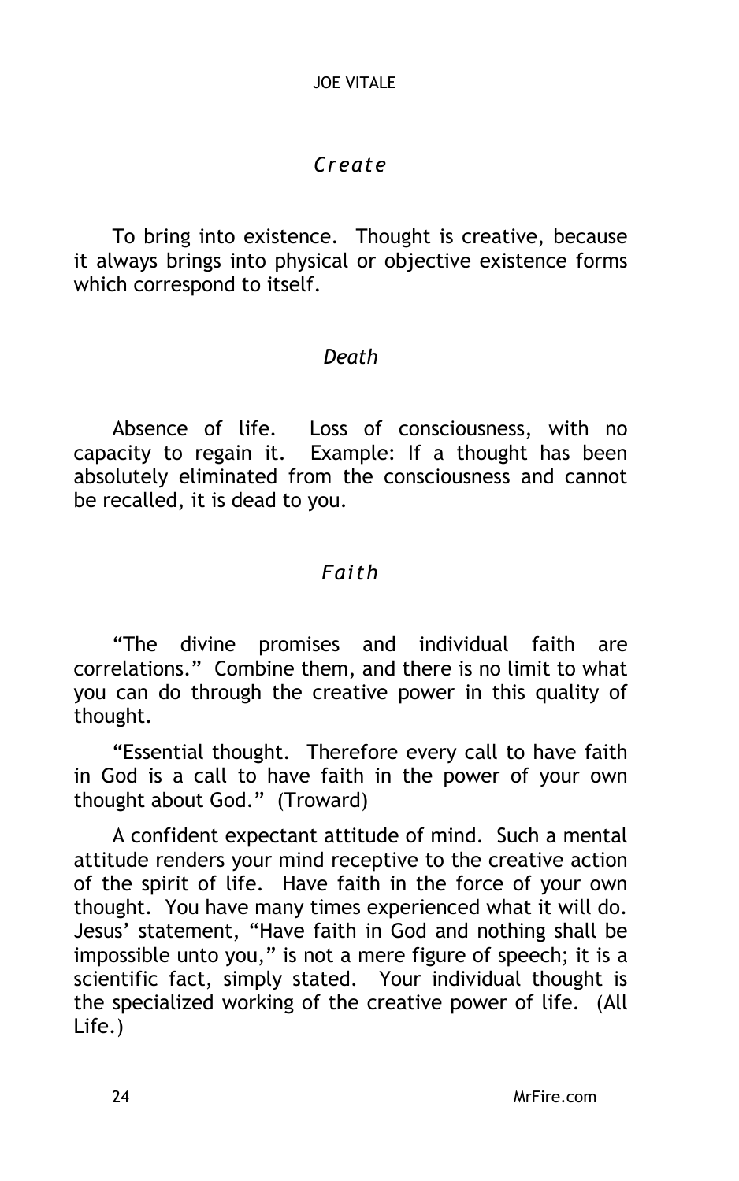### *Create*

To bring into existence. Thought is creative, because it always brings into physical or objective existence forms which correspond to itself.

### *Death*

Absence of life. Loss of consciousness, with no capacity to regain it. Example: If a thought has been absolutely eliminated from the consciousness and cannot be recalled, it is dead to you.

### *Faith*

"The divine promises and individual faith are correlations." Combine them, and there is no limit to what you can do through the creative power in this quality of thought.

"Essential thought. Therefore every call to have faith in God is a call to have faith in the power of your own thought about God." (Troward)

A confident expectant attitude of mind. Such a mental attitude renders your mind receptive to the creative action of the spirit of life. Have faith in the force of your own thought. You have many times experienced what it will do. Jesus' statement, "Have faith in God and nothing shall be impossible unto you," is not a mere figure of speech; it is a scientific fact, simply stated. Your individual thought is the specialized working of the creative power of life. (All Life.)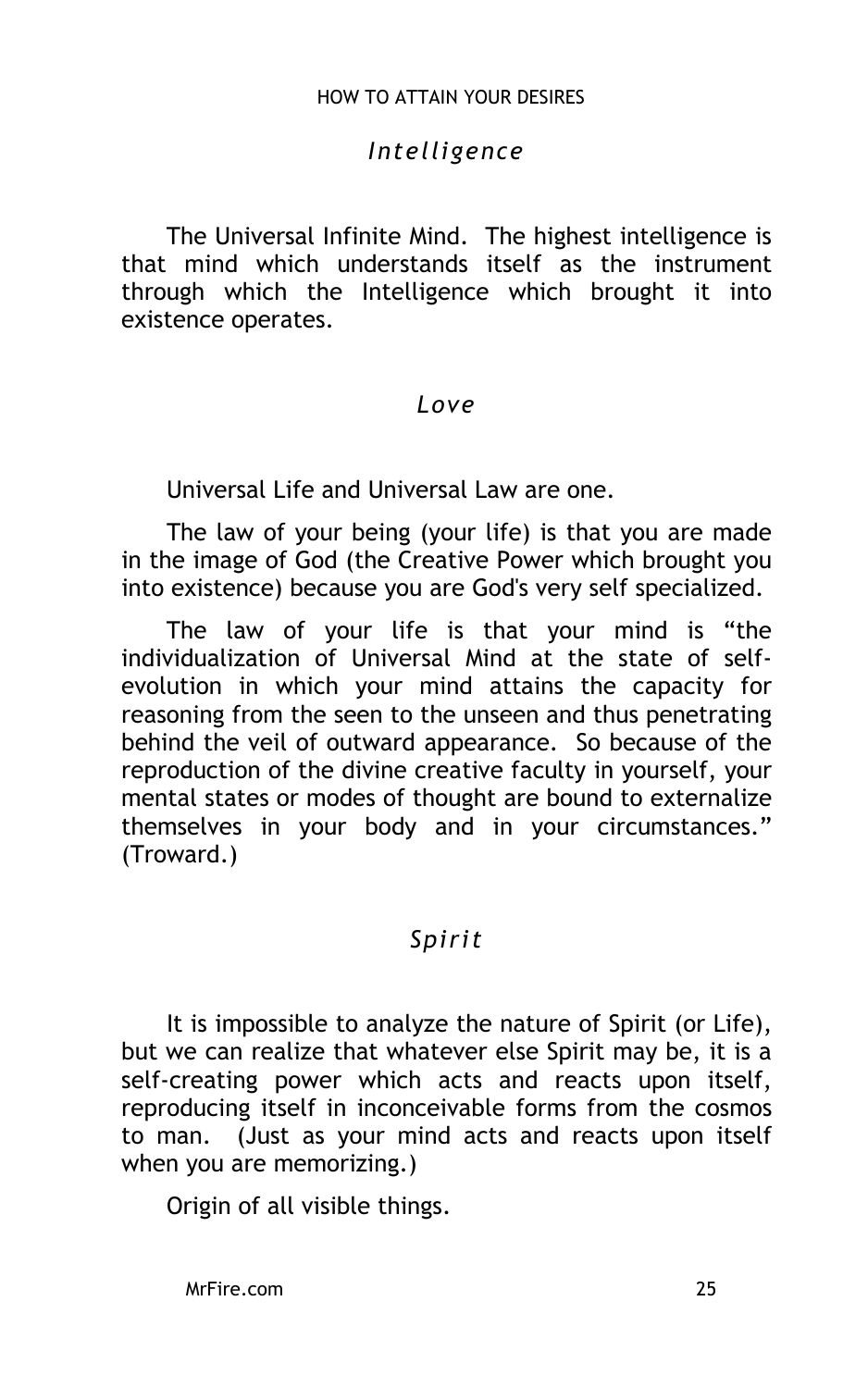### *Intelligence*

The Universal Infinite Mind. The highest intelligence is that mind which understands itself as the instrument through which the Intelligence which brought it into existence operates.

### *Love*

Universal Life and Universal Law are one.

The law of your being (your life) is that you are made in the image of God (the Creative Power which brought you into existence) because you are God's very self specialized.

The law of your life is that your mind is "the individualization of Universal Mind at the state of self-evolution in which your mind attains the capacity for reasoning from the seen to the unseen and thus penetrating behind the veil of outward appearance. So because of the reproduction of the divine creative faculty in yourself, your mental states or modes of thought are bound to externalize themselves in your body and in your circumstances." (Troward.)

### *Spirit*

It is impossible to analyze the nature of Spirit (or Life), but we can realize that whatever else Spirit may be, it is a self-creating power which acts and reacts upon itself, reproducing itself in inconceivable forms from the cosmos to man. (Just as your mind acts and reacts upon itself when you are memorizing.)

Origin of all visible things.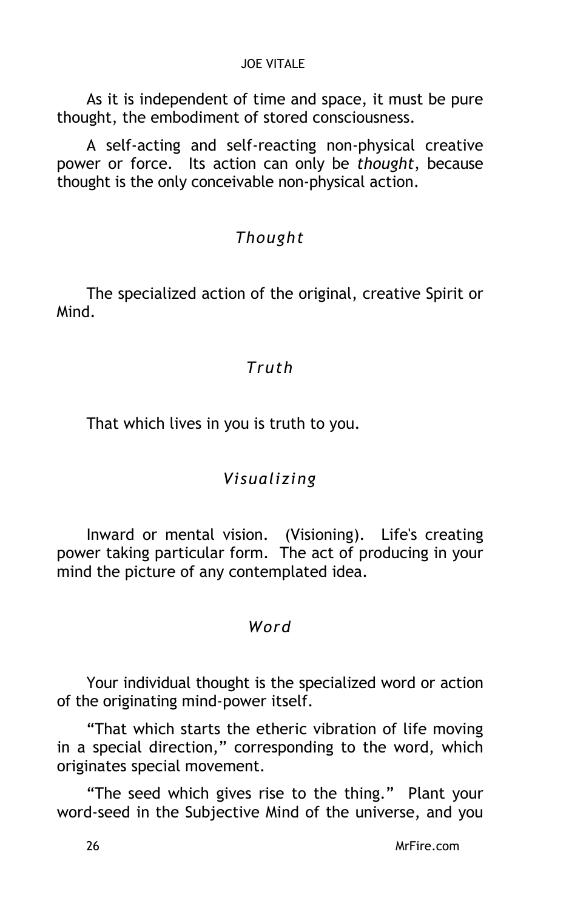As it is independent of time and space, it must be pure thought, the embodiment of stored consciousness.

A self-acting and self-reacting non-physical creative power or force. Its action can only be *thought*, because thought is the only conceivable non-physical action.

### *Thought*

The specialized action of the original, creative Spirit or Mind.

### *Truth*

That which lives in you is truth to you.

### *Visualizing*

Inward or mental vision. (Visioning). Life's creating power taking particular form. The act of producing in your mind the picture of any contemplated idea.

### *Word*

Your individual thought is the specialized word or action of the originating mind-power itself.

"That which starts the etheric vibration of life moving in a special direction," corresponding to the word, which originates special movement.

"The seed which gives rise to the thing." Plant your word-seed in the Subjective Mind of the universe, and you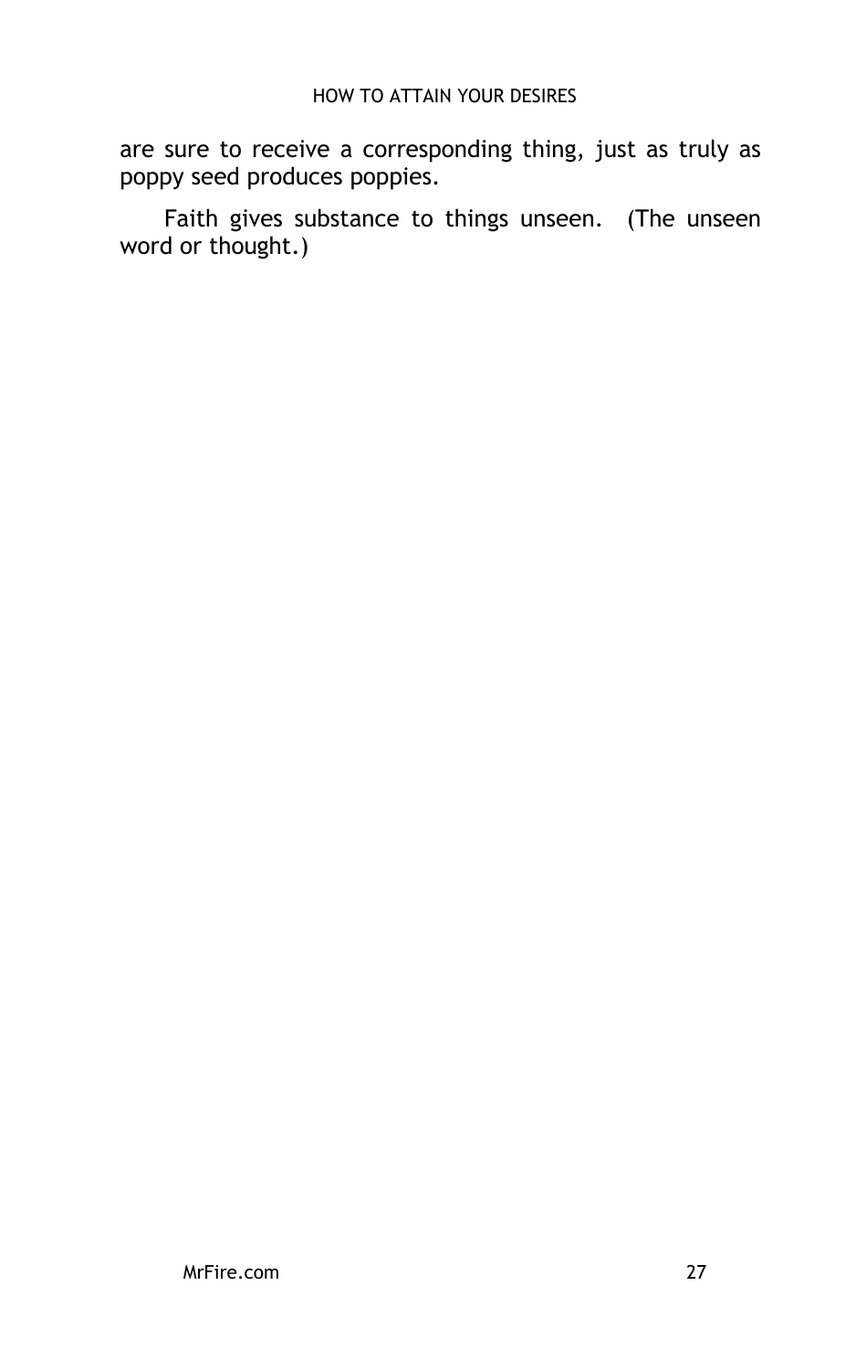are sure to receive a corresponding thing, just as truly as poppy seed produces poppies.

Faith gives substance to things unseen. (The unseen word or thought.)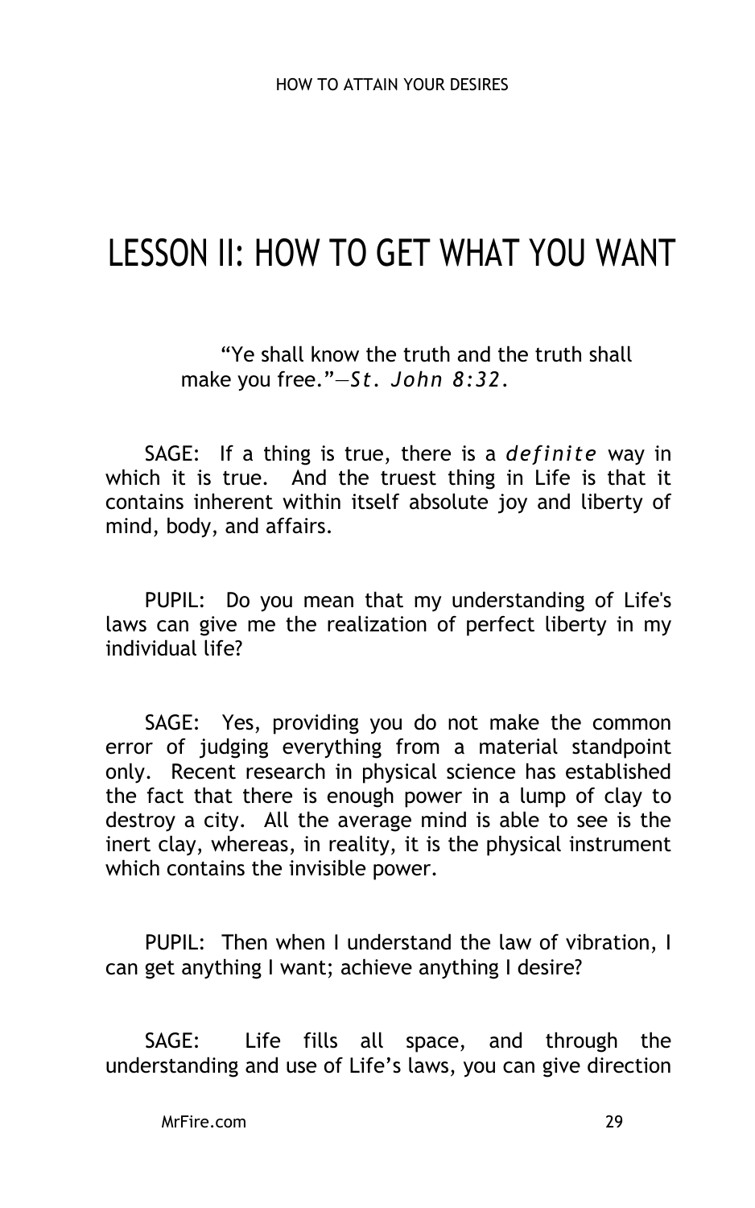# LESSON II: HOW TO GET WHAT YOU WANT

> "Ye shall know the truth and the truth shall make you free."—*St. John 8:32.*

SAGE: If a thing is true, there is a *definite* way in which it is true. And the truest thing in Life is that it contains inherent within itself absolute joy and liberty of mind, body, and affairs.

PUPIL: Do you mean that my understanding of Life's laws can give me the realization of perfect liberty in my individual life?

SAGE: Yes, providing you do not make the common error of judging everything from a material standpoint only. Recent research in physical science has established the fact that there is enough power in a lump of clay to destroy a city. All the average mind is able to see is the inert clay, whereas, in reality, it is the physical instrument which contains the invisible power.

PUPIL: Then when I understand the law of vibration, I can get anything I want; achieve anything I desire?

SAGE: Life fills all space, and through the understanding and use of Life's laws, you can give direction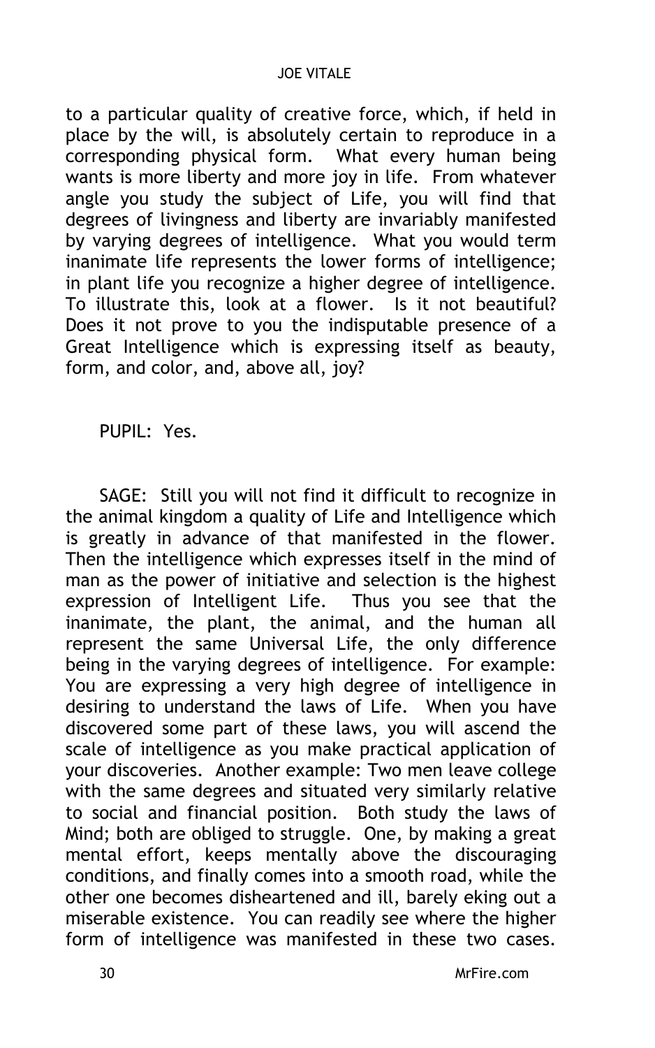to a particular quality of creative force, which, if held in place by the will, is absolutely certain to reproduce in a corresponding physical form. What every human being wants is more liberty and more joy in life. From whatever angle you study the subject of Life, you will find that degrees of livingness and liberty are invariably manifested by varying degrees of intelligence. What you would term inanimate life represents the lower forms of intelligence; in plant life you recognize a higher degree of intelligence. To illustrate this, look at a flower. Is it not beautiful? Does it not prove to you the indisputable presence of a Great Intelligence which is expressing itself as beauty, form, and color, and, above all, joy?

PUPIL: Yes.

SAGE: Still you will not find it difficult to recognize in the animal kingdom a quality of Life and Intelligence which is greatly in advance of that manifested in the flower. Then the intelligence which expresses itself in the mind of man as the power of initiative and selection is the highest expression of Intelligent Life. Thus you see that the inanimate, the plant, the animal, and the human all represent the same Universal Life, the only difference being in the varying degrees of intelligence. For example: You are expressing a very high degree of intelligence in desiring to understand the laws of Life. When you have discovered some part of these laws, you will ascend the scale of intelligence as you make practical application of your discoveries. Another example: Two men leave college with the same degrees and situated very similarly relative to social and financial position. Both study the laws of Mind; both are obliged to struggle. One, by making a great mental effort, keeps mentally above the discouraging conditions, and finally comes into a smooth road, while the other one becomes disheartened and ill, barely eking out a miserable existence. You can readily see where the higher form of intelligence was manifested in these two cases.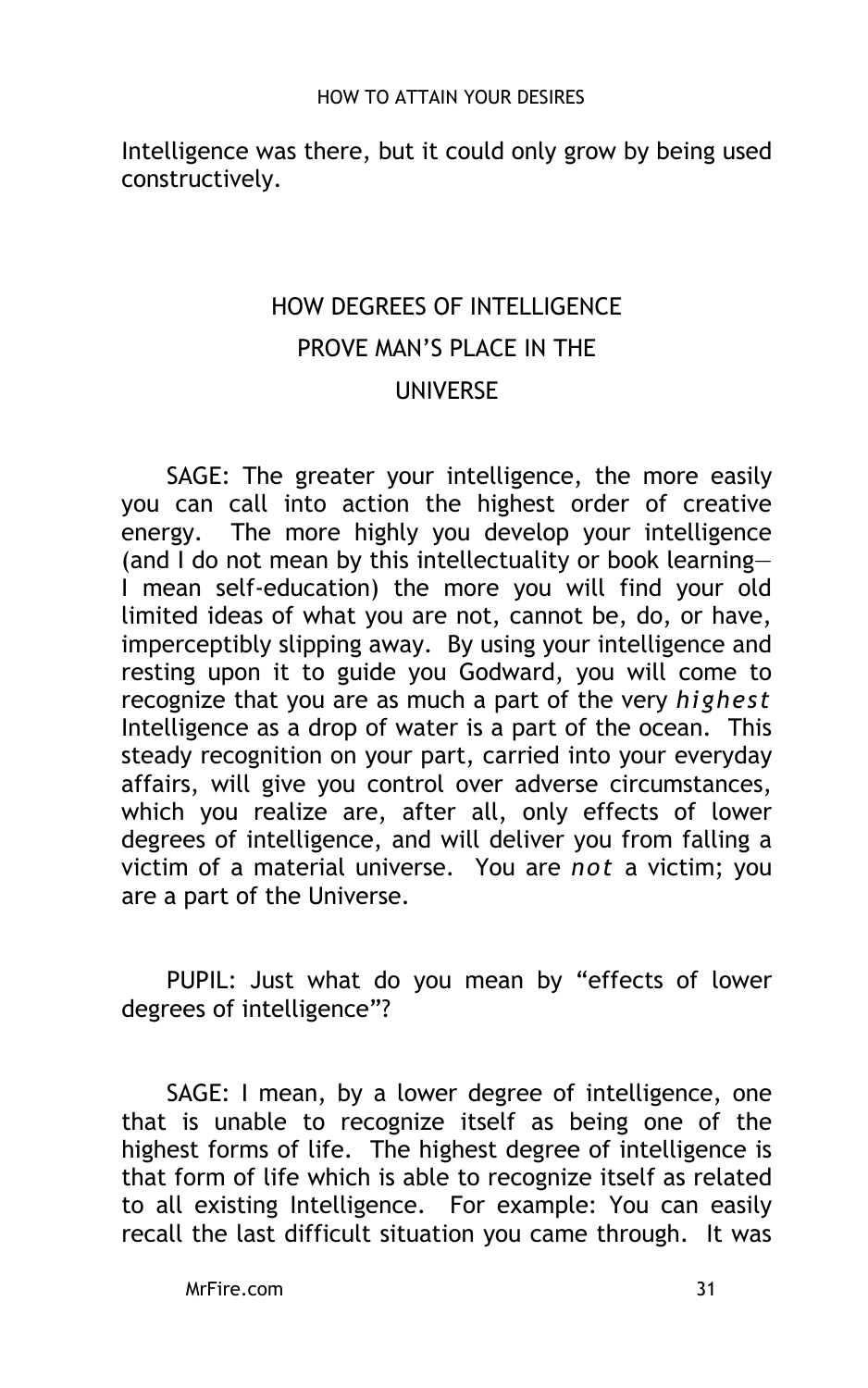Intelligence was there, but it could only grow by being used constructively.

## HOW DEGREES OF INTELLIGENCE PROVE MAN'S PLACE IN THE UNIVERSE

SAGE: The greater your intelligence, the more easily you can call into action the highest order of creative energy. The more highly you develop your intelligence (and I do not mean by this intellectuality or book learning—I mean self-education) the more you will find your old limited ideas of what you are not, cannot be, do, or have, imperceptibly slipping away. By using your intelligence and resting upon it to guide you Godward, you will come to recognize that you are as much a part of the very *highest* Intelligence as a drop of water is a part of the ocean. This steady recognition on your part, carried into your everyday affairs, will give you control over adverse circumstances, which you realize are, after all, only effects of lower degrees of intelligence, and will deliver you from falling a victim of a material universe. You are *not* a victim; you are a part of the Universe.

PUPIL: Just what do you mean by "effects of lower degrees of intelligence"?

SAGE: I mean, by a lower degree of intelligence, one that is unable to recognize itself as being one of the highest forms of life. The highest degree of intelligence is that form of life which is able to recognize itself as related to all existing Intelligence. For example: You can easily recall the last difficult situation you came through. It was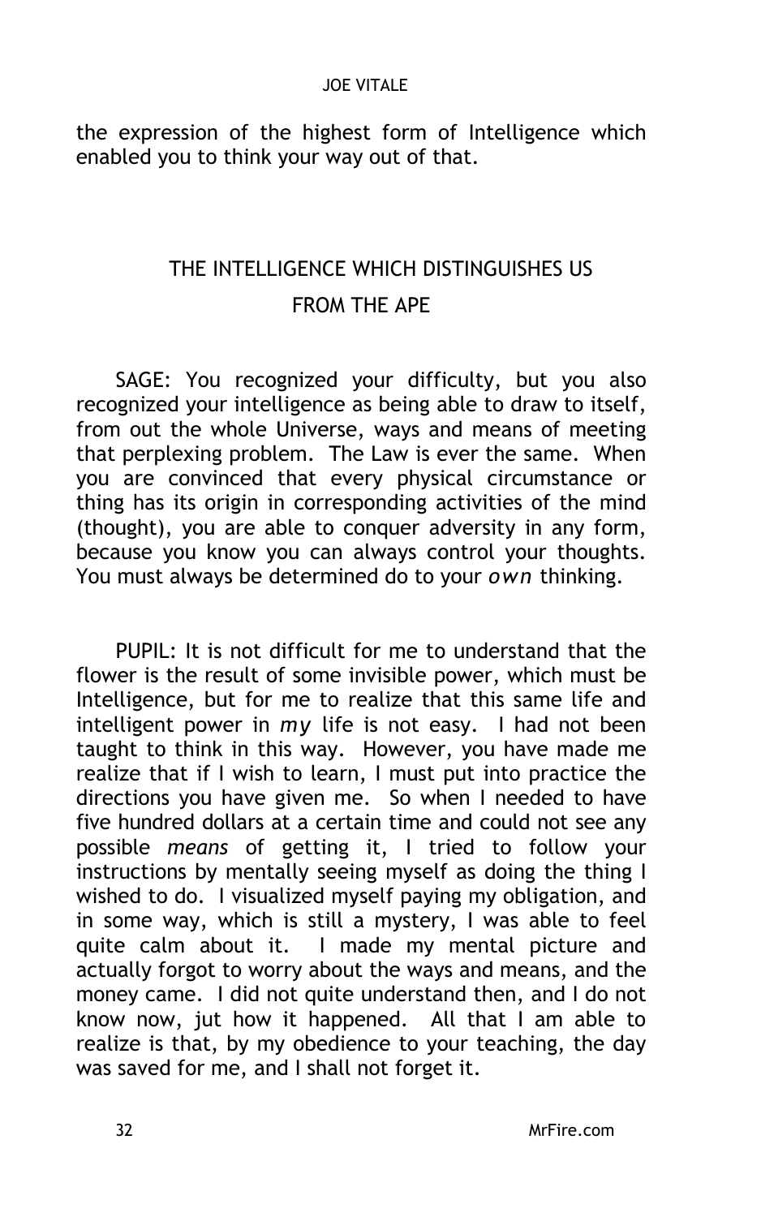the expression of the highest form of Intelligence which enabled you to think your way out of that.

## THE INTELLIGENCE WHICH DISTINGUISHES US FROM THE APE

SAGE: You recognized your difficulty, but you also recognized your intelligence as being able to draw to itself, from out the whole Universe, ways and means of meeting that perplexing problem. The Law is ever the same. When you are convinced that every physical circumstance or thing has its origin in corresponding activities of the mind (thought), you are able to conquer adversity in any form, because you know you can always control your thoughts. You must always be determined do to your *own* thinking.

PUPIL: It is not difficult for me to understand that the flower is the result of some invisible power, which must be Intelligence, but for me to realize that this same life and intelligent power in *my* life is not easy. I had not been taught to think in this way. However, you have made me realize that if I wish to learn, I must put into practice the directions you have given me. So when I needed to have five hundred dollars at a certain time and could not see any possible *means* of getting it, I tried to follow your instructions by mentally seeing myself as doing the thing I wished to do. I visualized myself paying my obligation, and in some way, which is still a mystery, I was able to feel quite calm about it. I made my mental picture and actually forgot to worry about the ways and means, and the money came. I did not quite understand then, and I do not know now, jut how it happened. All that I am able to realize is that, by my obedience to your teaching, the day was saved for me, and I shall not forget it.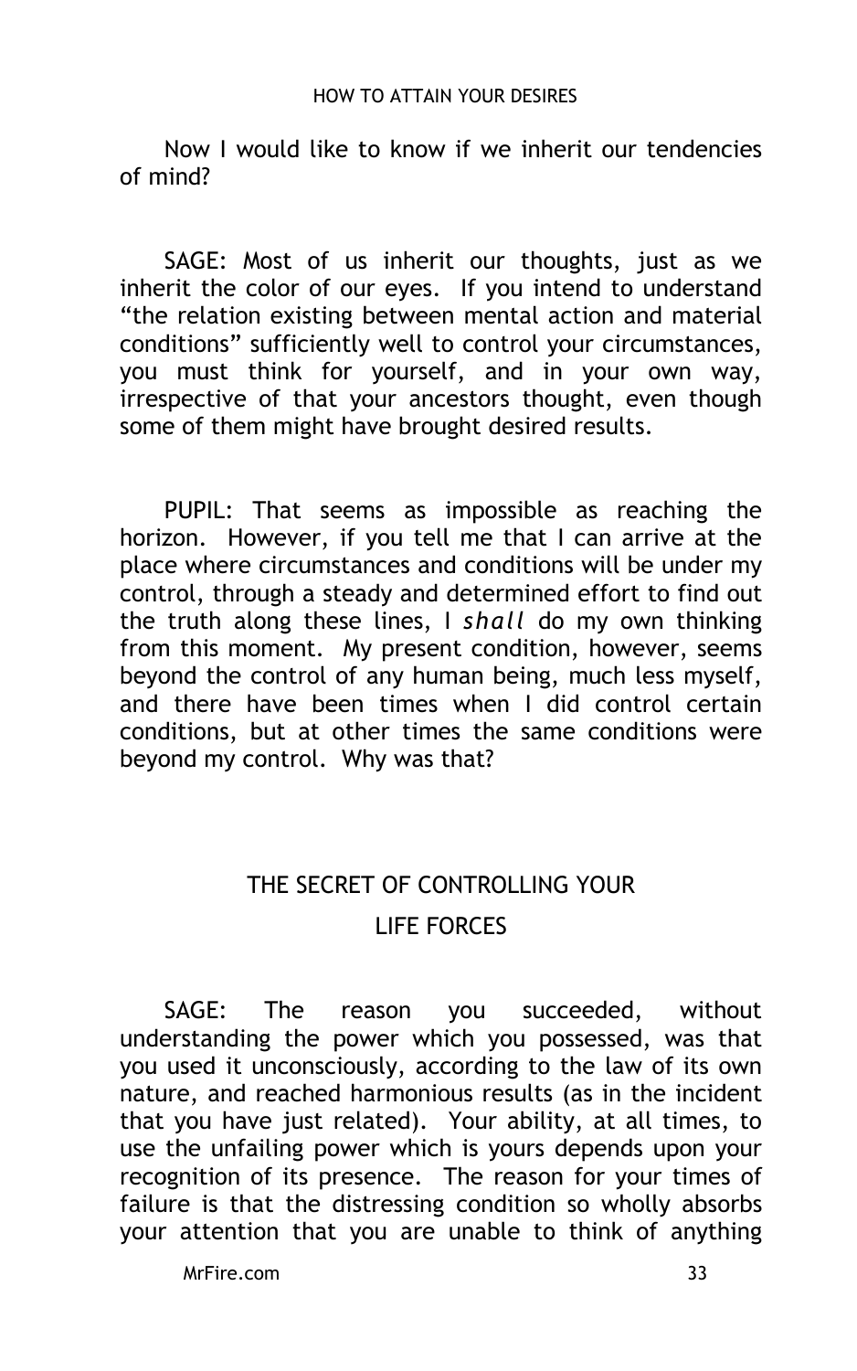Now I would like to know if we inherit our tendencies of mind?

SAGE: Most of us inherit our thoughts, just as we inherit the color of our eyes. If you intend to understand "the relation existing between mental action and material conditions" sufficiently well to control your circumstances, you must think for yourself, and in your own way, irrespective of that your ancestors thought, even though some of them might have brought desired results.

PUPIL: That seems as impossible as reaching the horizon. However, if you tell me that I can arrive at the place where circumstances and conditions will be under my control, through a steady and determined effort to find out the truth along these lines, I *shall* do my own thinking from this moment. My present condition, however, seems beyond the control of any human being, much less myself, and there have been times when I did control certain conditions, but at other times the same conditions were beyond my control. Why was that?

## THE SECRET OF CONTROLLING YOUR LIFE FORCES

SAGE: The reason you succeeded, without understanding the power which you possessed, was that you used it unconsciously, according to the law of its own nature, and reached harmonious results (as in the incident that you have just related). Your ability, at all times, to use the unfailing power which is yours depends upon your recognition of its presence. The reason for your times of failure is that the distressing condition so wholly absorbs your attention that you are unable to think of anything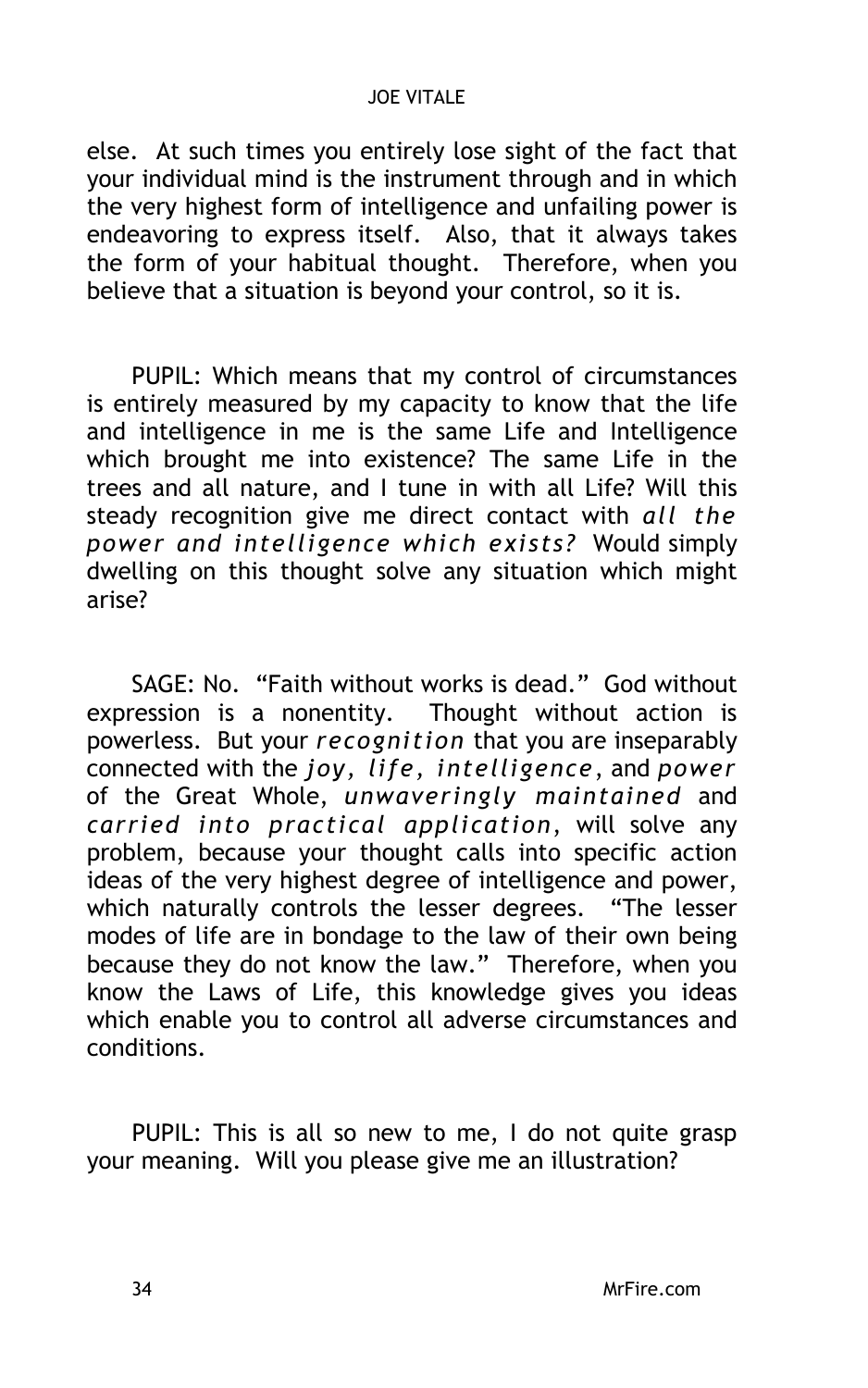else. At such times you entirely lose sight of the fact that your individual mind is the instrument through and in which the very highest form of intelligence and unfailing power is endeavoring to express itself. Also, that it always takes the form of your habitual thought. Therefore, when you believe that a situation is beyond your control, so it is.

PUPIL: Which means that my control of circumstances is entirely measured by my capacity to know that the life and intelligence in me is the same Life and Intelligence which brought me into existence? The same Life in the trees and all nature, and I tune in with all Life? Will this steady recognition give me direct contact with *all the power and intelligence which exists?* Would simply dwelling on this thought solve any situation which might arise?

SAGE: No. "Faith without works is dead." God without expression is a nonentity. Thought without action is powerless. But your *recognition* that you are inseparably connected with the *joy, life, intelligence*, and *power* of the Great Whole, *unwaveringly maintained* and *carried into practical application*, will solve any problem, because your thought calls into specific action ideas of the very highest degree of intelligence and power, which naturally controls the lesser degrees. "The lesser modes of life are in bondage to the law of their own being because they do not know the law." Therefore, when you know the Laws of Life, this knowledge gives you ideas which enable you to control all adverse circumstances and conditions.

PUPIL: This is all so new to me, I do not quite grasp your meaning. Will you please give me an illustration?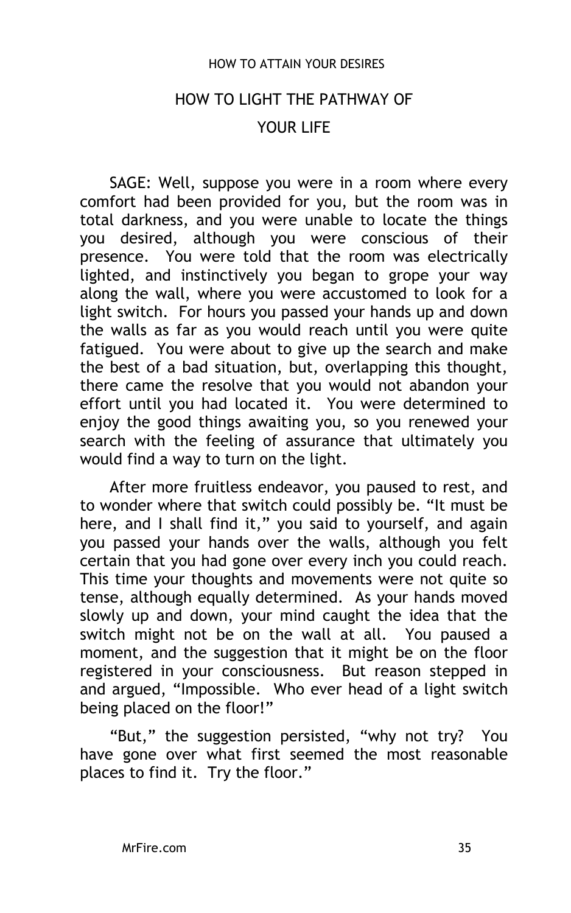## HOW TO LIGHT THE PATHWAY OF YOUR LIFE

SAGE: Well, suppose you were in a room where every comfort had been provided for you, but the room was in total darkness, and you were unable to locate the things you desired, although you were conscious of their presence. You were told that the room was electrically lighted, and instinctively you began to grope your way along the wall, where you were accustomed to look for a light switch. For hours you passed your hands up and down the walls as far as you would reach until you were quite fatigued. You were about to give up the search and make the best of a bad situation, but, overlapping this thought, there came the resolve that you would not abandon your effort until you had located it. You were determined to enjoy the good things awaiting you, so you renewed your search with the feeling of assurance that ultimately you would find a way to turn on the light.

After more fruitless endeavor, you paused to rest, and to wonder where that switch could possibly be. "It must be here, and I shall find it," you said to yourself, and again you passed your hands over the walls, although you felt certain that you had gone over every inch you could reach. This time your thoughts and movements were not quite so tense, although equally determined. As your hands moved slowly up and down, your mind caught the idea that the switch might not be on the wall at all. You paused a moment, and the suggestion that it might be on the floor registered in your consciousness. But reason stepped in and argued, "Impossible. Who ever head of a light switch being placed on the floor!"

"But," the suggestion persisted, "why not try? You have gone over what first seemed the most reasonable places to find it. Try the floor."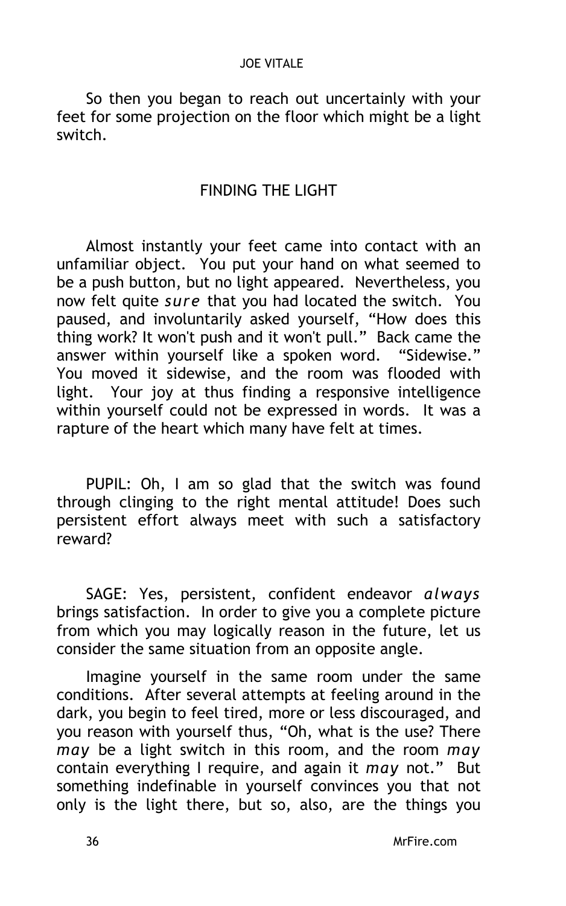So then you began to reach out uncertainly with your feet for some projection on the floor which might be a light switch.

## FINDING THE LIGHT

Almost instantly your feet came into contact with an unfamiliar object. You put your hand on what seemed to be a push button, but no light appeared. Nevertheless, you now felt quite *sure* that you had located the switch. You paused, and involuntarily asked yourself, “How does this thing work? It won't push and it won't pull.” Back came the answer within yourself like a spoken word. “Sidewise.” You moved it sidewise, and the room was flooded with light. Your joy at thus finding a responsive intelligence within yourself could not be expressed in words. It was a rapture of the heart which many have felt at times.

PUPIL: Oh, I am so glad that the switch was found through clinging to the right mental attitude! Does such persistent effort always meet with such a satisfactory reward?

SAGE: Yes, persistent, confident endeavor *always* brings satisfaction. In order to give you a complete picture from which you may logically reason in the future, let us consider the same situation from an opposite angle.

Imagine yourself in the same room under the same conditions. After several attempts at feeling around in the dark, you begin to feel tired, more or less discouraged, and you reason with yourself thus, “Oh, what is the use? There *may* be a light switch in this room, and the room *may* contain everything I require, and again it *may* not.” But something indefinable in yourself convinces you that not only is the light there, but so, also, are the things you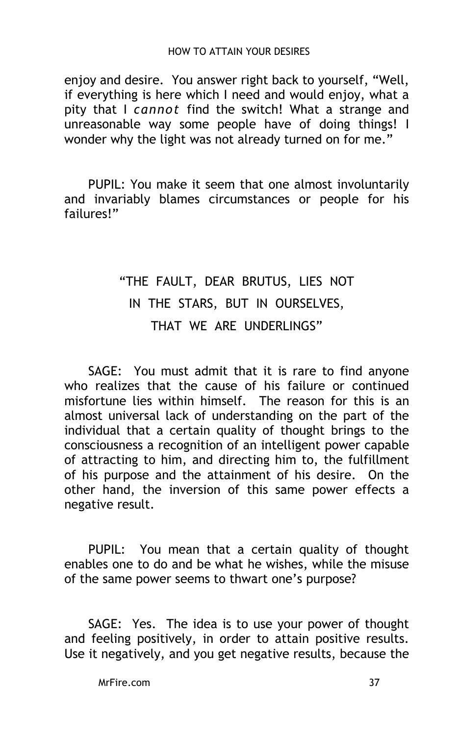enjoy and desire. You answer right back to yourself, "Well, if everything is here which I need and would enjoy, what a pity that I *cannot* find the switch! What a strange and unreasonable way some people have of doing things! I wonder why the light was not already turned on for me."

PUPIL: You make it seem that one almost involuntarily and invariably blames circumstances or people for his failures!"

## "THE FAULT, DEAR BRUTUS, LIES NOT IN THE STARS, BUT IN OURSELVES, THAT WE ARE UNDERLINGS"

SAGE: You must admit that it is rare to find anyone who realizes that the cause of his failure or continued misfortune lies within himself. The reason for this is an almost universal lack of understanding on the part of the individual that a certain quality of thought brings to the consciousness a recognition of an intelligent power capable of attracting to him, and directing him to, the fulfillment of his purpose and the attainment of his desire. On the other hand, the inversion of this same power effects a negative result.

PUPIL: You mean that a certain quality of thought enables one to do and be what he wishes, while the misuse of the same power seems to thwart one's purpose?

SAGE: Yes. The idea is to use your power of thought and feeling positively, in order to attain positive results. Use it negatively, and you get negative results, because the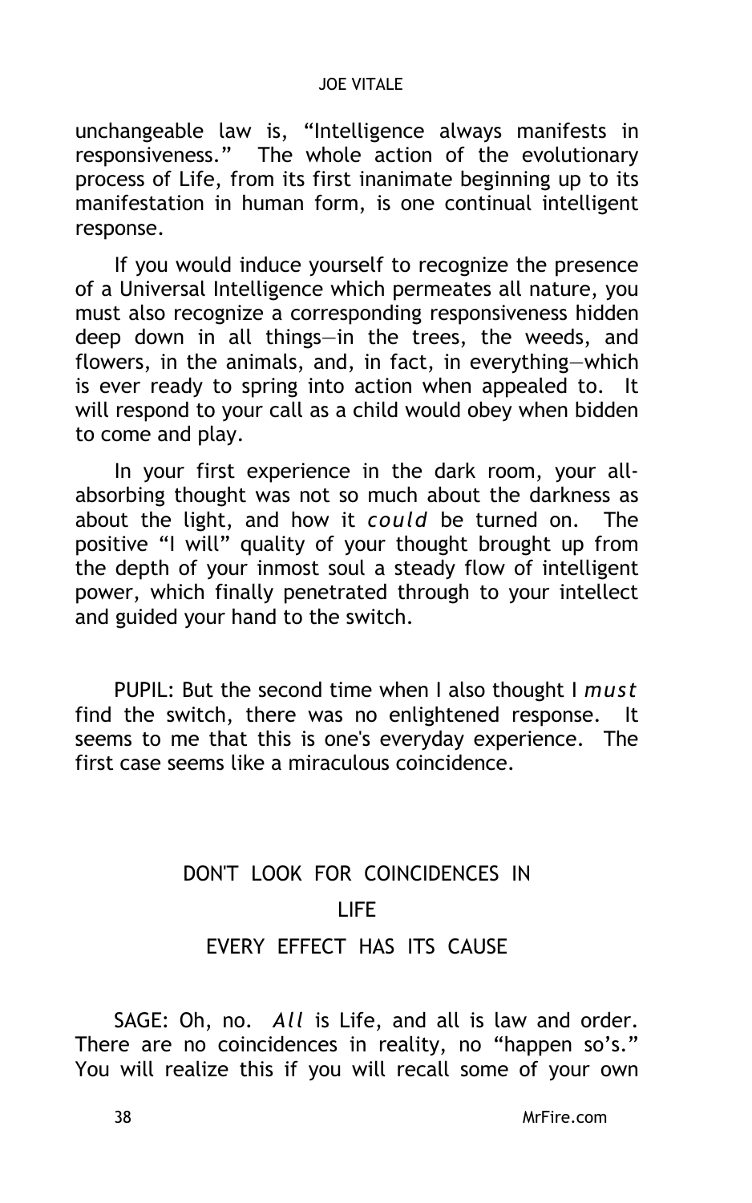unchangeable law is, "Intelligence always manifests in responsiveness." The whole action of the evolutionary process of Life, from its first inanimate beginning up to its manifestation in human form, is one continual intelligent response.

If you would induce yourself to recognize the presence of a Universal Intelligence which permeates all nature, you must also recognize a corresponding responsiveness hidden deep down in all things—in the trees, the weeds, and flowers, in the animals, and, in fact, in everything—which is ever ready to spring into action when appealed to. It will respond to your call as a child would obey when bidden to come and play.

In your first experience in the dark room, your all-absorbing thought was not so much about the darkness as about the light, and how it *could* be turned on. The positive "I will" quality of your thought brought up from the depth of your inmost soul a steady flow of intelligent power, which finally penetrated through to your intellect and guided your hand to the switch.

PUPIL: But the second time when I also thought I *must* find the switch, there was no enlightened response. It seems to me that this is one's everyday experience. The first case seems like a miraculous coincidence.

## DON'T LOOK FOR COINCIDENCES IN LIFE

## EVERY EFFECT HAS ITS CAUSE

SAGE: Oh, no. *All* is Life, and all is law and order. There are no coincidences in reality, no "happen so's." You will realize this if you will recall some of your own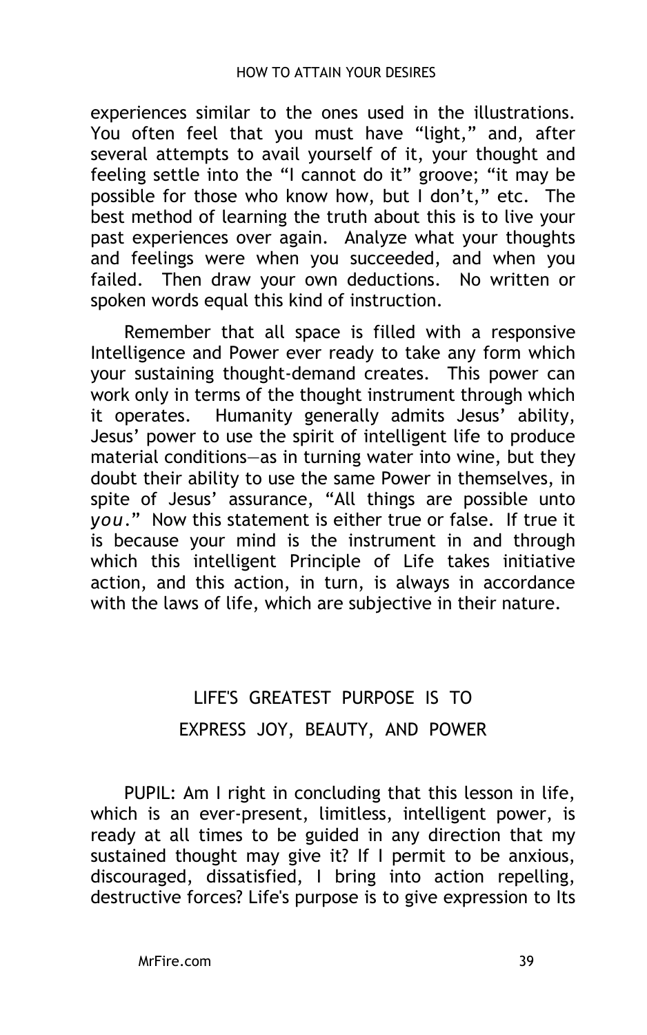experiences similar to the ones used in the illustrations. You often feel that you must have "light," and, after several attempts to avail yourself of it, your thought and feeling settle into the "I cannot do it" groove; "it may be possible for those who know how, but I don't," etc. The best method of learning the truth about this is to live your past experiences over again. Analyze what your thoughts and feelings were when you succeeded, and when you failed. Then draw your own deductions. No written or spoken words equal this kind of instruction.

Remember that all space is filled with a responsive Intelligence and Power ever ready to take any form which your sustaining thought-demand creates. This power can work only in terms of the thought instrument through which it operates. Humanity generally admits Jesus' ability, Jesus' power to use the spirit of intelligent life to produce material conditions—as in turning water into wine, but they doubt their ability to use the same Power in themselves, in spite of Jesus' assurance, "All things are possible unto *you*." Now this statement is either true or false. If true it is because your mind is the instrument in and through which this intelligent Principle of Life takes initiative action, and this action, in turn, is always in accordance with the laws of life, which are subjective in their nature.

## LIFE'S GREATEST PURPOSE IS TO EXPRESS JOY, BEAUTY, AND POWER

PUPIL: Am I right in concluding that this lesson in life, which is an ever-present, limitless, intelligent power, is ready at all times to be guided in any direction that my sustained thought may give it? If I permit to be anxious, discouraged, dissatisfied, I bring into action repelling, destructive forces? Life's purpose is to give expression to Its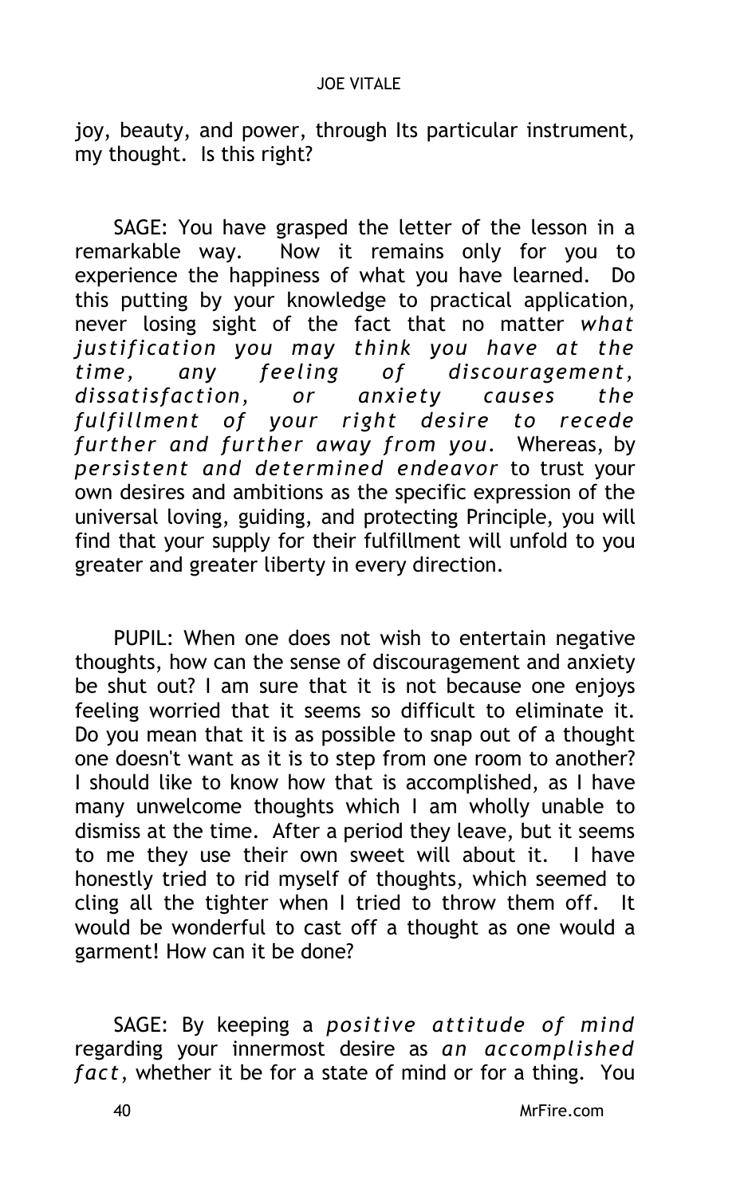joy, beauty, and power, through Its particular instrument, my thought. Is this right?

SAGE: You have grasped the letter of the lesson in a remarkable way. Now it remains only for you to experience the happiness of what you have learned. Do this putting by your knowledge to practical application, never losing sight of the fact that no matter *what justification you may think you have at the time, any feeling of discouragement, dissatisfaction, or anxiety causes the fulfillment of your right desire to recede further and further away from you.* Whereas, by *persistent and determined endeavor* to trust your own desires and ambitions as the specific expression of the universal loving, guiding, and protecting Principle, you will find that your supply for their fulfillment will unfold to you greater and greater liberty in every direction.

PUPIL: When one does not wish to entertain negative thoughts, how can the sense of discouragement and anxiety be shut out? I am sure that it is not because one enjoys feeling worried that it seems so difficult to eliminate it. Do you mean that it is as possible to snap out of a thought one doesn't want as it is to step from one room to another? I should like to know how that is accomplished, as I have many unwelcome thoughts which I am wholly unable to dismiss at the time. After a period they leave, but it seems to me they use their own sweet will about it. I have honestly tried to rid myself of thoughts, which seemed to cling all the tighter when I tried to throw them off. It would be wonderful to cast off a thought as one would a garment! How can it be done?

SAGE: By keeping a *positive attitude of mind* regarding your innermost desire as *an accomplished fact*, whether it be for a state of mind or for a thing. You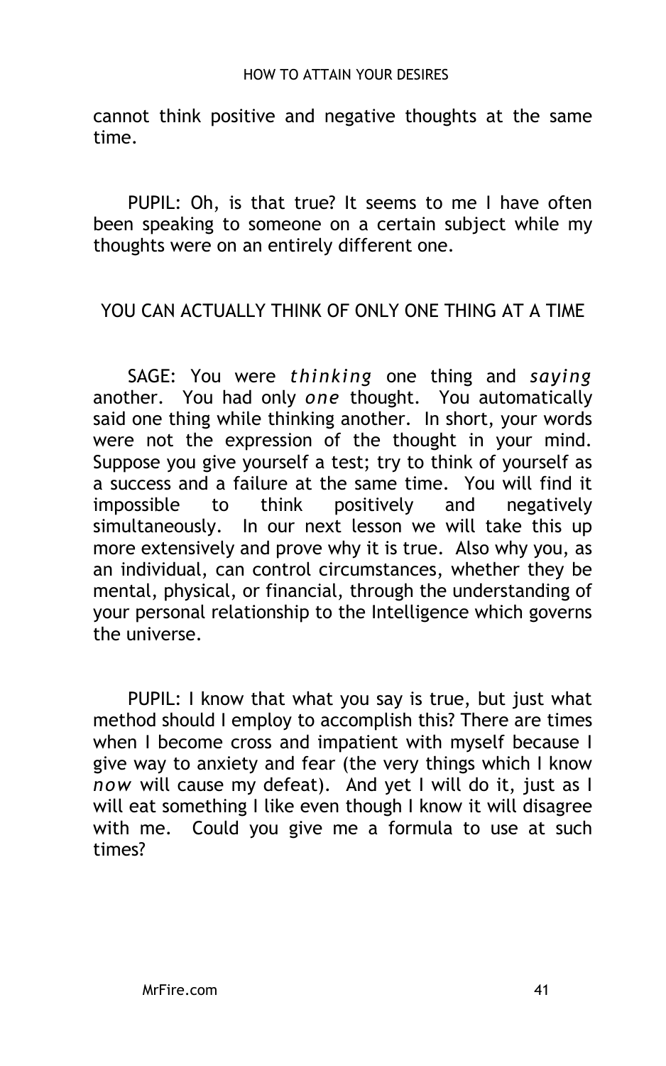cannot think positive and negative thoughts at the same time.

PUPIL: Oh, is that true? It seems to me I have often been speaking to someone on a certain subject while my thoughts were on an entirely different one.

## YOU CAN ACTUALLY THINK OF ONLY ONE THING AT A TIME

SAGE: You were *thinking* one thing and *saying* another. You had only *one* thought. You automatically said one thing while thinking another. In short, your words were not the expression of the thought in your mind. Suppose you give yourself a test; try to think of yourself as a success and a failure at the same time. You will find it impossible to think positively and negatively simultaneously. In our next lesson we will take this up more extensively and prove why it is true. Also why you, as an individual, can control circumstances, whether they be mental, physical, or financial, through the understanding of your personal relationship to the Intelligence which governs the universe.

PUPIL: I know that what you say is true, but just what method should I employ to accomplish this? There are times when I become cross and impatient with myself because I give way to anxiety and fear (the very things which I know *now* will cause my defeat). And yet I will do it, just as I will eat something I like even though I know it will disagree with me. Could you give me a formula to use at such times?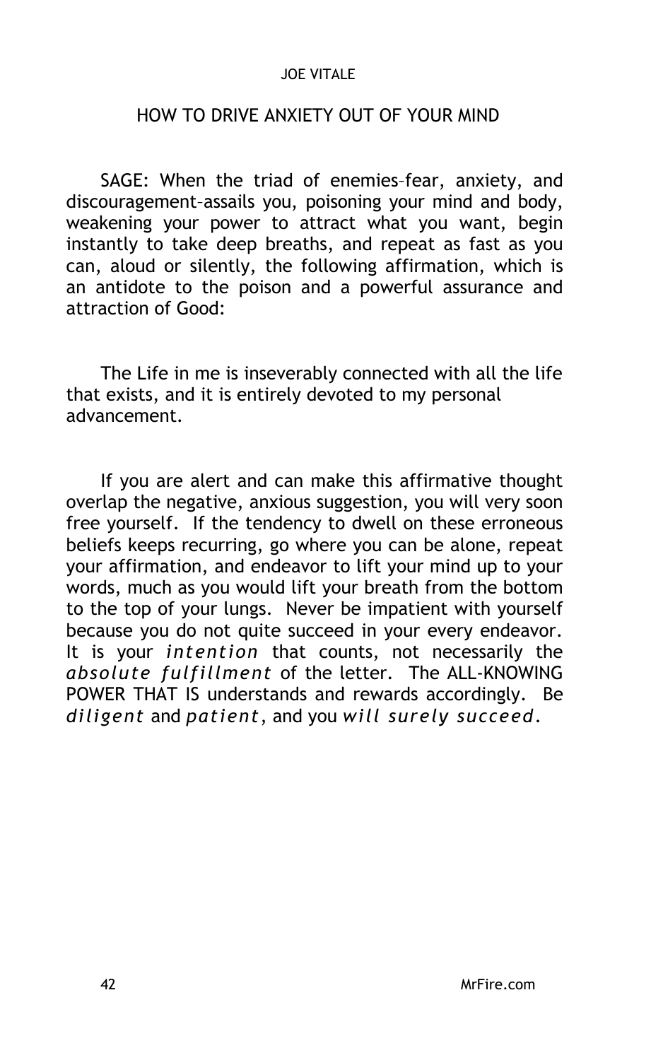## HOW TO DRIVE ANXIETY OUT OF YOUR MIND

SAGE: When the triad of enemies–fear, anxiety, and discouragement–assails you, poisoning your mind and body, weakening your power to attract what you want, begin instantly to take deep breaths, and repeat as fast as you can, aloud or silently, the following affirmation, which is an antidote to the poison and a powerful assurance and attraction of Good:

The Life in me is inseverably connected with all the life that exists, and it is entirely devoted to my personal advancement.

If you are alert and can make this affirmative thought overlap the negative, anxious suggestion, you will very soon free yourself. If the tendency to dwell on these erroneous beliefs keeps recurring, go where you can be alone, repeat your affirmation, and endeavor to lift your mind up to your words, much as you would lift your breath from the bottom to the top of your lungs. Never be impatient with yourself because you do not quite succeed in your every endeavor. It is your *intention* that counts, not necessarily the *absolute fulfillment* of the letter. The ALL-KNOWING POWER THAT IS understands and rewards accordingly. Be *diligent* and *patient*, and you *will surely succeed*.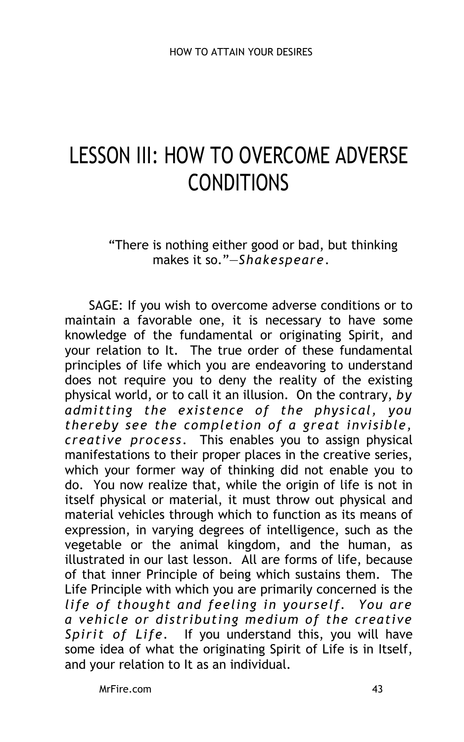# LESSON III: HOW TO OVERCOME ADVERSE CONDITIONS

> "There is nothing either good or bad, but thinking makes it so."—*Shakespeare*.

SAGE: If you wish to overcome adverse conditions or to maintain a favorable one, it is necessary to have some knowledge of the fundamental or originating Spirit, and your relation to It. The true order of these fundamental principles of life which you are endeavoring to understand does not require you to deny the reality of the existing physical world, or to call it an illusion. On the contrary, *by admitting the existence of the physical, you thereby see the completion of a great invisible, creative process*. This enables you to assign physical manifestations to their proper places in the creative series, which your former way of thinking did not enable you to do. You now realize that, while the origin of life is not in itself physical or material, it must throw out physical and material vehicles through which to function as its means of expression, in varying degrees of intelligence, such as the vegetable or the animal kingdom, and the human, as illustrated in our last lesson. All are forms of life, because of that inner Principle of being which sustains them. The Life Principle with which you are primarily concerned is the *life of thought and feeling in yourself. You are a vehicle or distributing medium of the creative Spirit of Life*. If you understand this, you will have some idea of what the originating Spirit of Life is in Itself, and your relation to It as an individual.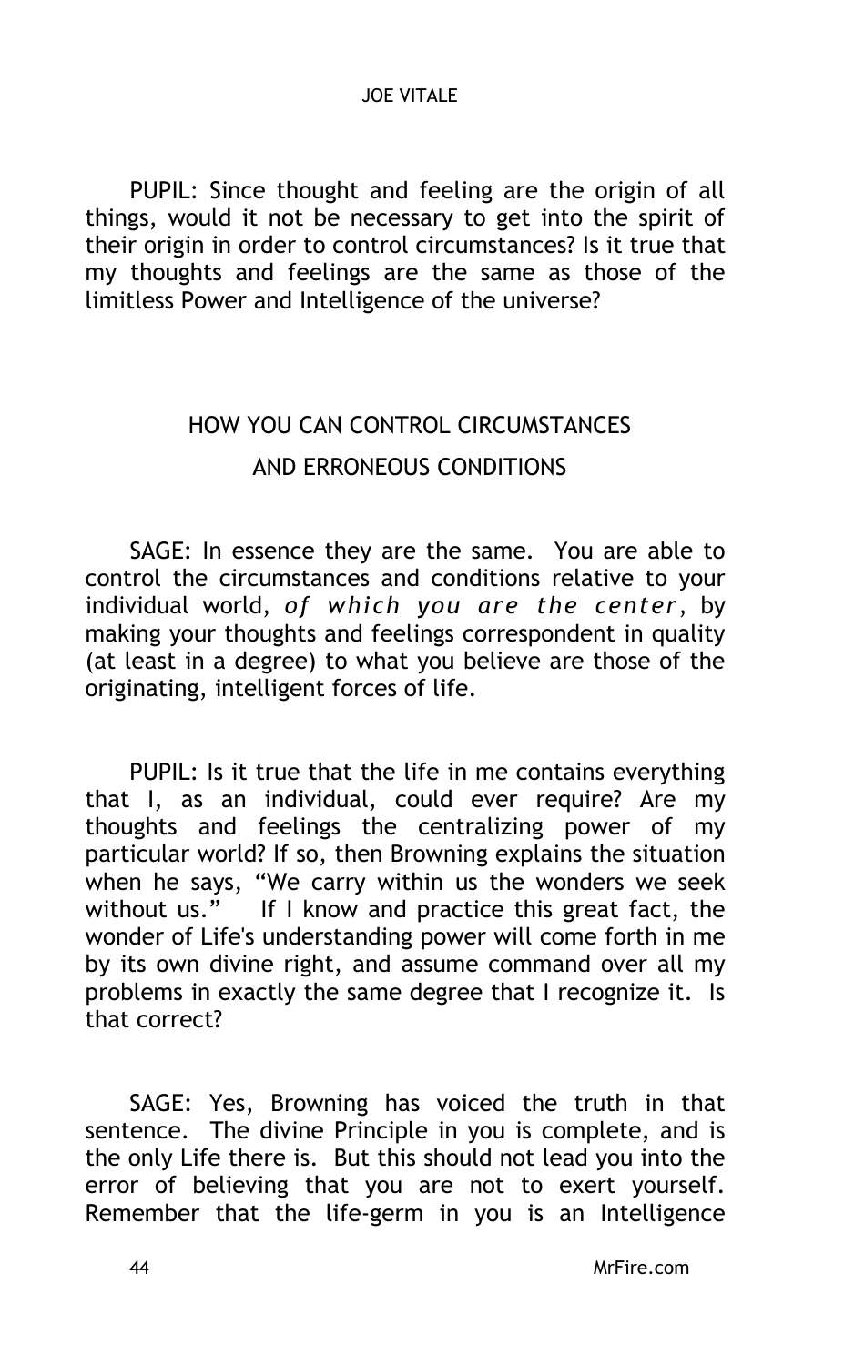PUPIL: Since thought and feeling are the origin of all things, would it not be necessary to get into the spirit of their origin in order to control circumstances? Is it true that my thoughts and feelings are the same as those of the limitless Power and Intelligence of the universe?

## HOW YOU CAN CONTROL CIRCUMSTANCES AND ERRONEOUS CONDITIONS

SAGE: In essence they are the same. You are able to control the circumstances and conditions relative to your individual world, *of which you are the center*, by making your thoughts and feelings correspondent in quality (at least in a degree) to what you believe are those of the originating, intelligent forces of life.

PUPIL: Is it true that the life in me contains everything that I, as an individual, could ever require? Are my thoughts and feelings the centralizing power of my particular world? If so, then Browning explains the situation when he says, "We carry within us the wonders we seek without us." If I know and practice this great fact, the wonder of Life's understanding power will come forth in me by its own divine right, and assume command over all my problems in exactly the same degree that I recognize it. Is that correct?

SAGE: Yes, Browning has voiced the truth in that sentence. The divine Principle in you is complete, and is the only Life there is. But this should not lead you into the error of believing that you are not to exert yourself. Remember that the life-germ in you is an Intelligence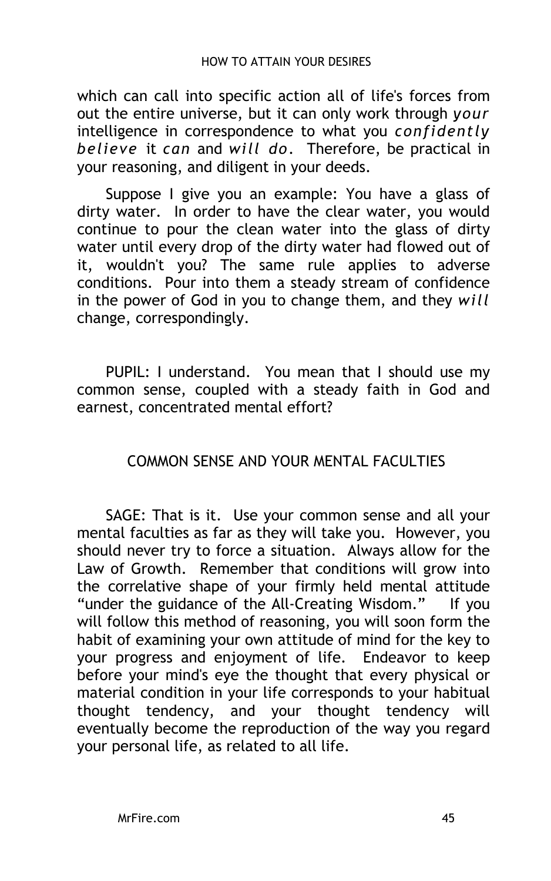which can call into specific action all of life's forces from out the entire universe, but it can only work through *your* intelligence in correspondence to what you *confidently believe* it *can* and *will do*. Therefore, be practical in your reasoning, and diligent in your deeds.

Suppose I give you an example: You have a glass of dirty water. In order to have the clear water, you would continue to pour the clean water into the glass of dirty water until every drop of the dirty water had flowed out of it, wouldn't you? The same rule applies to adverse conditions. Pour into them a steady stream of confidence in the power of God in you to change them, and they *will* change, correspondingly.

PUPIL: I understand. You mean that I should use my common sense, coupled with a steady faith in God and earnest, concentrated mental effort?

## COMMON SENSE AND YOUR MENTAL FACULTIES

SAGE: That is it. Use your common sense and all your mental faculties as far as they will take you. However, you should never try to force a situation. Always allow for the Law of Growth. Remember that conditions will grow into the correlative shape of your firmly held mental attitude "under the guidance of the All-Creating Wisdom." If you will follow this method of reasoning, you will soon form the habit of examining your own attitude of mind for the key to your progress and enjoyment of life. Endeavor to keep before your mind's eye the thought that every physical or material condition in your life corresponds to your habitual thought tendency, and your thought tendency will eventually become the reproduction of the way you regard your personal life, as related to all life.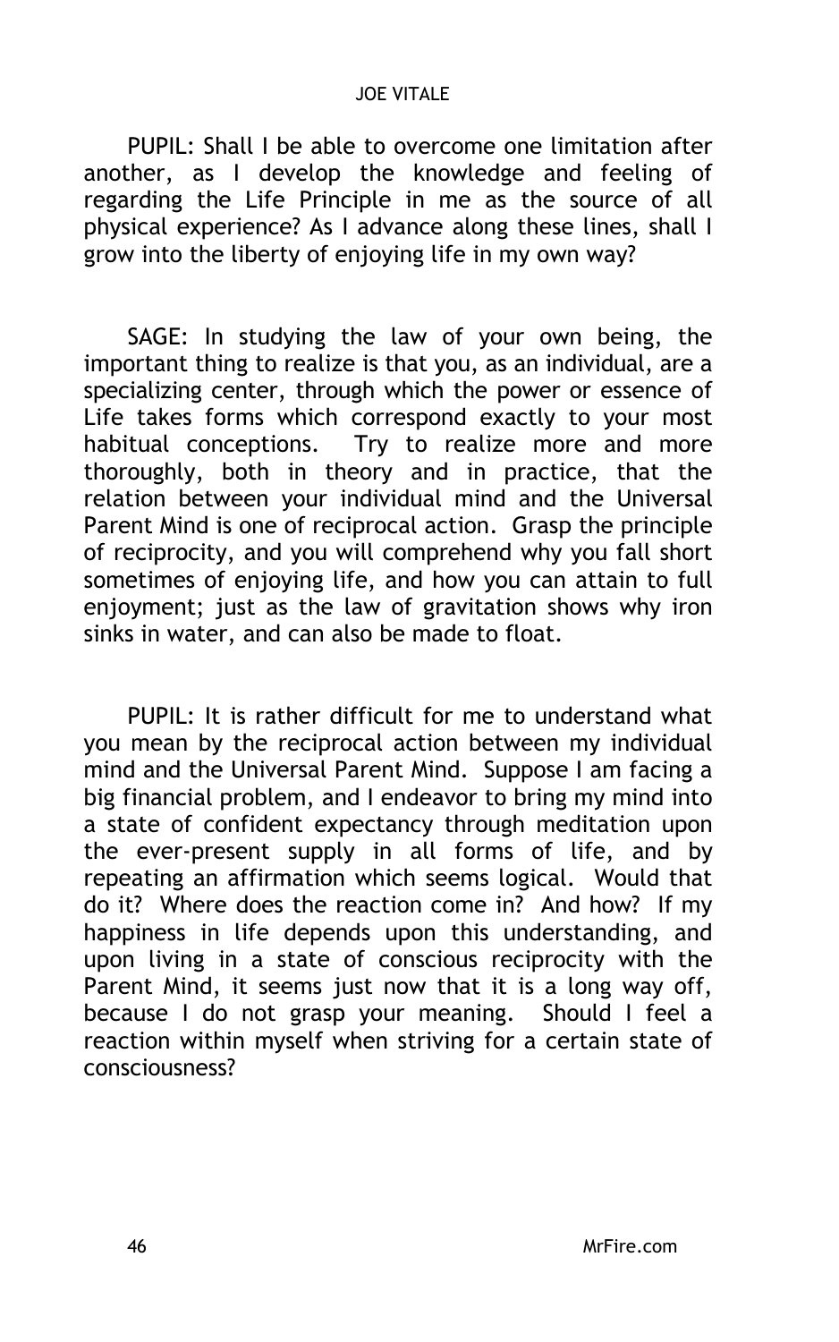PUPIL: Shall I be able to overcome one limitation after another, as I develop the knowledge and feeling of regarding the Life Principle in me as the source of all physical experience? As I advance along these lines, shall I grow into the liberty of enjoying life in my own way?

SAGE: In studying the law of your own being, the important thing to realize is that you, as an individual, are a specializing center, through which the power or essence of Life takes forms which correspond exactly to your most habitual conceptions. Try to realize more and more thoroughly, both in theory and in practice, that the relation between your individual mind and the Universal Parent Mind is one of reciprocal action. Grasp the principle of reciprocity, and you will comprehend why you fall short sometimes of enjoying life, and how you can attain to full enjoyment; just as the law of gravitation shows why iron sinks in water, and can also be made to float.

PUPIL: It is rather difficult for me to understand what you mean by the reciprocal action between my individual mind and the Universal Parent Mind. Suppose I am facing a big financial problem, and I endeavor to bring my mind into a state of confident expectancy through meditation upon the ever-present supply in all forms of life, and by repeating an affirmation which seems logical. Would that do it? Where does the reaction come in? And how? If my happiness in life depends upon this understanding, and upon living in a state of conscious reciprocity with the Parent Mind, it seems just now that it is a long way off, because I do not grasp your meaning. Should I feel a reaction within myself when striving for a certain state of consciousness?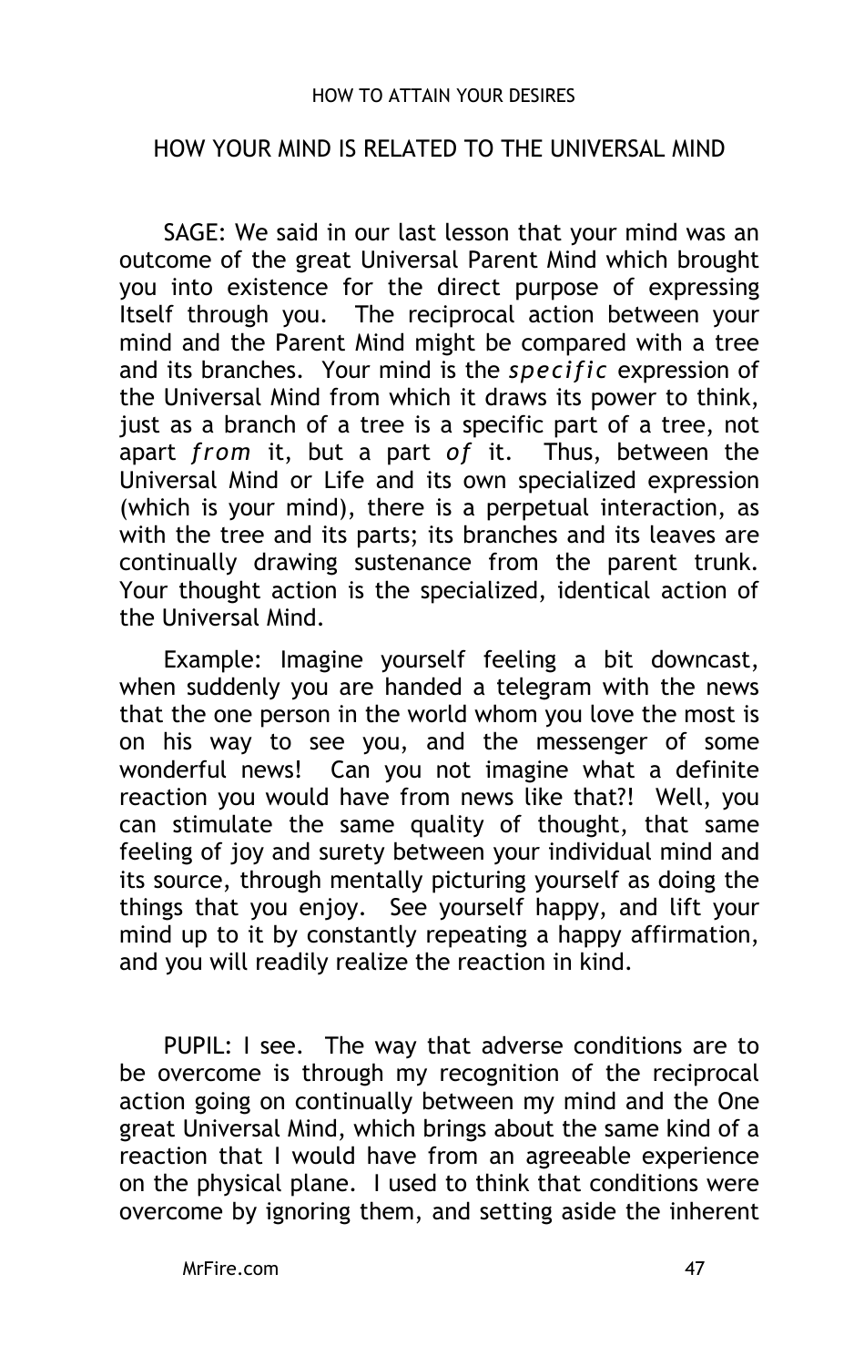## HOW YOUR MIND IS RELATED TO THE UNIVERSAL MIND

SAGE: We said in our last lesson that your mind was an outcome of the great Universal Parent Mind which brought you into existence for the direct purpose of expressing Itself through you. The reciprocal action between your mind and the Parent Mind might be compared with a tree and its branches. Your mind is the *specific* expression of the Universal Mind from which it draws its power to think, just as a branch of a tree is a specific part of a tree, not apart *from* it, but a part *of* it. Thus, between the Universal Mind or Life and its own specialized expression (which is your mind), there is a perpetual interaction, as with the tree and its parts; its branches and its leaves are continually drawing sustenance from the parent trunk. Your thought action is the specialized, identical action of the Universal Mind.

Example: Imagine yourself feeling a bit downcast, when suddenly you are handed a telegram with the news that the one person in the world whom you love the most is on his way to see you, and the messenger of some wonderful news! Can you not imagine what a definite reaction you would have from news like that?! Well, you can stimulate the same quality of thought, that same feeling of joy and surety between your individual mind and its source, through mentally picturing yourself as doing the things that you enjoy. See yourself happy, and lift your mind up to it by constantly repeating a happy affirmation, and you will readily realize the reaction in kind.

PUPIL: I see. The way that adverse conditions are to be overcome is through my recognition of the reciprocal action going on continually between my mind and the One great Universal Mind, which brings about the same kind of a reaction that I would have from an agreeable experience on the physical plane. I used to think that conditions were overcome by ignoring them, and setting aside the inherent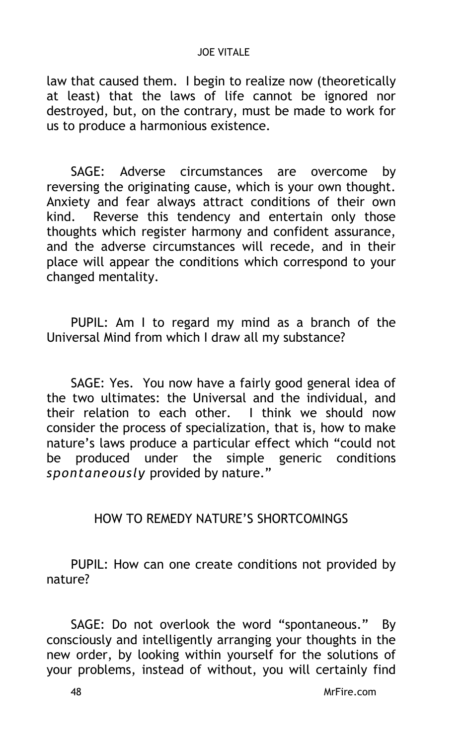law that caused them. I begin to realize now (theoretically at least) that the laws of life cannot be ignored nor destroyed, but, on the contrary, must be made to work for us to produce a harmonious existence.

SAGE: Adverse circumstances are overcome by reversing the originating cause, which is your own thought. Anxiety and fear always attract conditions of their own kind. Reverse this tendency and entertain only those thoughts which register harmony and confident assurance, and the adverse circumstances will recede, and in their place will appear the conditions which correspond to your changed mentality.

PUPIL: Am I to regard my mind as a branch of the Universal Mind from which I draw all my substance?

SAGE: Yes. You now have a fairly good general idea of the two ultimates: the Universal and the individual, and their relation to each other. I think we should now consider the process of specialization, that is, how to make nature's laws produce a particular effect which "could not be produced under the simple generic conditions *spontaneously* provided by nature."

## HOW TO REMEDY NATURE'S SHORTCOMINGS

PUPIL: How can one create conditions not provided by nature?

SAGE: Do not overlook the word "spontaneous." By consciously and intelligently arranging your thoughts in the new order, by looking within yourself for the solutions of your problems, instead of without, you will certainly find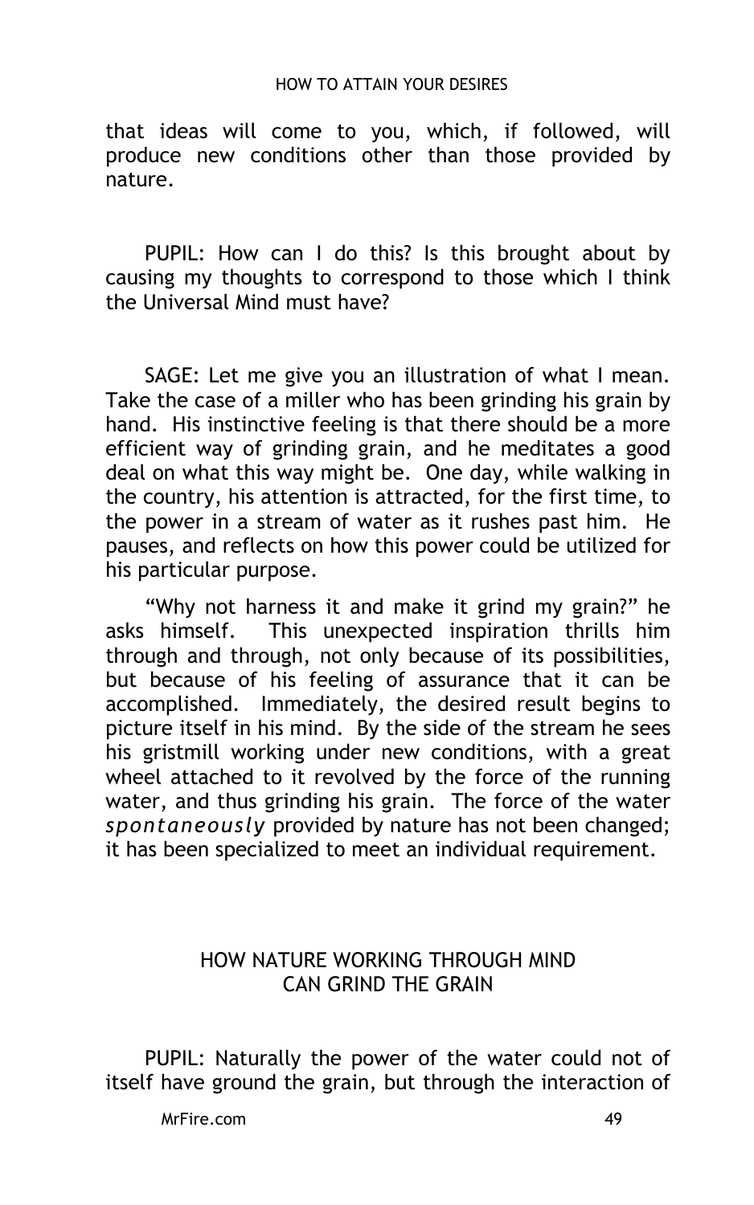that ideas will come to you, which, if followed, will produce new conditions other than those provided by nature.

PUPIL: How can I do this? Is this brought about by causing my thoughts to correspond to those which I think the Universal Mind must have?

SAGE: Let me give you an illustration of what I mean. Take the case of a miller who has been grinding his grain by hand. His instinctive feeling is that there should be a more efficient way of grinding grain, and he meditates a good deal on what this way might be. One day, while walking in the country, his attention is attracted, for the first time, to the power in a stream of water as it rushes past him. He pauses, and reflects on how this power could be utilized for his particular purpose.

"Why not harness it and make it grind my grain?" he asks himself. This unexpected inspiration thrills him through and through, not only because of its possibilities, but because of his feeling of assurance that it can be accomplished. Immediately, the desired result begins to picture itself in his mind. By the side of the stream he sees his gristmill working under new conditions, with a great wheel attached to it revolved by the force of the running water, and thus grinding his grain. The force of the water *spontaneously* provided by nature has not been changed; it has been specialized to meet an individual requirement.

## HOW NATURE WORKING THROUGH MIND CAN GRIND THE GRAIN

PUPIL: Naturally the power of the water could not of itself have ground the grain, but through the interaction of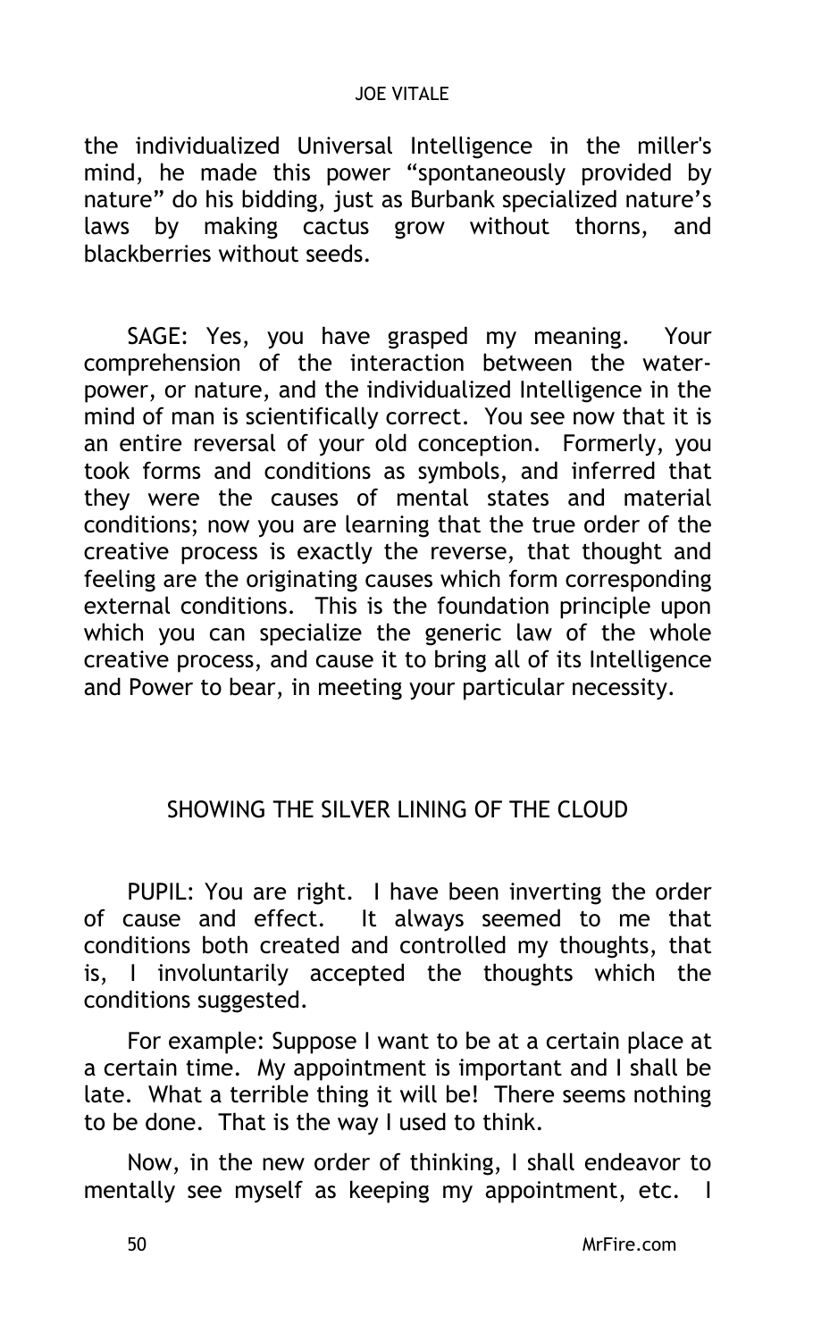the individualized Universal Intelligence in the miller's mind, he made this power "spontaneously provided by nature" do his bidding, just as Burbank specialized nature's laws by making cactus grow without thorns, and blackberries without seeds.

SAGE: Yes, you have grasped my meaning. Your comprehension of the interaction between the water-power, or nature, and the individualized Intelligence in the mind of man is scientifically correct. You see now that it is an entire reversal of your old conception. Formerly, you took forms and conditions as symbols, and inferred that they were the causes of mental states and material conditions; now you are learning that the true order of the creative process is exactly the reverse, that thought and feeling are the originating causes which form corresponding external conditions. This is the foundation principle upon which you can specialize the generic law of the whole creative process, and cause it to bring all of its Intelligence and Power to bear, in meeting your particular necessity.

## SHOWING THE SILVER LINING OF THE CLOUD

PUPIL: You are right. I have been inverting the order of cause and effect. It always seemed to me that conditions both created and controlled my thoughts, that is, I involuntarily accepted the thoughts which the conditions suggested.

For example: Suppose I want to be at a certain place at a certain time. My appointment is important and I shall be late. What a terrible thing it will be! There seems nothing to be done. That is the way I used to think.

Now, in the new order of thinking, I shall endeavor to mentally see myself as keeping my appointment, etc. I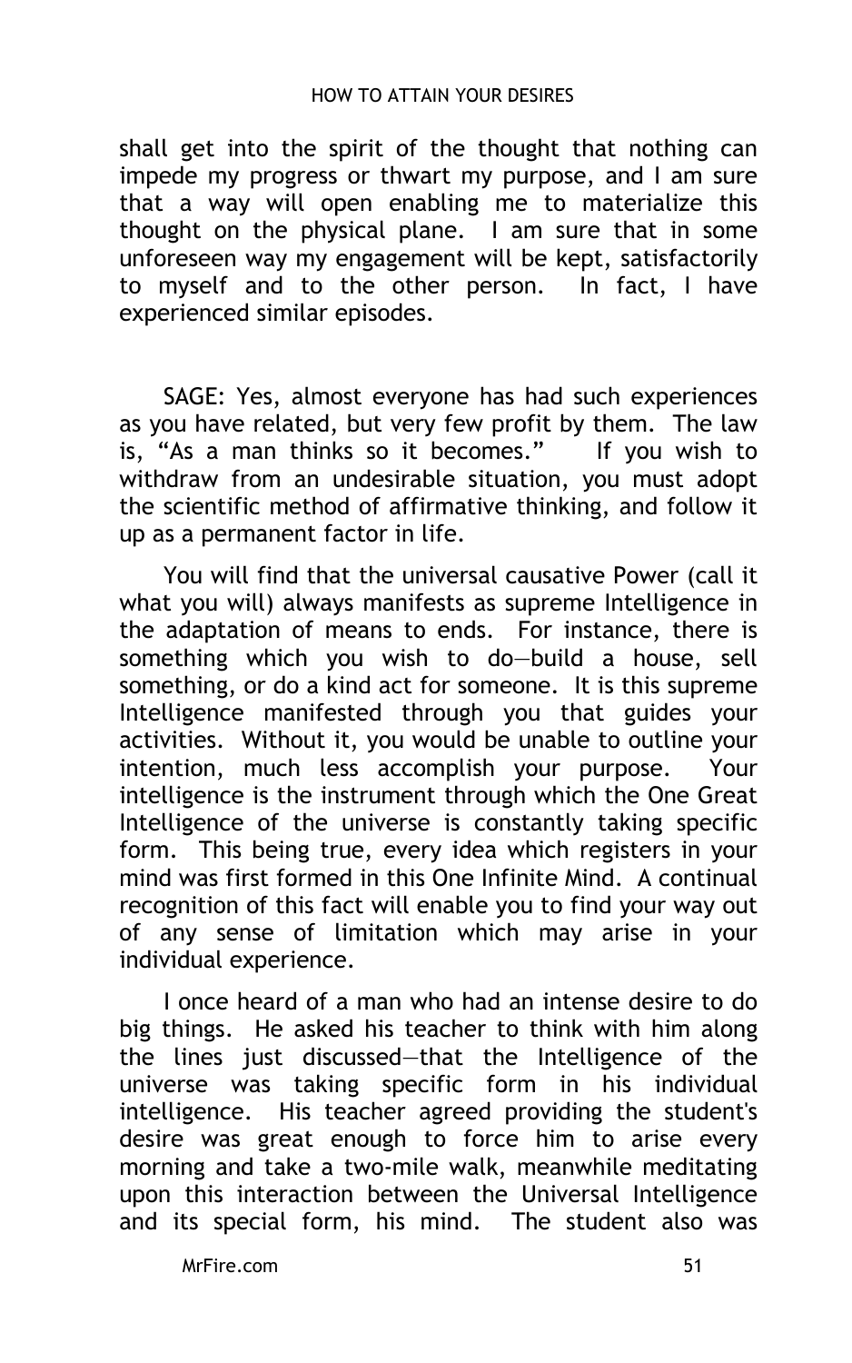shall get into the spirit of the thought that nothing can impede my progress or thwart my purpose, and I am sure that a way will open enabling me to materialize this thought on the physical plane. I am sure that in some unforeseen way my engagement will be kept, satisfactorily to myself and to the other person. In fact, I have experienced similar episodes.

SAGE: Yes, almost everyone has had such experiences as you have related, but very few profit by them. The law is, "As a man thinks so it becomes." If you wish to withdraw from an undesirable situation, you must adopt the scientific method of affirmative thinking, and follow it up as a permanent factor in life.

You will find that the universal causative Power (call it what you will) always manifests as supreme Intelligence in the adaptation of means to ends. For instance, there is something which you wish to do—build a house, sell something, or do a kind act for someone. It is this supreme Intelligence manifested through you that guides your activities. Without it, you would be unable to outline your intention, much less accomplish your purpose. Your intelligence is the instrument through which the One Great Intelligence of the universe is constantly taking specific form. This being true, every idea which registers in your mind was first formed in this One Infinite Mind. A continual recognition of this fact will enable you to find your way out of any sense of limitation which may arise in your individual experience.

I once heard of a man who had an intense desire to do big things. He asked his teacher to think with him along the lines just discussed—that the Intelligence of the universe was taking specific form in his individual intelligence. His teacher agreed providing the student's desire was great enough to force him to arise every morning and take a two-mile walk, meanwhile meditating upon this interaction between the Universal Intelligence and its special form, his mind. The student also was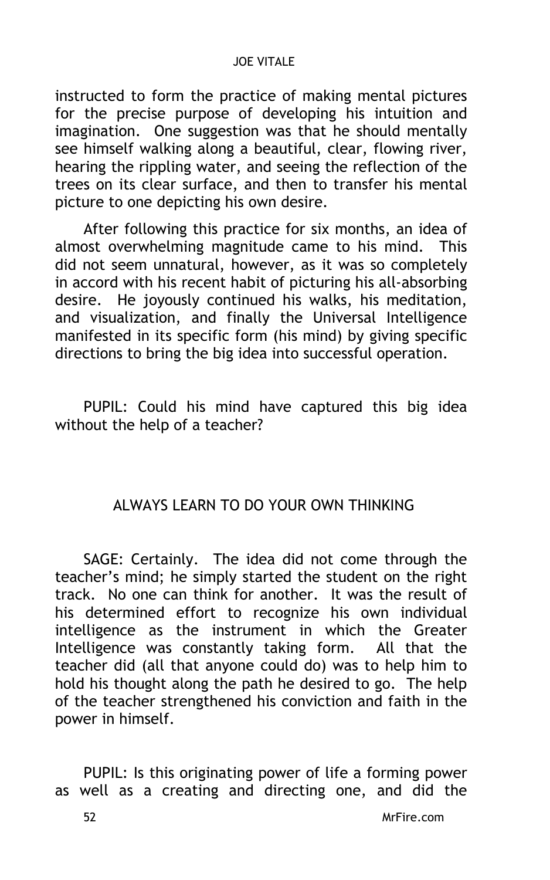instructed to form the practice of making mental pictures for the precise purpose of developing his intuition and imagination. One suggestion was that he should mentally see himself walking along a beautiful, clear, flowing river, hearing the rippling water, and seeing the reflection of the trees on its clear surface, and then to transfer his mental picture to one depicting his own desire.

After following this practice for six months, an idea of almost overwhelming magnitude came to his mind. This did not seem unnatural, however, as it was so completely in accord with his recent habit of picturing his all-absorbing desire. He joyously continued his walks, his meditation, and visualization, and finally the Universal Intelligence manifested in its specific form (his mind) by giving specific directions to bring the big idea into successful operation.

PUPIL: Could his mind have captured this big idea without the help of a teacher?

## ALWAYS LEARN TO DO YOUR OWN THINKING

SAGE: Certainly. The idea did not come through the teacher's mind; he simply started the student on the right track. No one can think for another. It was the result of his determined effort to recognize his own individual intelligence as the instrument in which the Greater Intelligence was constantly taking form. All that the teacher did (all that anyone could do) was to help him to hold his thought along the path he desired to go. The help of the teacher strengthened his conviction and faith in the power in himself.

PUPIL: Is this originating power of life a forming power as well as a creating and directing one, and did the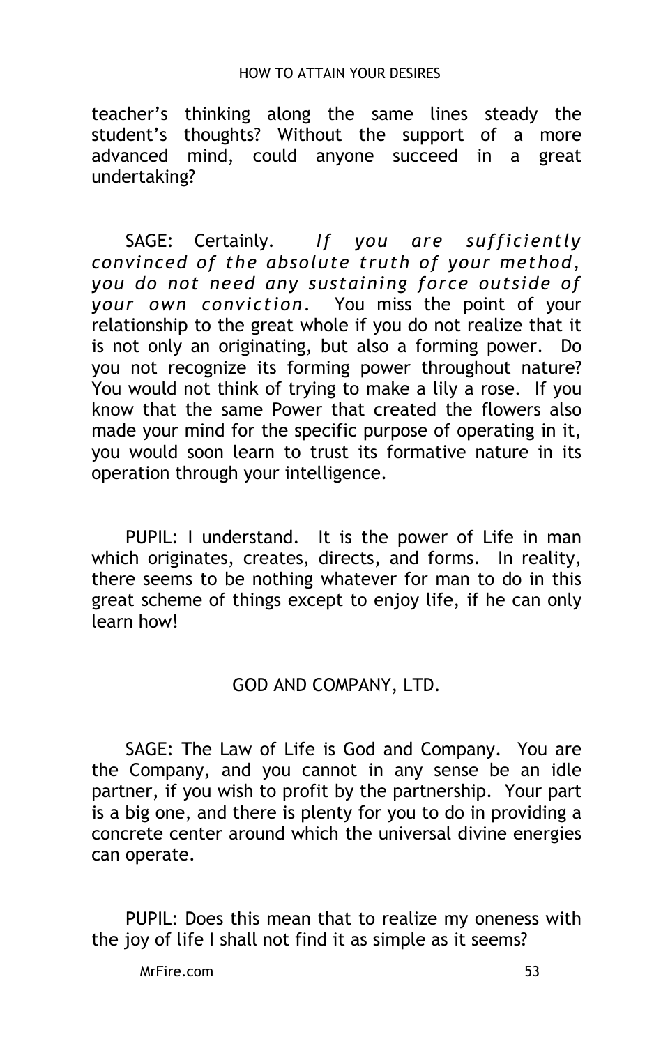teacher's thinking along the same lines steady the student's thoughts? Without the support of a more advanced mind, could anyone succeed in a great undertaking?

SAGE: Certainly. *If you are sufficiently convinced of the absolute truth of your method, you do not need any sustaining force outside of your own conviction*. You miss the point of your relationship to the great whole if you do not realize that it is not only an originating, but also a forming power. Do you not recognize its forming power throughout nature? You would not think of trying to make a lily a rose. If you know that the same Power that created the flowers also made your mind for the specific purpose of operating in it, you would soon learn to trust its formative nature in its operation through your intelligence.

PUPIL: I understand. It is the power of Life in man which originates, creates, directs, and forms. In reality, there seems to be nothing whatever for man to do in this great scheme of things except to enjoy life, if he can only learn how!

## GOD AND COMPANY, LTD.

SAGE: The Law of Life is God and Company. You are the Company, and you cannot in any sense be an idle partner, if you wish to profit by the partnership. Your part is a big one, and there is plenty for you to do in providing a concrete center around which the universal divine energies can operate.

PUPIL: Does this mean that to realize my oneness with the joy of life I shall not find it as simple as it seems?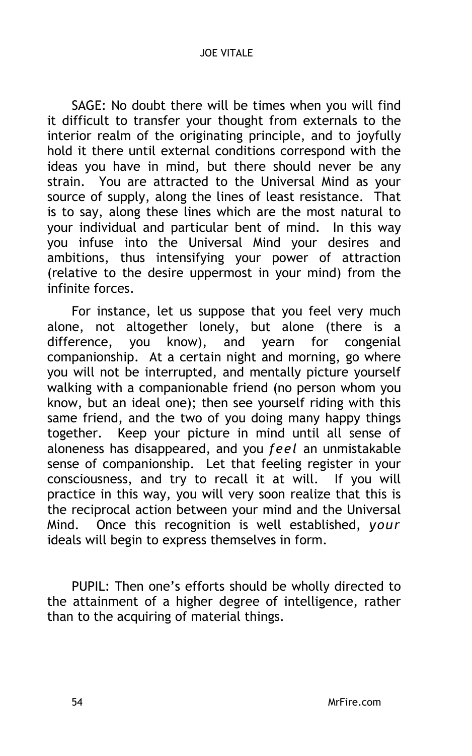SAGE: No doubt there will be times when you will find it difficult to transfer your thought from externals to the interior realm of the originating principle, and to joyfully hold it there until external conditions correspond with the ideas you have in mind, but there should never be any strain. You are attracted to the Universal Mind as your source of supply, along the lines of least resistance. That is to say, along these lines which are the most natural to your individual and particular bent of mind. In this way you infuse into the Universal Mind your desires and ambitions, thus intensifying your power of attraction (relative to the desire uppermost in your mind) from the infinite forces.

For instance, let us suppose that you feel very much alone, not altogether lonely, but alone (there is a difference, you know), and yearn for congenial companionship. At a certain night and morning, go where you will not be interrupted, and mentally picture yourself walking with a companionable friend (no person whom you know, but an ideal one); then see yourself riding with this same friend, and the two of you doing many happy things together. Keep your picture in mind until all sense of aloneness has disappeared, and you *feel* an unmistakable sense of companionship. Let that feeling register in your consciousness, and try to recall it at will. If you will practice in this way, you will very soon realize that this is the reciprocal action between your mind and the Universal Mind. Once this recognition is well established, *your* ideals will begin to express themselves in form.

PUPIL: Then one's efforts should be wholly directed to the attainment of a higher degree of intelligence, rather than to the acquiring of material things.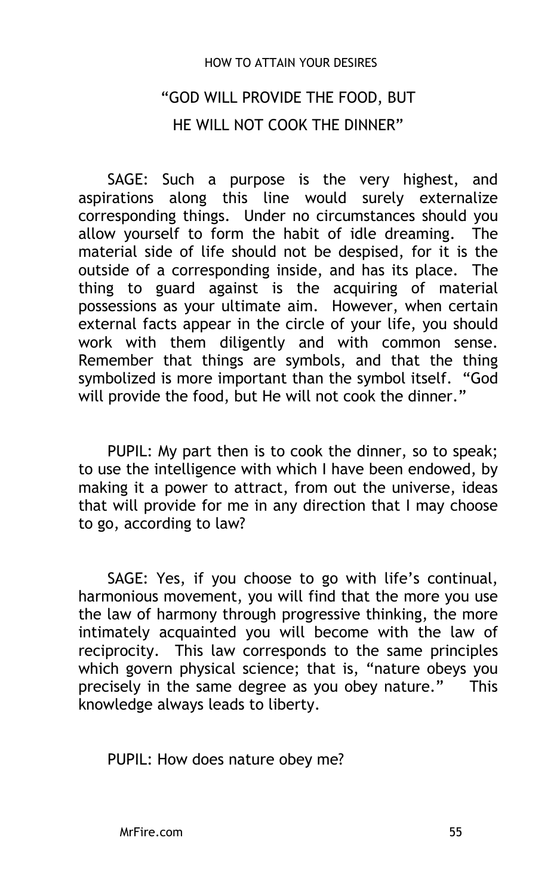## "GOD WILL PROVIDE THE FOOD, BUT HE WILL NOT COOK THE DINNER"

SAGE: Such a purpose is the very highest, and aspirations along this line would surely externalize corresponding things. Under no circumstances should you allow yourself to form the habit of idle dreaming. The material side of life should not be despised, for it is the outside of a corresponding inside, and has its place. The thing to guard against is the acquiring of material possessions as your ultimate aim. However, when certain external facts appear in the circle of your life, you should work with them diligently and with common sense. Remember that things are symbols, and that the thing symbolized is more important than the symbol itself. "God will provide the food, but He will not cook the dinner."

PUPIL: My part then is to cook the dinner, so to speak; to use the intelligence with which I have been endowed, by making it a power to attract, from out the universe, ideas that will provide for me in any direction that I may choose to go, according to law?

SAGE: Yes, if you choose to go with life's continual, harmonious movement, you will find that the more you use the law of harmony through progressive thinking, the more intimately acquainted you will become with the law of reciprocity. This law corresponds to the same principles which govern physical science; that is, "nature obeys you precisely in the same degree as you obey nature." This knowledge always leads to liberty.

PUPIL: How does nature obey me?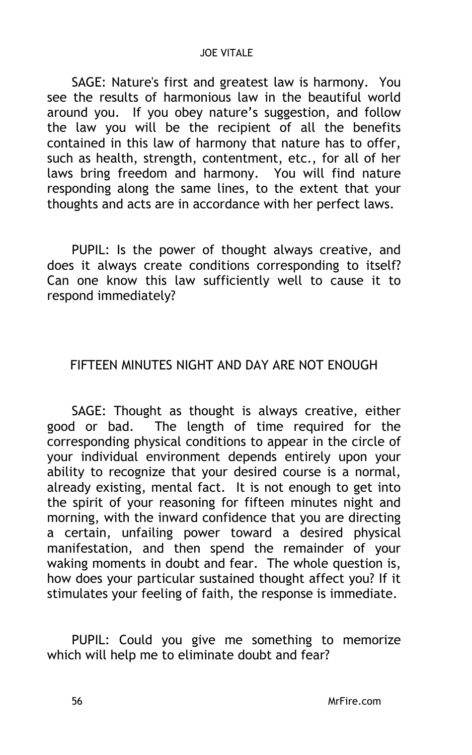SAGE: Nature's first and greatest law is harmony. You see the results of harmonious law in the beautiful world around you. If you obey nature's suggestion, and follow the law you will be the recipient of all the benefits contained in this law of harmony that nature has to offer, such as health, strength, contentment, etc., for all of her laws bring freedom and harmony. You will find nature responding along the same lines, to the extent that your thoughts and acts are in accordance with her perfect laws.

PUPIL: Is the power of thought always creative, and does it always create conditions corresponding to itself? Can one know this law sufficiently well to cause it to respond immediately?

## FIFTEEN MINUTES NIGHT AND DAY ARE NOT ENOUGH

SAGE: Thought as thought is always creative, either good or bad. The length of time required for the corresponding physical conditions to appear in the circle of your individual environment depends entirely upon your ability to recognize that your desired course is a normal, already existing, mental fact. It is not enough to get into the spirit of your reasoning for fifteen minutes night and morning, with the inward confidence that you are directing a certain, unfailing power toward a desired physical manifestation, and then spend the remainder of your waking moments in doubt and fear. The whole question is, how does your particular sustained thought affect you? If it stimulates your feeling of faith, the response is immediate.

PUPIL: Could you give me something to memorize which will help me to eliminate doubt and fear?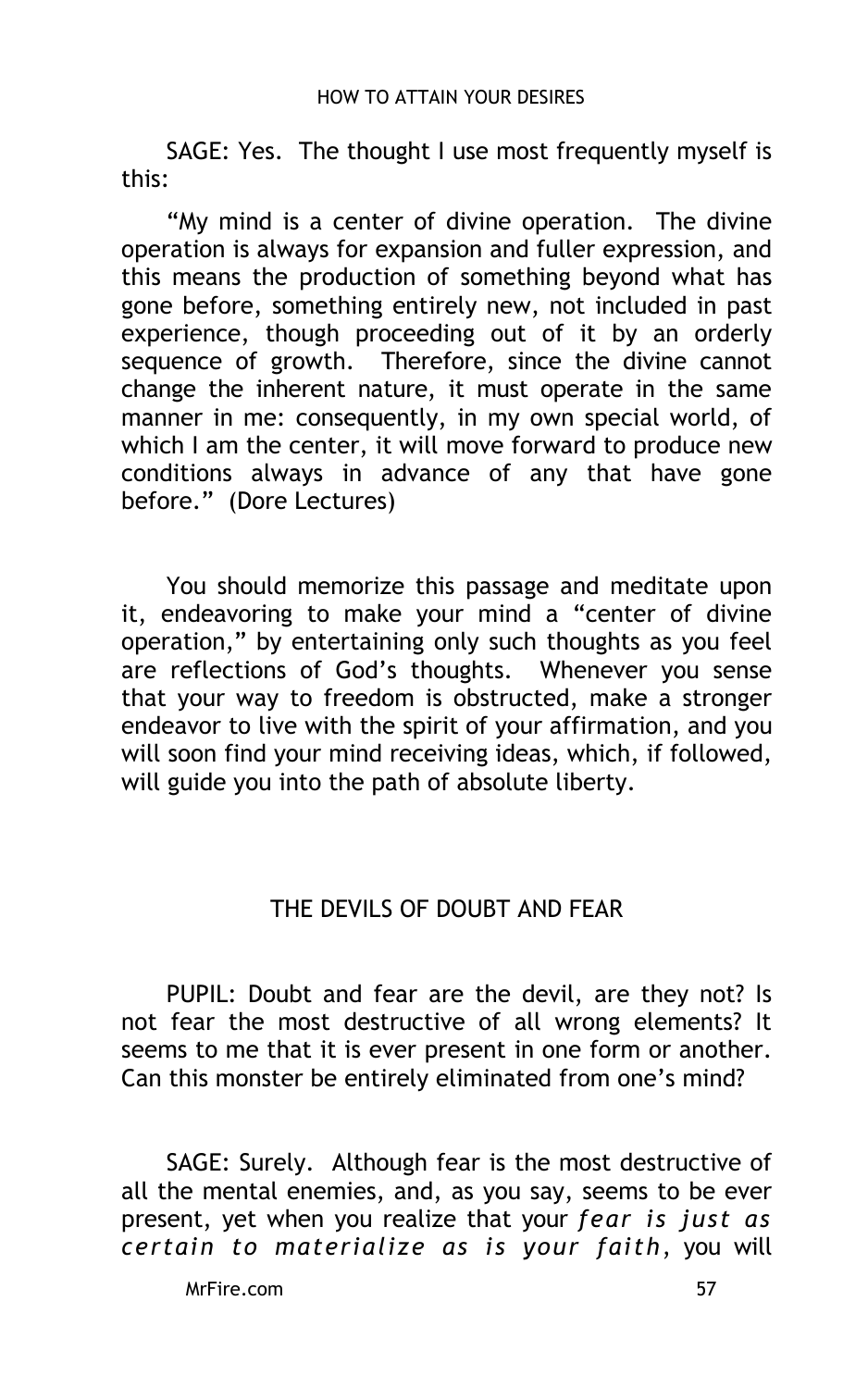SAGE: Yes. The thought I use most frequently myself is this:

"My mind is a center of divine operation. The divine operation is always for expansion and fuller expression, and this means the production of something beyond what has gone before, something entirely new, not included in past experience, though proceeding out of it by an orderly sequence of growth. Therefore, since the divine cannot change the inherent nature, it must operate in the same manner in me: consequently, in my own special world, of which I am the center, it will move forward to produce new conditions always in advance of any that have gone before." (Dore Lectures)

You should memorize this passage and meditate upon it, endeavoring to make your mind a "center of divine operation," by entertaining only such thoughts as you feel are reflections of God's thoughts. Whenever you sense that your way to freedom is obstructed, make a stronger endeavor to live with the spirit of your affirmation, and you will soon find your mind receiving ideas, which, if followed, will guide you into the path of absolute liberty.

## THE DEVILS OF DOUBT AND FEAR

PUPIL: Doubt and fear are the devil, are they not? Is not fear the most destructive of all wrong elements? It seems to me that it is ever present in one form or another. Can this monster be entirely eliminated from one's mind?

SAGE: Surely. Although fear is the most destructive of all the mental enemies, and, as you say, seems to be ever present, yet when you realize that your *fear is just as certain to materialize as is your faith*, you will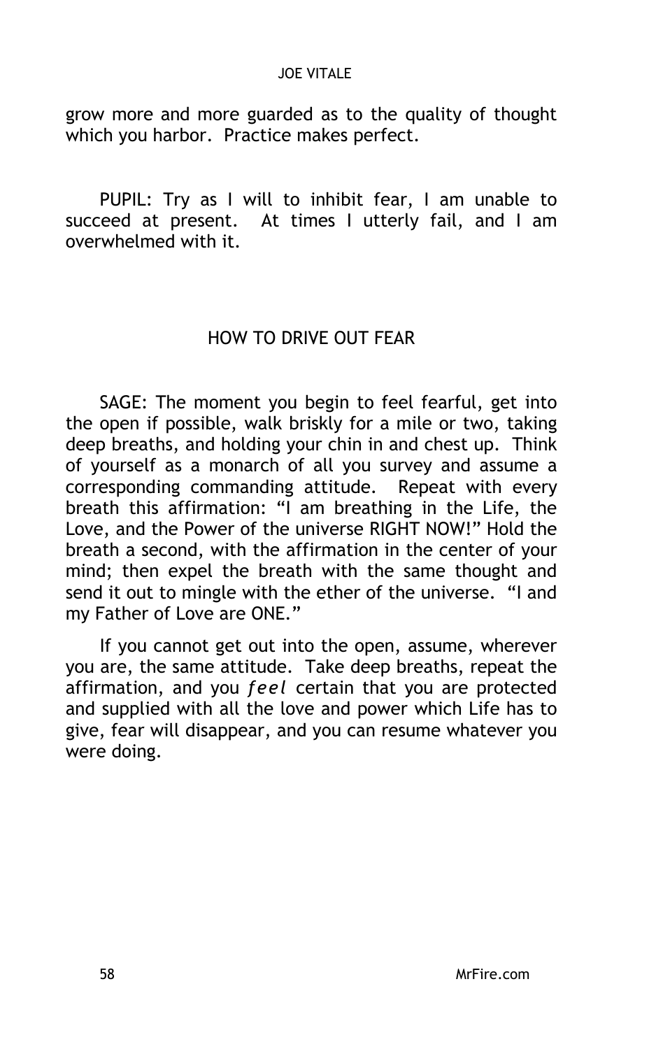grow more and more guarded as to the quality of thought which you harbor. Practice makes perfect.

PUPIL: Try as I will to inhibit fear, I am unable to succeed at present. At times I utterly fail, and I am overwhelmed with it.

## HOW TO DRIVE OUT FEAR

SAGE: The moment you begin to feel fearful, get into the open if possible, walk briskly for a mile or two, taking deep breaths, and holding your chin in and chest up. Think of yourself as a monarch of all you survey and assume a corresponding commanding attitude. Repeat with every breath this affirmation: "I am breathing in the Life, the Love, and the Power of the universe RIGHT NOW!" Hold the breath a second, with the affirmation in the center of your mind; then expel the breath with the same thought and send it out to mingle with the ether of the universe. "I and my Father of Love are ONE."

If you cannot get out into the open, assume, wherever you are, the same attitude. Take deep breaths, repeat the affirmation, and you *feel* certain that you are protected and supplied with all the love and power which Life has to give, fear will disappear, and you can resume whatever you were doing.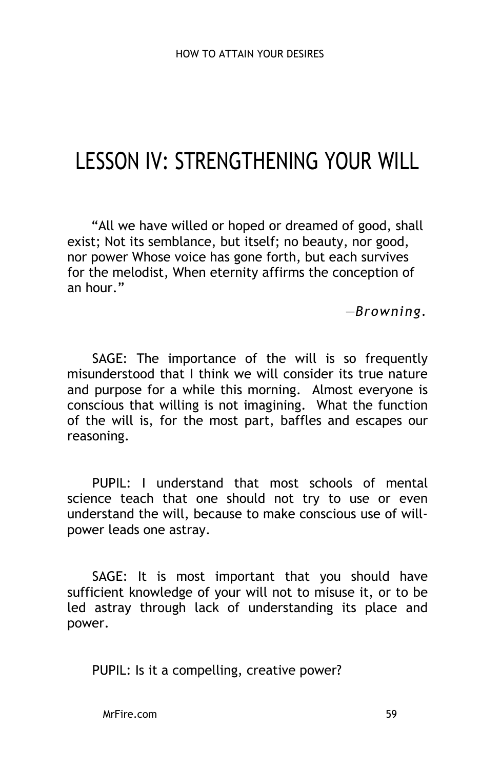# LESSON IV: STRENGTHENING YOUR WILL

"All we have willed or hoped or dreamed of good, shall exist; Not its semblance, but itself; no beauty, nor good, nor power Whose voice has gone forth, but each survives for the melodist, When eternity affirms the conception of an hour."

*—Browning.*

SAGE: The importance of the will is so frequently misunderstood that I think we will consider its true nature and purpose for a while this morning. Almost everyone is conscious that willing is not imagining. What the function of the will is, for the most part, baffles and escapes our reasoning.

PUPIL: I understand that most schools of mental science teach that one should not try to use or even understand the will, because to make conscious use of will-power leads one astray.

SAGE: It is most important that you should have sufficient knowledge of your will not to misuse it, or to be led astray through lack of understanding its place and power.

PUPIL: Is it a compelling, creative power?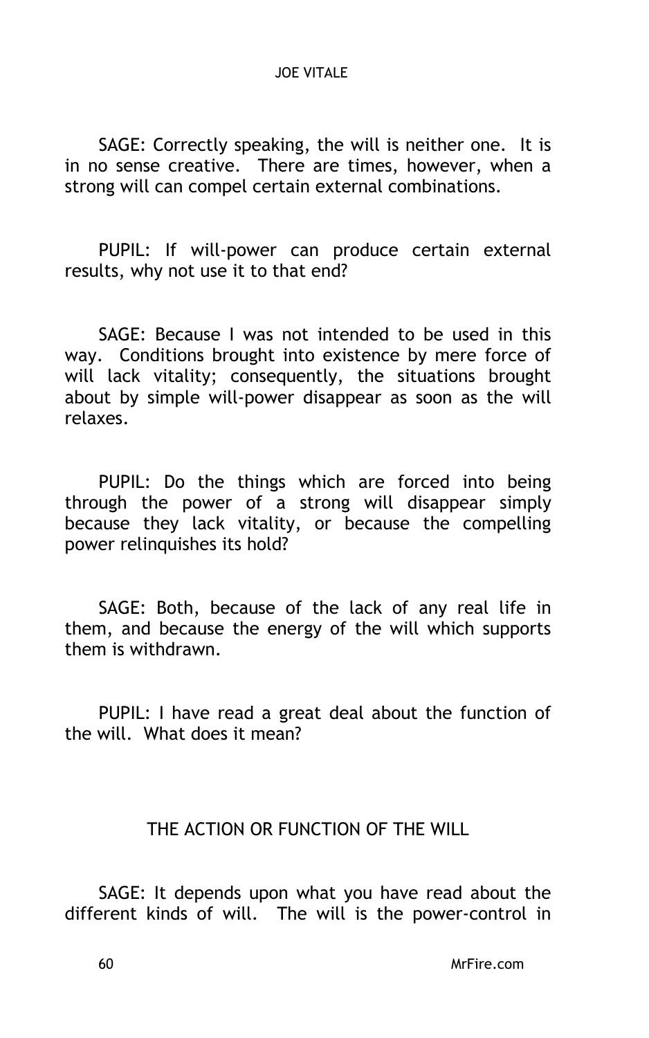SAGE: Correctly speaking, the will is neither one. It is in no sense creative. There are times, however, when a strong will can compel certain external combinations.

PUPIL: If will-power can produce certain external results, why not use it to that end?

SAGE: Because I was not intended to be used in this way. Conditions brought into existence by mere force of will lack vitality; consequently, the situations brought about by simple will-power disappear as soon as the will relaxes.

PUPIL: Do the things which are forced into being through the power of a strong will disappear simply because they lack vitality, or because the compelling power relinquishes its hold?

SAGE: Both, because of the lack of any real life in them, and because the energy of the will which supports them is withdrawn.

PUPIL: I have read a great deal about the function of the will. What does it mean?

## THE ACTION OR FUNCTION OF THE WILL

SAGE: It depends upon what you have read about the different kinds of will. The will is the power-control in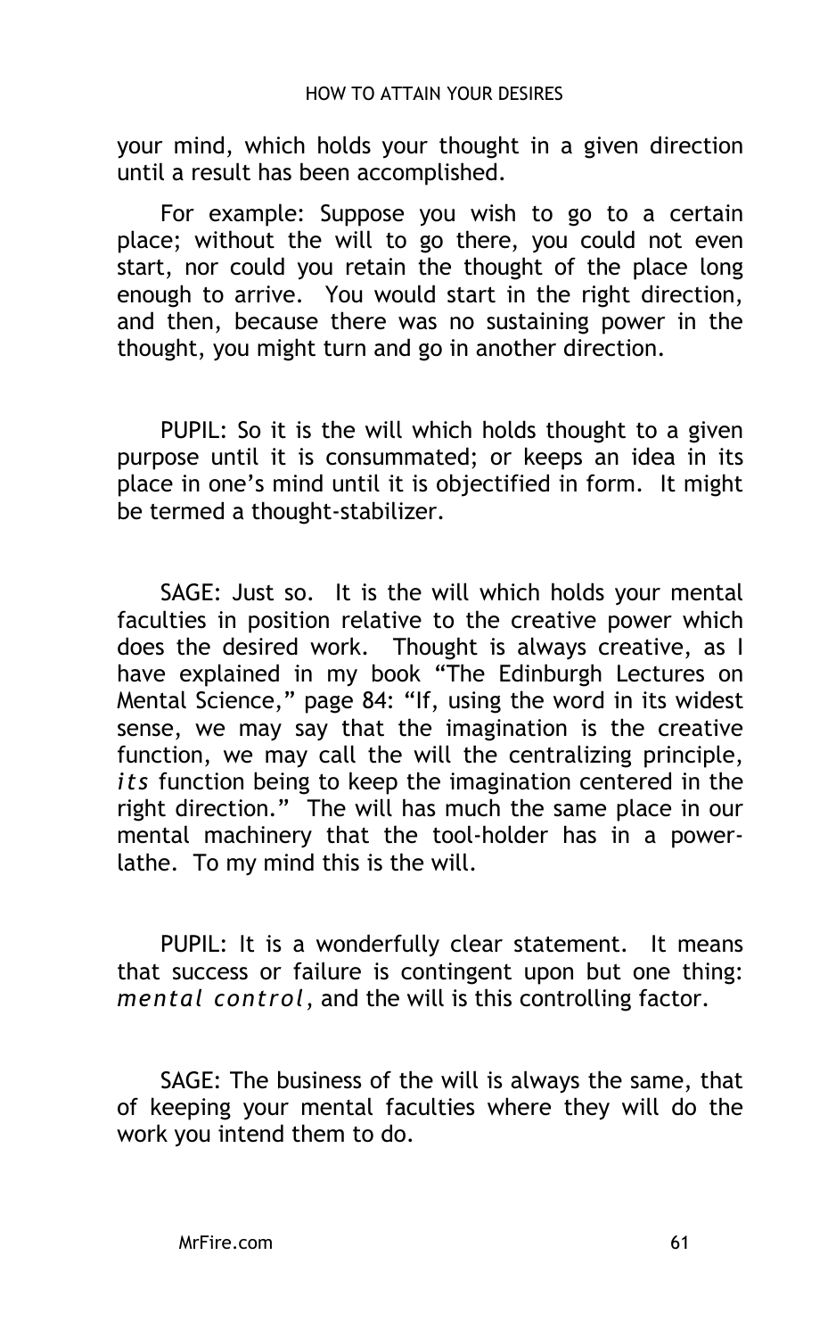your mind, which holds your thought in a given direction until a result has been accomplished.

For example: Suppose you wish to go to a certain place; without the will to go there, you could not even start, nor could you retain the thought of the place long enough to arrive. You would start in the right direction, and then, because there was no sustaining power in the thought, you might turn and go in another direction.

PUPIL: So it is the will which holds thought to a given purpose until it is consummated; or keeps an idea in its place in one's mind until it is objectified in form. It might be termed a thought-stabilizer.

SAGE: Just so. It is the will which holds your mental faculties in position relative to the creative power which does the desired work. Thought is always creative, as I have explained in my book "The Edinburgh Lectures on Mental Science," page 84: "If, using the word in its widest sense, we may say that the imagination is the creative function, we may call the will the centralizing principle, *its* function being to keep the imagination centered in the right direction." The will has much the same place in our mental machinery that the tool-holder has in a power-lathe. To my mind this is the will.

PUPIL: It is a wonderfully clear statement. It means that success or failure is contingent upon but one thing: *mental control*, and the will is this controlling factor.

SAGE: The business of the will is always the same, that of keeping your mental faculties where they will do the work you intend them to do.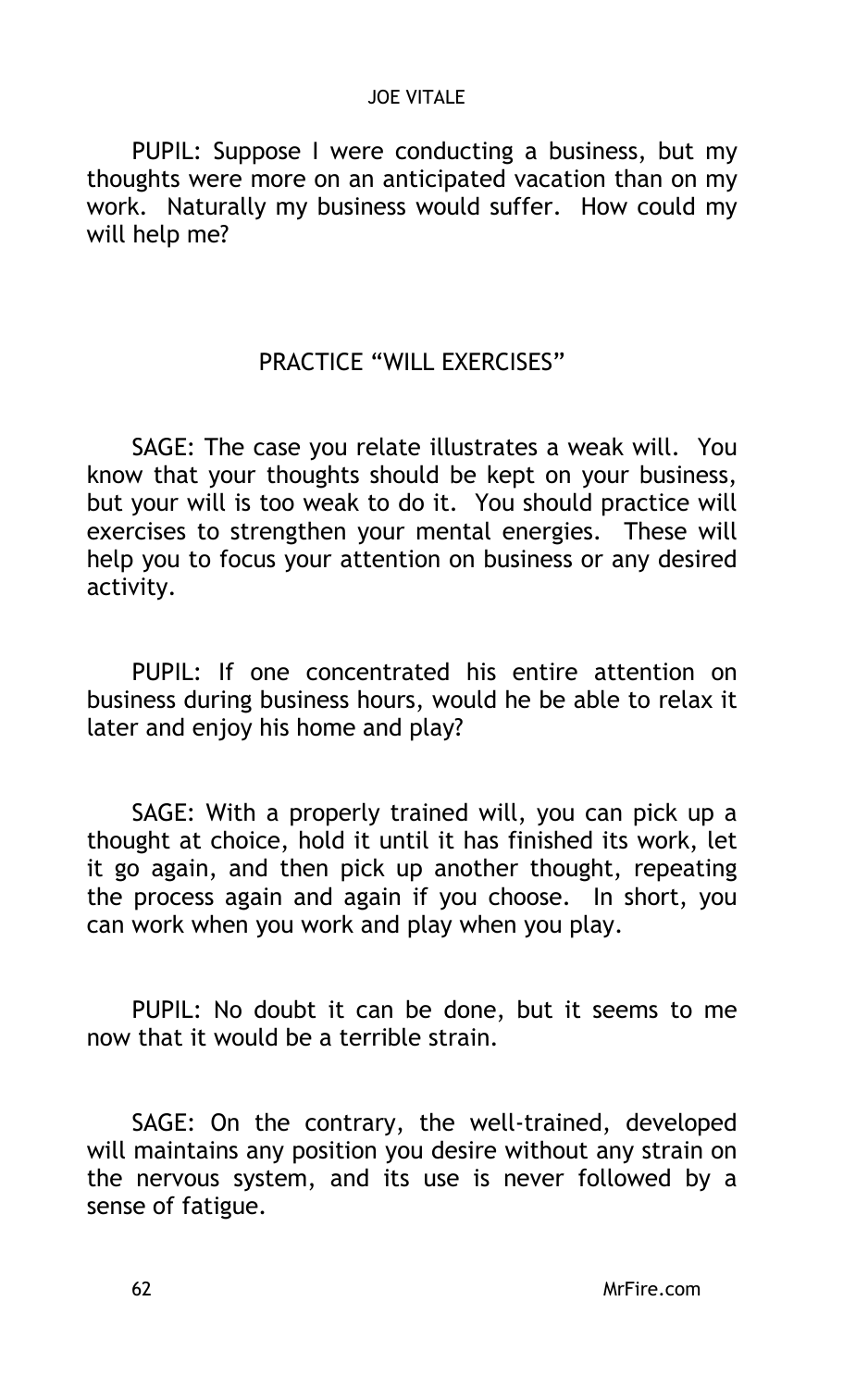PUPIL: Suppose I were conducting a business, but my thoughts were more on an anticipated vacation than on my work. Naturally my business would suffer. How could my will help me?

## PRACTICE "WILL EXERCISES"

SAGE: The case you relate illustrates a weak will. You know that your thoughts should be kept on your business, but your will is too weak to do it. You should practice will exercises to strengthen your mental energies. These will help you to focus your attention on business or any desired activity.

PUPIL: If one concentrated his entire attention on business during business hours, would he be able to relax it later and enjoy his home and play?

SAGE: With a properly trained will, you can pick up a thought at choice, hold it until it has finished its work, let it go again, and then pick up another thought, repeating the process again and again if you choose. In short, you can work when you work and play when you play.

PUPIL: No doubt it can be done, but it seems to me now that it would be a terrible strain.

SAGE: On the contrary, the well-trained, developed will maintains any position you desire without any strain on the nervous system, and its use is never followed by a sense of fatigue.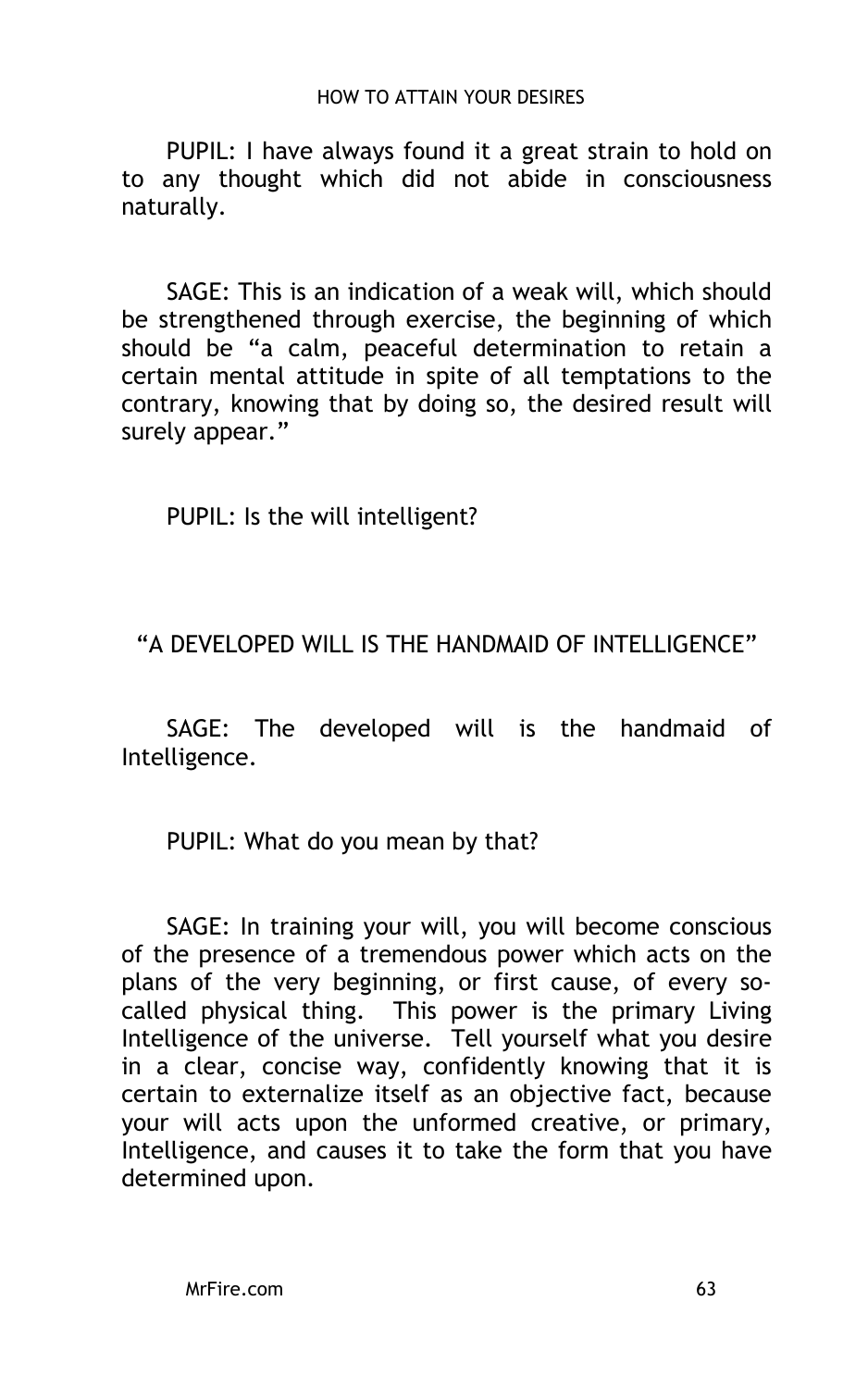PUPIL: I have always found it a great strain to hold on to any thought which did not abide in consciousness naturally.

SAGE: This is an indication of a weak will, which should be strengthened through exercise, the beginning of which should be "a calm, peaceful determination to retain a certain mental attitude in spite of all temptations to the contrary, knowing that by doing so, the desired result will surely appear."

PUPIL: Is the will intelligent?

## "A DEVELOPED WILL IS THE HANDMAID OF INTELLIGENCE"

SAGE: The developed will is the handmaid of Intelligence.

PUPIL: What do you mean by that?

SAGE: In training your will, you will become conscious of the presence of a tremendous power which acts on the plans of the very beginning, or first cause, of every so-called physical thing. This power is the primary Living Intelligence of the universe. Tell yourself what you desire in a clear, concise way, confidently knowing that it is certain to externalize itself as an objective fact, because your will acts upon the unformed creative, or primary, Intelligence, and causes it to take the form that you have determined upon.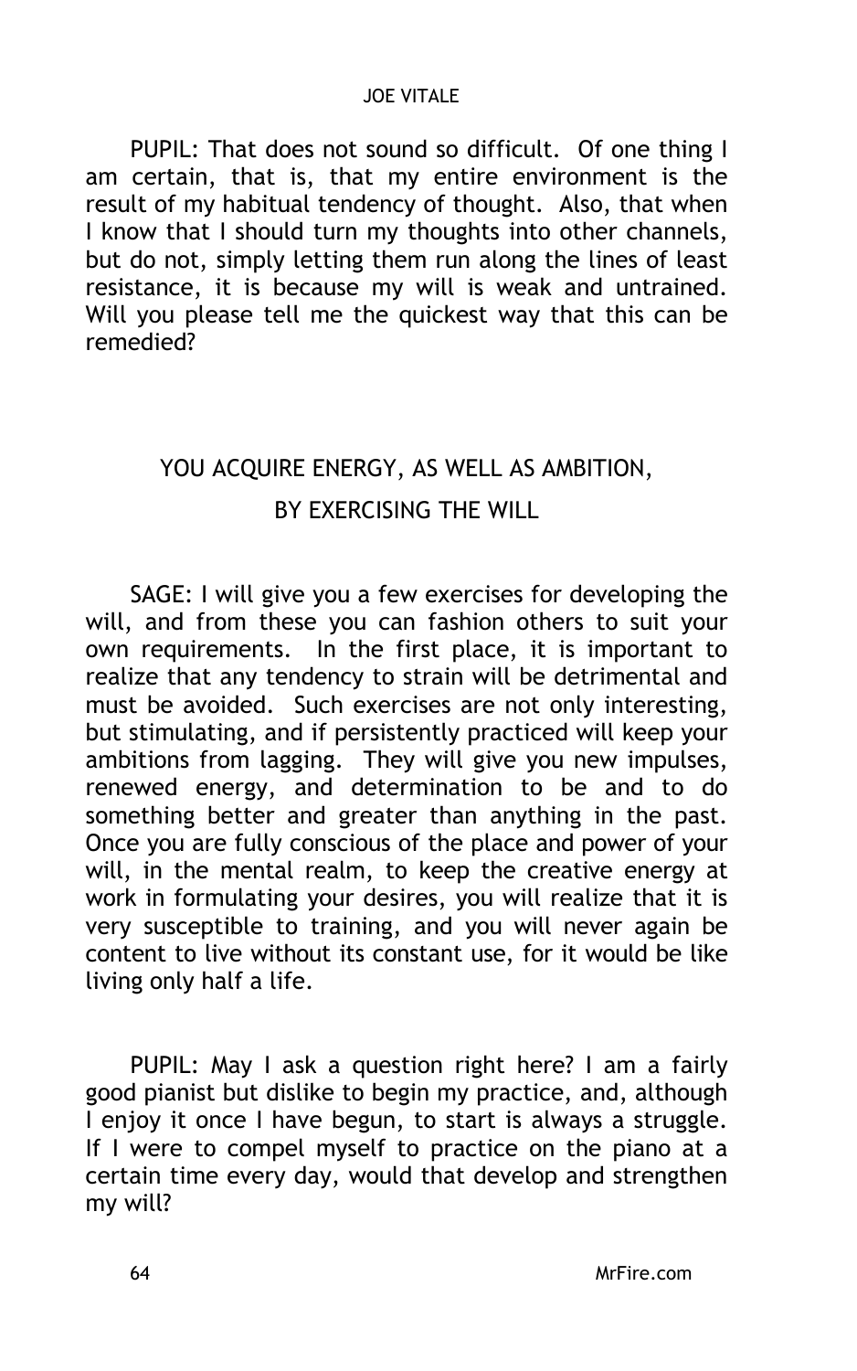PUPIL: That does not sound so difficult. Of one thing I am certain, that is, that my entire environment is the result of my habitual tendency of thought. Also, that when I know that I should turn my thoughts into other channels, but do not, simply letting them run along the lines of least resistance, it is because my will is weak and untrained. Will you please tell me the quickest way that this can be remedied?

## YOU ACQUIRE ENERGY, AS WELL AS AMBITION, BY EXERCISING THE WILL

SAGE: I will give you a few exercises for developing the will, and from these you can fashion others to suit your own requirements. In the first place, it is important to realize that any tendency to strain will be detrimental and must be avoided. Such exercises are not only interesting, but stimulating, and if persistently practiced will keep your ambitions from lagging. They will give you new impulses, renewed energy, and determination to be and to do something better and greater than anything in the past. Once you are fully conscious of the place and power of your will, in the mental realm, to keep the creative energy at work in formulating your desires, you will realize that it is very susceptible to training, and you will never again be content to live without its constant use, for it would be like living only half a life.

PUPIL: May I ask a question right here? I am a fairly good pianist but dislike to begin my practice, and, although I enjoy it once I have begun, to start is always a struggle. If I were to compel myself to practice on the piano at a certain time every day, would that develop and strengthen my will?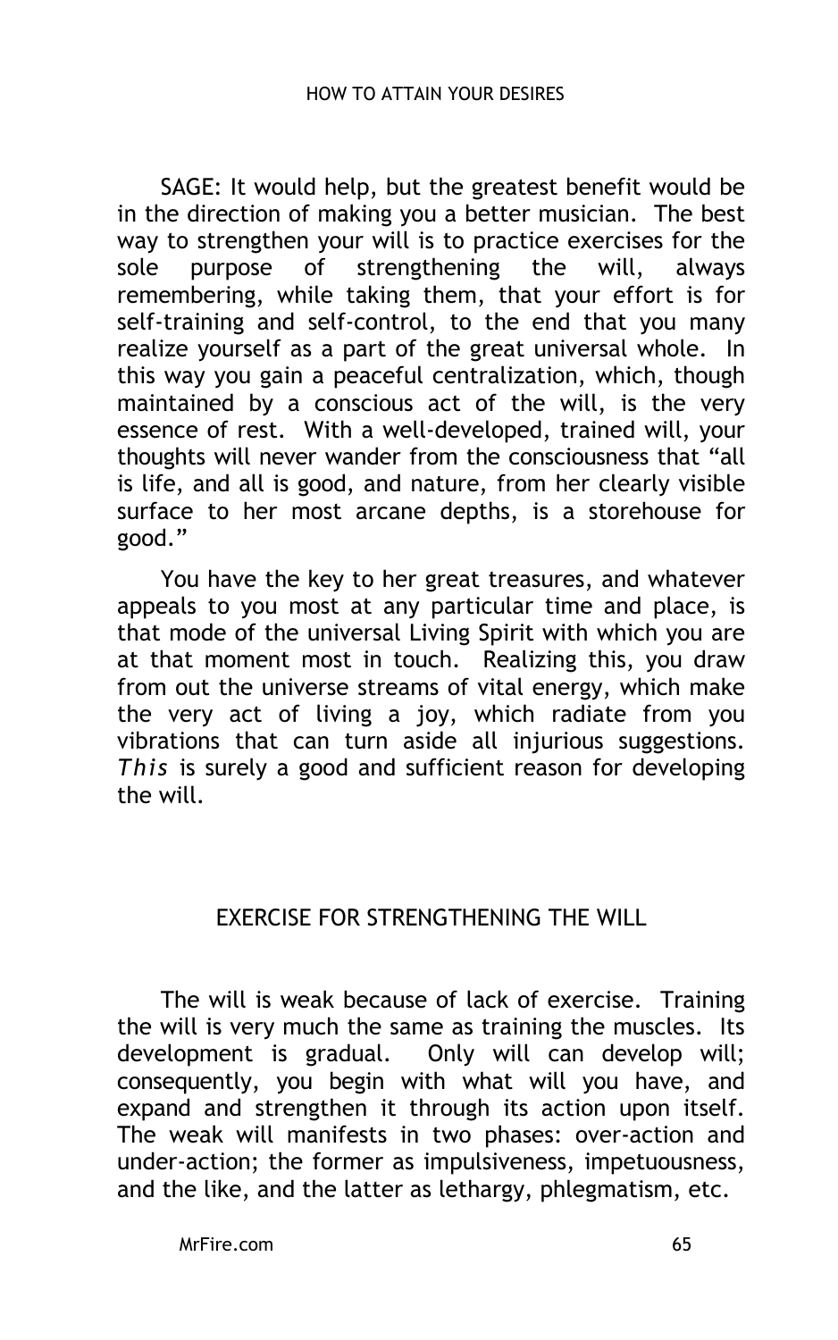SAGE: It would help, but the greatest benefit would be in the direction of making you a better musician. The best way to strengthen your will is to practice exercises for the sole purpose of strengthening the will, always remembering, while taking them, that your effort is for self-training and self-control, to the end that you many realize yourself as a part of the great universal whole. In this way you gain a peaceful centralization, which, though maintained by a conscious act of the will, is the very essence of rest. With a well-developed, trained will, your thoughts will never wander from the consciousness that "all is life, and all is good, and nature, from her clearly visible surface to her most arcane depths, is a storehouse for good."

You have the key to her great treasures, and whatever appeals to you most at any particular time and place, is that mode of the universal Living Spirit with which you are at that moment most in touch. Realizing this, you draw from out the universe streams of vital energy, which make the very act of living a joy, which radiate from you vibrations that can turn aside all injurious suggestions. *This* is surely a good and sufficient reason for developing the will.

## EXERCISE FOR STRENGTHENING THE WILL

The will is weak because of lack of exercise. Training the will is very much the same as training the muscles. Its development is gradual. Only will can develop will; consequently, you begin with what will you have, and expand and strengthen it through its action upon itself. The weak will manifests in two phases: over-action and under-action; the former as impulsiveness, impetuousness, and the like, and the latter as lethargy, phlegmatism, etc.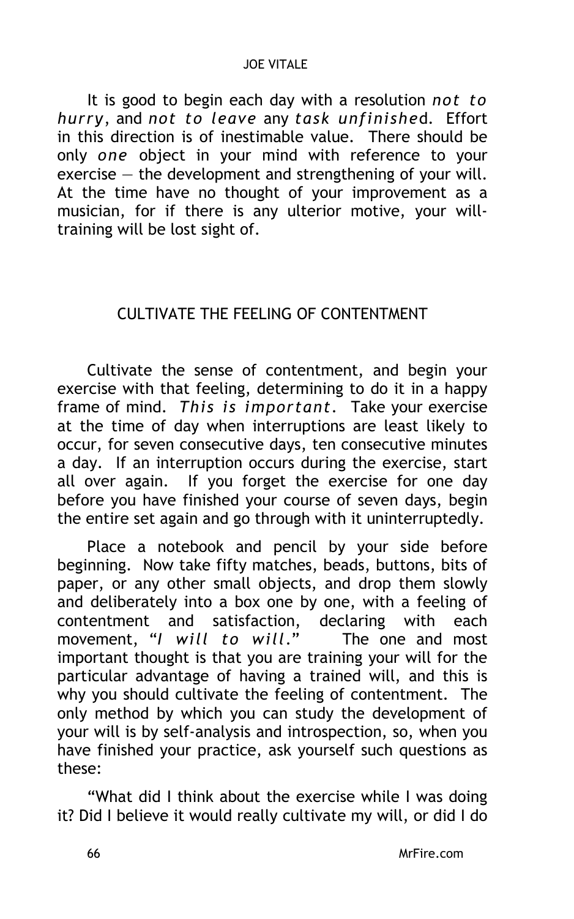It is good to begin each day with a resolution *not to hurry*, and *not to leave* any *task unfinished*. Effort in this direction is of inestimable value. There should be only *one* object in your mind with reference to your exercise — the development and strengthening of your will. At the time have no thought of your improvement as a musician, for if there is any ulterior motive, your will-training will be lost sight of.

## CULTIVATE THE FEELING OF CONTENTMENT

Cultivate the sense of contentment, and begin your exercise with that feeling, determining to do it in a happy frame of mind. *This is important.* Take your exercise at the time of day when interruptions are least likely to occur, for seven consecutive days, ten consecutive minutes a day. If an interruption occurs during the exercise, start all over again. If you forget the exercise for one day before you have finished your course of seven days, begin the entire set again and go through with it uninterruptedly.

Place a notebook and pencil by your side before beginning. Now take fifty matches, beads, buttons, bits of paper, or any other small objects, and drop them slowly and deliberately into a box one by one, with a feeling of contentment and satisfaction, declaring with each movement, "*I will to will.*" The one and most important thought is that you are training your will for the particular advantage of having a trained will, and this is why you should cultivate the feeling of contentment. The only method by which you can study the development of your will is by self-analysis and introspection, so, when you have finished your practice, ask yourself such questions as these:

"What did I think about the exercise while I was doing it? Did I believe it would really cultivate my will, or did I do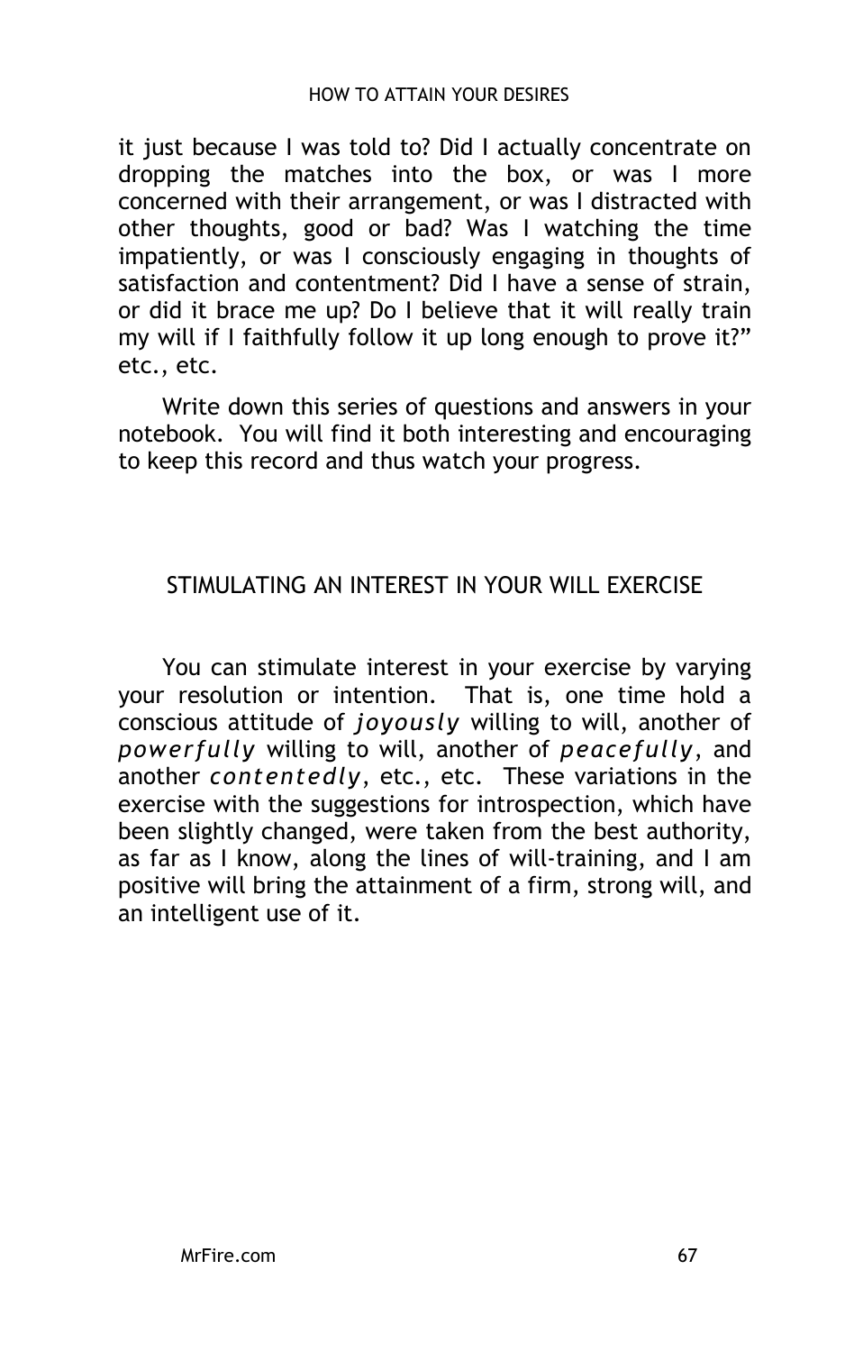it just because I was told to? Did I actually concentrate on dropping the matches into the box, or was I more concerned with their arrangement, or was I distracted with other thoughts, good or bad? Was I watching the time impatiently, or was I consciously engaging in thoughts of satisfaction and contentment? Did I have a sense of strain, or did it brace me up? Do I believe that it will really train my will if I faithfully follow it up long enough to prove it?" etc., etc.

Write down this series of questions and answers in your notebook. You will find it both interesting and encouraging to keep this record and thus watch your progress.

## STIMULATING AN INTEREST IN YOUR WILL EXERCISE

You can stimulate interest in your exercise by varying your resolution or intention. That is, one time hold a conscious attitude of *joyously* willing to will, another of *powerfully* willing to will, another of *peacefully*, and another *contentedly*, etc., etc. These variations in the exercise with the suggestions for introspection, which have been slightly changed, were taken from the best authority, as far as I know, along the lines of will-training, and I am positive will bring the attainment of a firm, strong will, and an intelligent use of it.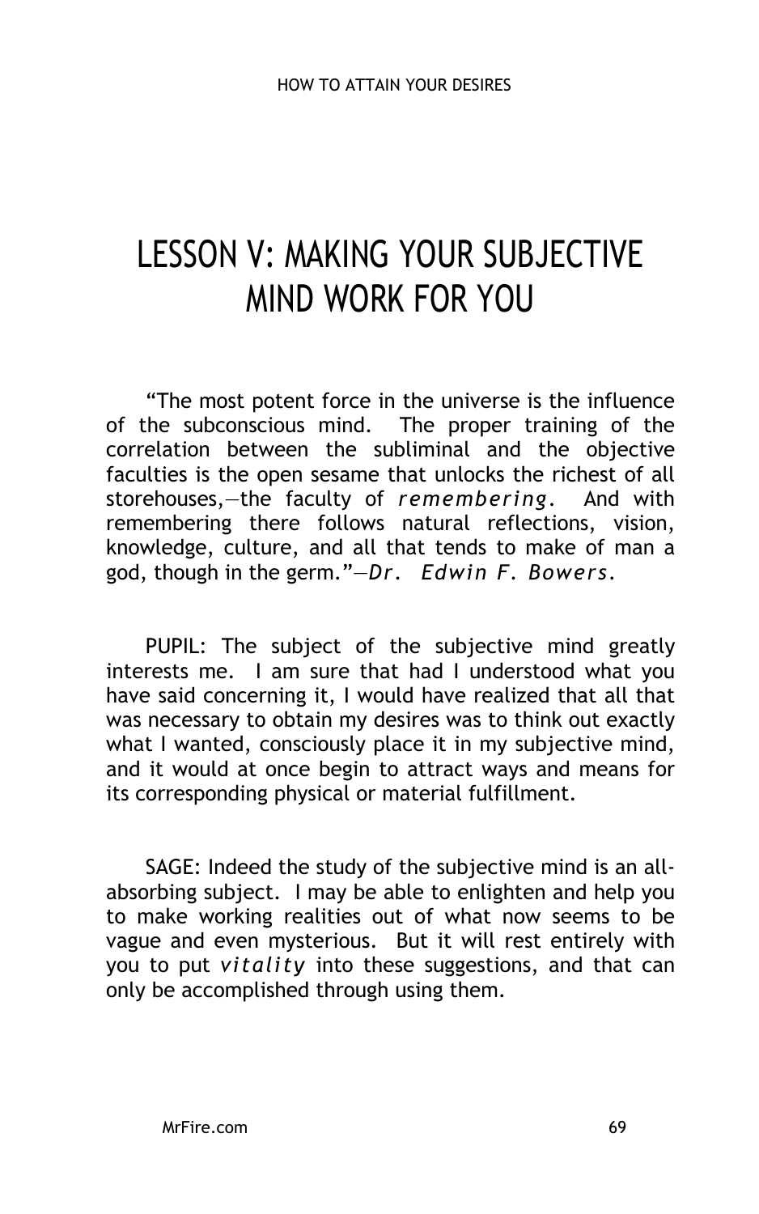# LESSON V: MAKING YOUR SUBJECTIVE MIND WORK FOR YOU

"The most potent force in the universe is the influence of the subconscious mind. The proper training of the correlation between the subliminal and the objective faculties is the open sesame that unlocks the richest of all storehouses,—the faculty of *remembering*. And with remembering there follows natural reflections, vision, knowledge, culture, and all that tends to make of man a god, though in the germ."—*Dr. Edwin F. Bowers*.

PUPIL: The subject of the subjective mind greatly interests me. I am sure that had I understood what you have said concerning it, I would have realized that all that was necessary to obtain my desires was to think out exactly what I wanted, consciously place it in my subjective mind, and it would at once begin to attract ways and means for its corresponding physical or material fulfillment.

SAGE: Indeed the study of the subjective mind is an all-absorbing subject. I may be able to enlighten and help you to make working realities out of what now seems to be vague and even mysterious. But it will rest entirely with you to put *vitality* into these suggestions, and that can only be accomplished through using them.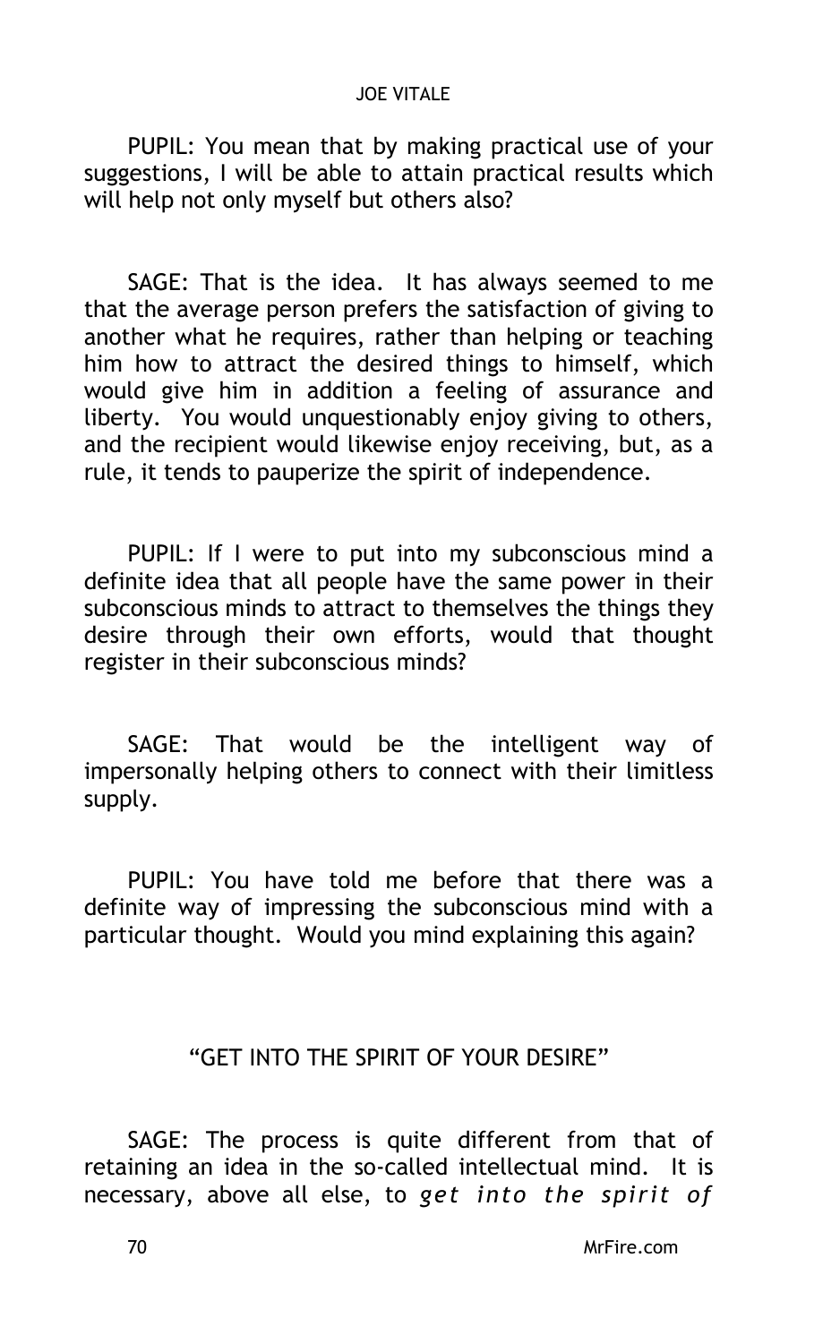PUPIL: You mean that by making practical use of your suggestions, I will be able to attain practical results which will help not only myself but others also?

SAGE: That is the idea. It has always seemed to me that the average person prefers the satisfaction of giving to another what he requires, rather than helping or teaching him how to attract the desired things to himself, which would give him in addition a feeling of assurance and liberty. You would unquestionably enjoy giving to others, and the recipient would likewise enjoy receiving, but, as a rule, it tends to pauperize the spirit of independence.

PUPIL: If I were to put into my subconscious mind a definite idea that all people have the same power in their subconscious minds to attract to themselves the things they desire through their own efforts, would that thought register in their subconscious minds?

SAGE: That would be the intelligent way of impersonally helping others to connect with their limitless supply.

PUPIL: You have told me before that there was a definite way of impressing the subconscious mind with a particular thought. Would you mind explaining this again?

## "GET INTO THE SPIRIT OF YOUR DESIRE"

SAGE: The process is quite different from that of retaining an idea in the so-called intellectual mind. It is necessary, above all else, to *get into the spirit of*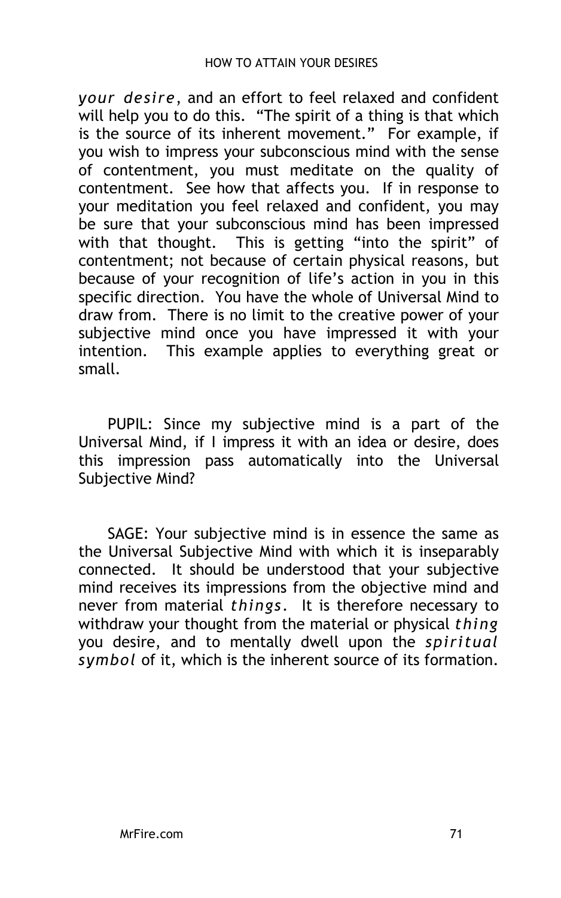*your desire*, and an effort to feel relaxed and confident will help you to do this. "The spirit of a thing is that which is the source of its inherent movement." For example, if you wish to impress your subconscious mind with the sense of contentment, you must meditate on the quality of contentment. See how that affects you. If in response to your meditation you feel relaxed and confident, you may be sure that your subconscious mind has been impressed with that thought. This is getting "into the spirit" of contentment; not because of certain physical reasons, but because of your recognition of life's action in you in this specific direction. You have the whole of Universal Mind to draw from. There is no limit to the creative power of your subjective mind once you have impressed it with your intention. This example applies to everything great or small.

PUPIL: Since my subjective mind is a part of the Universal Mind, if I impress it with an idea or desire, does this impression pass automatically into the Universal Subjective Mind?

SAGE: Your subjective mind is in essence the same as the Universal Subjective Mind with which it is inseparably connected. It should be understood that your subjective mind receives its impressions from the objective mind and never from material *things*. It is therefore necessary to withdraw your thought from the material or physical *thing* you desire, and to mentally dwell upon the *spiritual symbol* of it, which is the inherent source of its formation.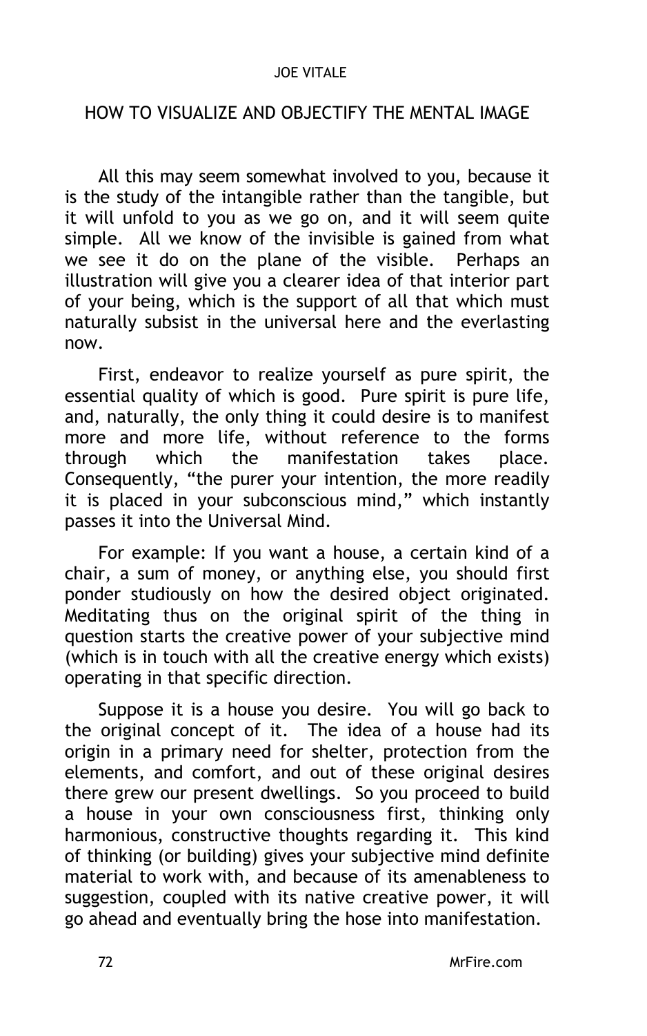## HOW TO VISUALIZE AND OBJECTIFY THE MENTAL IMAGE

All this may seem somewhat involved to you, because it is the study of the intangible rather than the tangible, but it will unfold to you as we go on, and it will seem quite simple. All we know of the invisible is gained from what we see it do on the plane of the visible. Perhaps an illustration will give you a clearer idea of that interior part of your being, which is the support of all that which must naturally subsist in the universal here and the everlasting now.

First, endeavor to realize yourself as pure spirit, the essential quality of which is good. Pure spirit is pure life, and, naturally, the only thing it could desire is to manifest more and more life, without reference to the forms through which the manifestation takes place. Consequently, "the purer your intention, the more readily it is placed in your subconscious mind," which instantly passes it into the Universal Mind.

For example: If you want a house, a certain kind of a chair, a sum of money, or anything else, you should first ponder studiously on how the desired object originated. Meditating thus on the original spirit of the thing in question starts the creative power of your subjective mind (which is in touch with all the creative energy which exists) operating in that specific direction.

Suppose it is a house you desire. You will go back to the original concept of it. The idea of a house had its origin in a primary need for shelter, protection from the elements, and comfort, and out of these original desires there grew our present dwellings. So you proceed to build a house in your own consciousness first, thinking only harmonious, constructive thoughts regarding it. This kind of thinking (or building) gives your subjective mind definite material to work with, and because of its amenableness to suggestion, coupled with its native creative power, it will go ahead and eventually bring the hose into manifestation.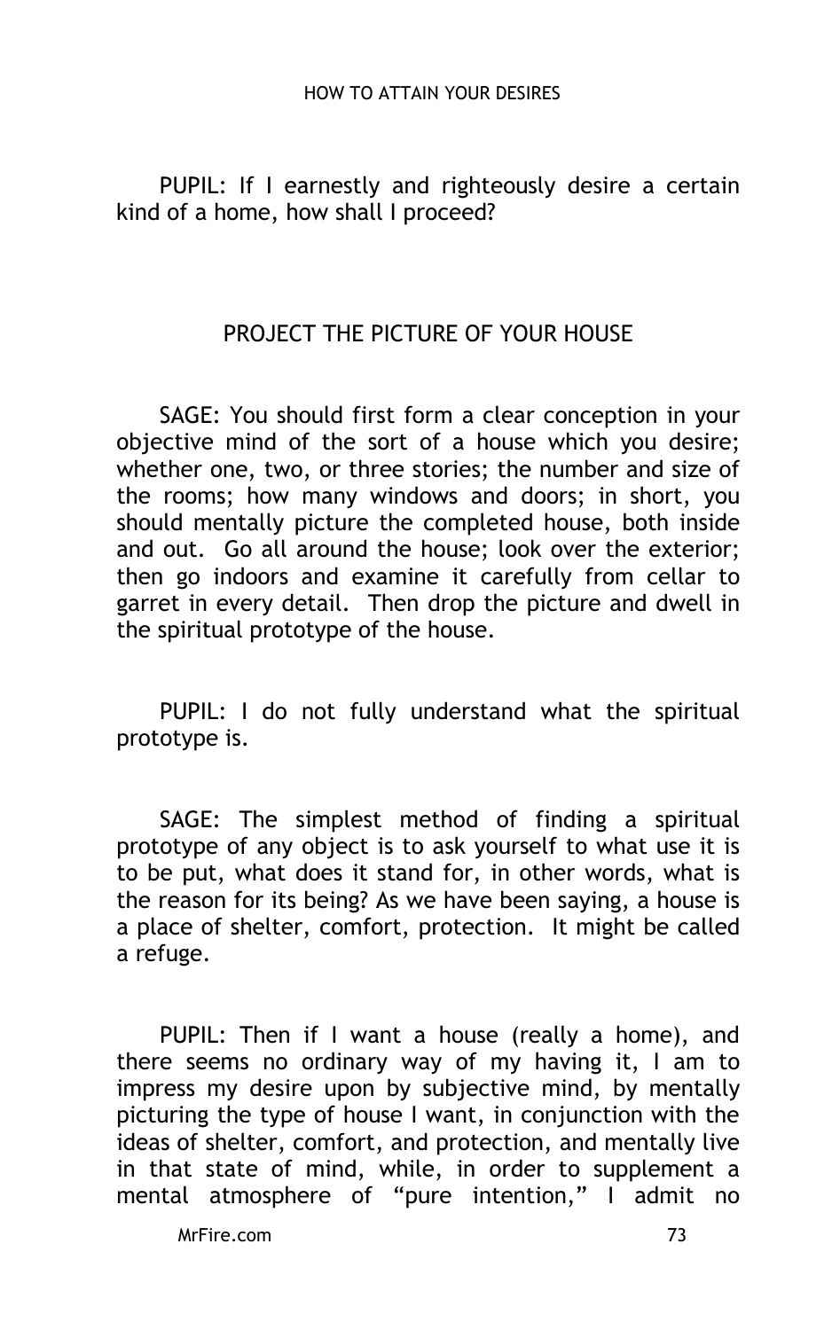PUPIL: If I earnestly and righteously desire a certain kind of a home, how shall I proceed?

## PROJECT THE PICTURE OF YOUR HOUSE

SAGE: You should first form a clear conception in your objective mind of the sort of a house which you desire; whether one, two, or three stories; the number and size of the rooms; how many windows and doors; in short, you should mentally picture the completed house, both inside and out. Go all around the house; look over the exterior; then go indoors and examine it carefully from cellar to garret in every detail. Then drop the picture and dwell in the spiritual prototype of the house.

PUPIL: I do not fully understand what the spiritual prototype is.

SAGE: The simplest method of finding a spiritual prototype of any object is to ask yourself to what use it is to be put, what does it stand for, in other words, what is the reason for its being? As we have been saying, a house is a place of shelter, comfort, protection. It might be called a refuge.

PUPIL: Then if I want a house (really a home), and there seems no ordinary way of my having it, I am to impress my desire upon by subjective mind, by mentally picturing the type of house I want, in conjunction with the ideas of shelter, comfort, and protection, and mentally live in that state of mind, while, in order to supplement a mental atmosphere of "pure intention," I admit no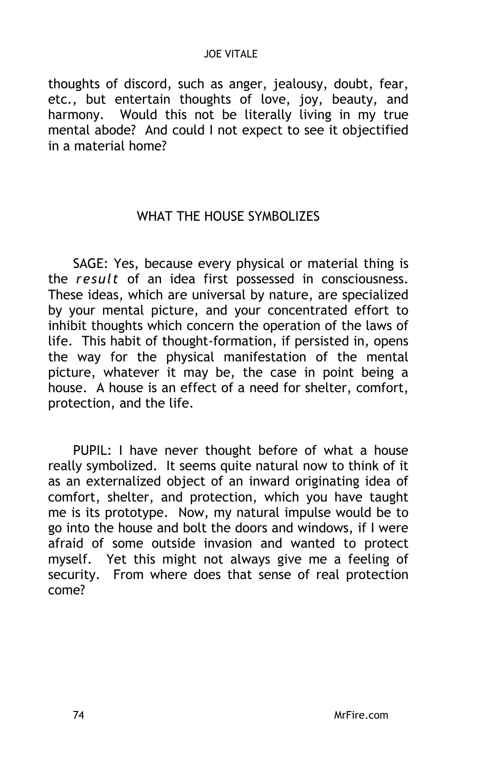thoughts of discord, such as anger, jealousy, doubt, fear, etc., but entertain thoughts of love, joy, beauty, and harmony. Would this not be literally living in my true mental abode? And could I not expect to see it objectified in a material home?

## WHAT THE HOUSE SYMBOLIZES

SAGE: Yes, because every physical or material thing is the *result* of an idea first possessed in consciousness. These ideas, which are universal by nature, are specialized by your mental picture, and your concentrated effort to inhibit thoughts which concern the operation of the laws of life. This habit of thought-formation, if persisted in, opens the way for the physical manifestation of the mental picture, whatever it may be, the case in point being a house. A house is an effect of a need for shelter, comfort, protection, and the life.

PUPIL: I have never thought before of what a house really symbolized. It seems quite natural now to think of it as an externalized object of an inward originating idea of comfort, shelter, and protection, which you have taught me is its prototype. Now, my natural impulse would be to go into the house and bolt the doors and windows, if I were afraid of some outside invasion and wanted to protect myself. Yet this might not always give me a feeling of security. From where does that sense of real protection come?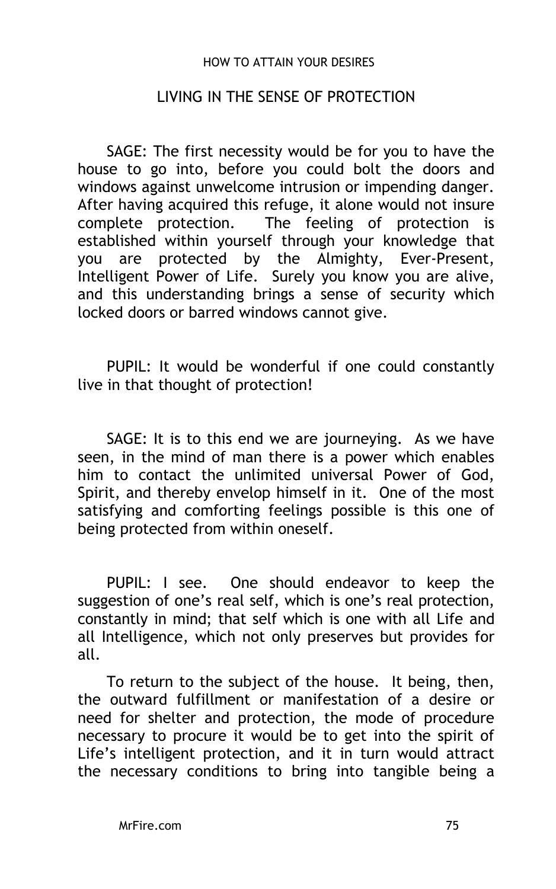## LIVING IN THE SENSE OF PROTECTION

SAGE: The first necessity would be for you to have the house to go into, before you could bolt the doors and windows against unwelcome intrusion or impending danger. After having acquired this refuge, it alone would not insure complete protection. The feeling of protection is established within yourself through your knowledge that you are protected by the Almighty, Ever-Present, Intelligent Power of Life. Surely you know you are alive, and this understanding brings a sense of security which locked doors or barred windows cannot give.

PUPIL: It would be wonderful if one could constantly live in that thought of protection!

SAGE: It is to this end we are journeying. As we have seen, in the mind of man there is a power which enables him to contact the unlimited universal Power of God, Spirit, and thereby envelop himself in it. One of the most satisfying and comforting feelings possible is this one of being protected from within oneself.

PUPIL: I see. One should endeavor to keep the suggestion of one's real self, which is one's real protection, constantly in mind; that self which is one with all Life and all Intelligence, which not only preserves but provides for all.

To return to the subject of the house. It being, then, the outward fulfillment or manifestation of a desire or need for shelter and protection, the mode of procedure necessary to procure it would be to get into the spirit of Life's intelligent protection, and it in turn would attract the necessary conditions to bring into tangible being a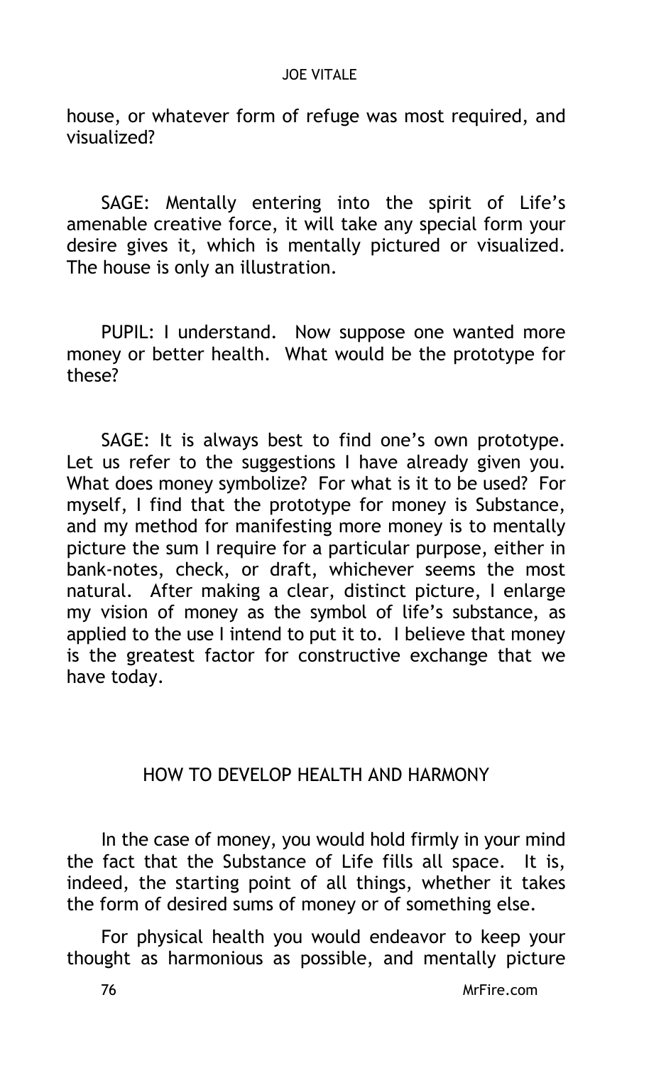house, or whatever form of refuge was most required, and visualized?

SAGE: Mentally entering into the spirit of Life's amenable creative force, it will take any special form your desire gives it, which is mentally pictured or visualized. The house is only an illustration.

PUPIL: I understand. Now suppose one wanted more money or better health. What would be the prototype for these?

SAGE: It is always best to find one's own prototype. Let us refer to the suggestions I have already given you. What does money symbolize? For what is it to be used? For myself, I find that the prototype for money is Substance, and my method for manifesting more money is to mentally picture the sum I require for a particular purpose, either in bank-notes, check, or draft, whichever seems the most natural. After making a clear, distinct picture, I enlarge my vision of money as the symbol of life's substance, as applied to the use I intend to put it to. I believe that money is the greatest factor for constructive exchange that we have today.

## HOW TO DEVELOP HEALTH AND HARMONY

In the case of money, you would hold firmly in your mind the fact that the Substance of Life fills all space. It is, indeed, the starting point of all things, whether it takes the form of desired sums of money or of something else.

For physical health you would endeavor to keep your thought as harmonious as possible, and mentally picture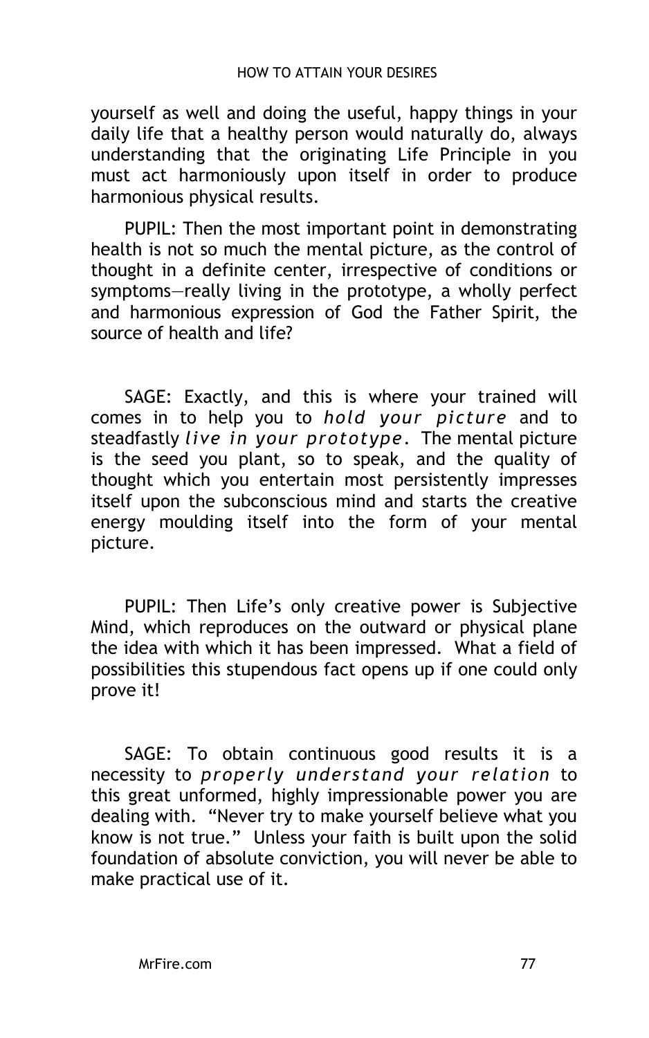yourself as well and doing the useful, happy things in your daily life that a healthy person would naturally do, always understanding that the originating Life Principle in you must act harmoniously upon itself in order to produce harmonious physical results.

PUPIL: Then the most important point in demonstrating health is not so much the mental picture, as the control of thought in a definite center, irrespective of conditions or symptoms—really living in the prototype, a wholly perfect and harmonious expression of God the Father Spirit, the source of health and life?

SAGE: Exactly, and this is where your trained will comes in to help you to *hold your picture* and to steadfastly *live in your prototype*. The mental picture is the seed you plant, so to speak, and the quality of thought which you entertain most persistently impresses itself upon the subconscious mind and starts the creative energy moulding itself into the form of your mental picture.

PUPIL: Then Life's only creative power is Subjective Mind, which reproduces on the outward or physical plane the idea with which it has been impressed. What a field of possibilities this stupendous fact opens up if one could only prove it!

SAGE: To obtain continuous good results it is a necessity to *properly understand your relation* to this great unformed, highly impressionable power you are dealing with. "Never try to make yourself believe what you know is not true." Unless your faith is built upon the solid foundation of absolute conviction, you will never be able to make practical use of it.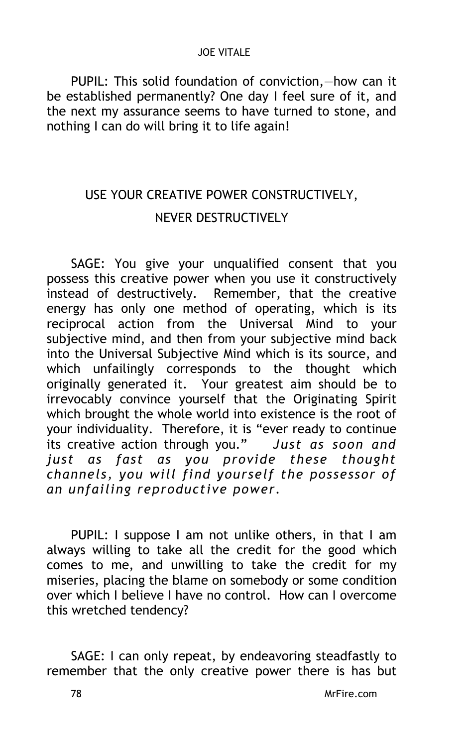PUPIL: This solid foundation of conviction,—how can it be established permanently? One day I feel sure of it, and the next my assurance seems to have turned to stone, and nothing I can do will bring it to life again!

## USE YOUR CREATIVE POWER CONSTRUCTIVELY, NEVER DESTRUCTIVELY

SAGE: You give your unqualified consent that you possess this creative power when you use it constructively instead of destructively. Remember, that the creative energy has only one method of operating, which is its reciprocal action from the Universal Mind to your subjective mind, and then from your subjective mind back into the Universal Subjective Mind which is its source, and which unfailingly corresponds to the thought which originally generated it. Your greatest aim should be to irrevocably convince yourself that the Originating Spirit which brought the whole world into existence is the root of your individuality. Therefore, it is "ever ready to continue its creative action through you." *Just as soon and just as fast as you provide these thought channels, you will find yourself the possessor of an unfailing reproductive power.*

PUPIL: I suppose I am not unlike others, in that I am always willing to take all the credit for the good which comes to me, and unwilling to take the credit for my miseries, placing the blame on somebody or some condition over which I believe I have no control. How can I overcome this wretched tendency?

SAGE: I can only repeat, by endeavoring steadfastly to remember that the only creative power there is has but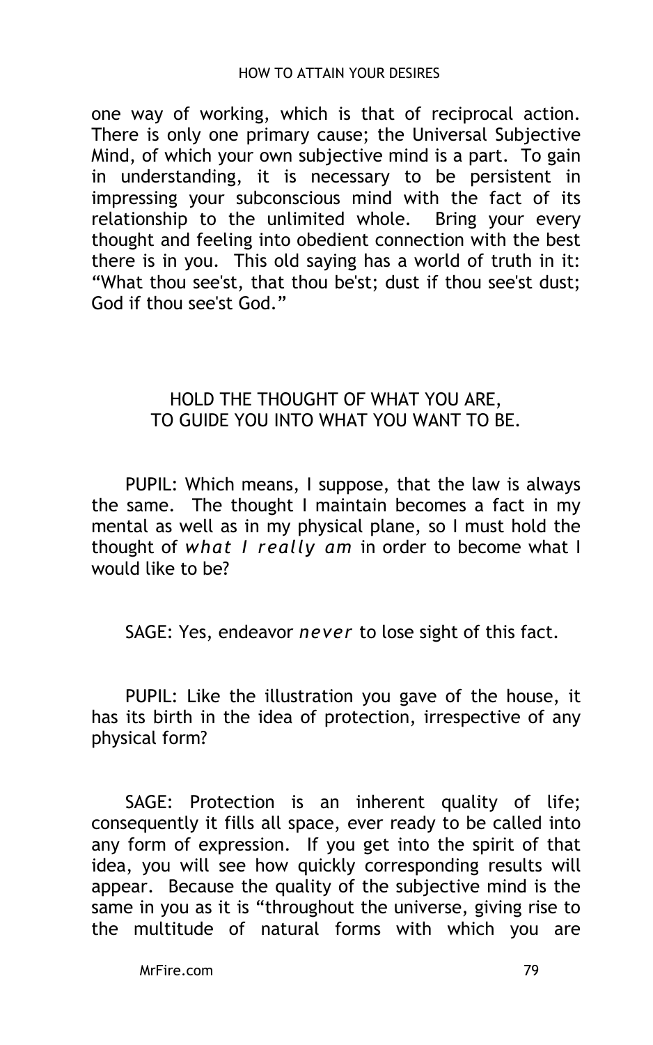one way of working, which is that of reciprocal action. There is only one primary cause; the Universal Subjective Mind, of which your own subjective mind is a part. To gain in understanding, it is necessary to be persistent in impressing your subconscious mind with the fact of its relationship to the unlimited whole. Bring your every thought and feeling into obedient connection with the best there is in you. This old saying has a world of truth in it: "What thou see'st, that thou be'st; dust if thou see'st dust; God if thou see'st God."

HOLD THE THOUGHT OF WHAT YOU ARE,
TO GUIDE YOU INTO WHAT YOU WANT TO BE.

PUPIL: Which means, I suppose, that the law is always the same. The thought I maintain becomes a fact in my mental as well as in my physical plane, so I must hold the thought of *what I really am* in order to become what I would like to be?

SAGE: Yes, endeavor *never* to lose sight of this fact.

PUPIL: Like the illustration you gave of the house, it has its birth in the idea of protection, irrespective of any physical form?

SAGE: Protection is an inherent quality of life; consequently it fills all space, ever ready to be called into any form of expression. If you get into the spirit of that idea, you will see how quickly corresponding results will appear. Because the quality of the subjective mind is the same in you as it is "throughout the universe, giving rise to the multitude of natural forms with which you are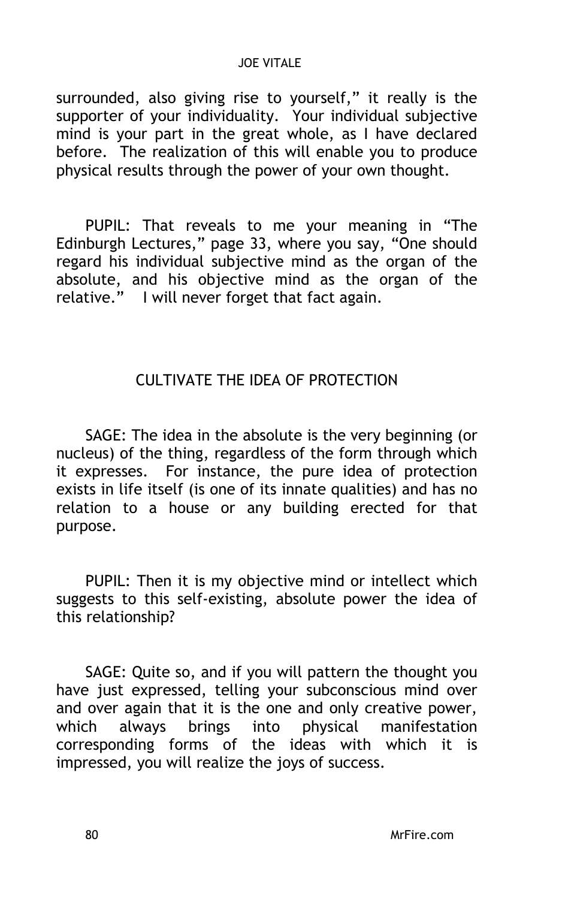surrounded, also giving rise to yourself," it really is the supporter of your individuality. Your individual subjective mind is your part in the great whole, as I have declared before. The realization of this will enable you to produce physical results through the power of your own thought.

PUPIL: That reveals to me your meaning in "The Edinburgh Lectures," page 33, where you say, "One should regard his individual subjective mind as the organ of the absolute, and his objective mind as the organ of the relative." I will never forget that fact again.

## CULTIVATE THE IDEA OF PROTECTION

SAGE: The idea in the absolute is the very beginning (or nucleus) of the thing, regardless of the form through which it expresses. For instance, the pure idea of protection exists in life itself (is one of its innate qualities) and has no relation to a house or any building erected for that purpose.

PUPIL: Then it is my objective mind or intellect which suggests to this self-existing, absolute power the idea of this relationship?

SAGE: Quite so, and if you will pattern the thought you have just expressed, telling your subconscious mind over and over again that it is the one and only creative power, which always brings into physical manifestation corresponding forms of the ideas with which it is impressed, you will realize the joys of success.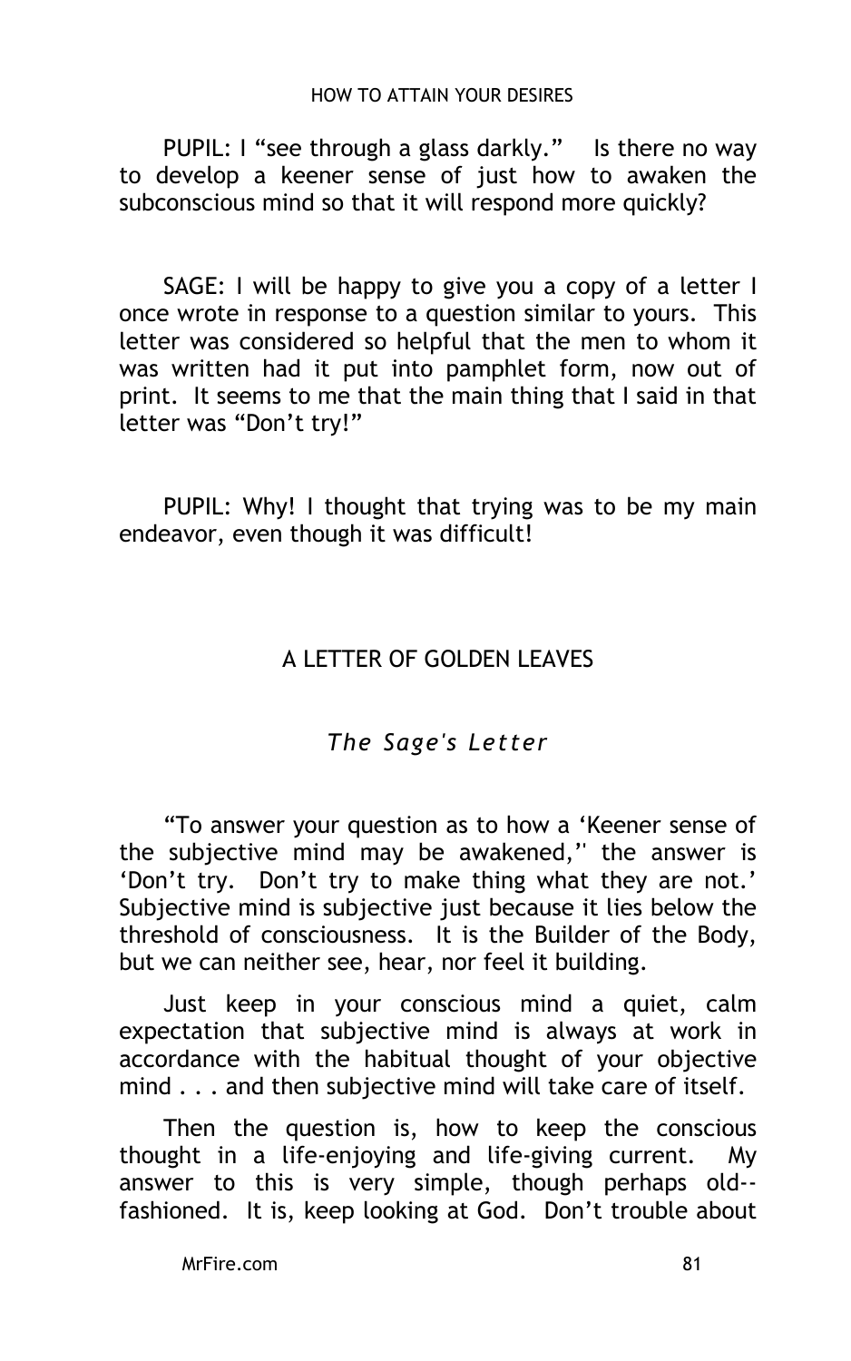PUPIL: I "see through a glass darkly." Is there no way to develop a keener sense of just how to awaken the subconscious mind so that it will respond more quickly?

SAGE: I will be happy to give you a copy of a letter I once wrote in response to a question similar to yours. This letter was considered so helpful that the men to whom it was written had it put into pamphlet form, now out of print. It seems to me that the main thing that I said in that letter was "Don't try!"

PUPIL: Why! I thought that trying was to be my main endeavor, even though it was difficult!

## A LETTER OF GOLDEN LEAVES

### *The Sage's Letter*

"To answer your question as to how a 'Keener sense of the subjective mind may be awakened,'' the answer is 'Don't try. Don't try to make thing what they are not.' Subjective mind is subjective just because it lies below the threshold of consciousness. It is the Builder of the Body, but we can neither see, hear, nor feel it building.

Just keep in your conscious mind a quiet, calm expectation that subjective mind is always at work in accordance with the habitual thought of your objective mind . . . and then subjective mind will take care of itself.

Then the question is, how to keep the conscious thought in a life-enjoying and life-giving current. My answer to this is very simple, though perhaps old--fashioned. It is, keep looking at God. Don't trouble about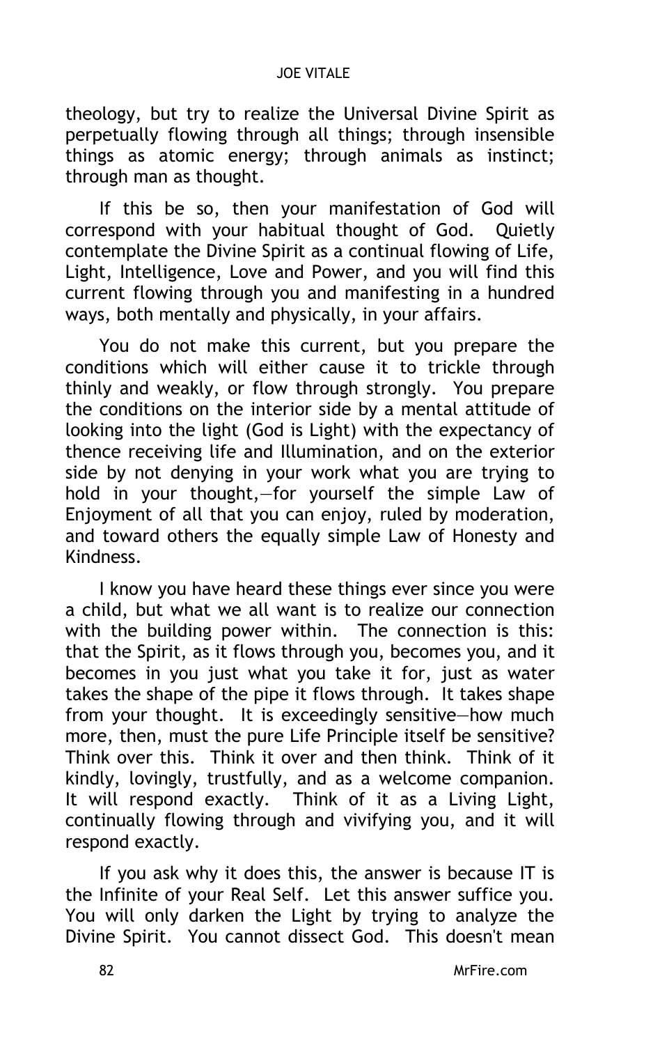theology, but try to realize the Universal Divine Spirit as perpetually flowing through all things; through insensible things as atomic energy; through animals as instinct; through man as thought.

If this be so, then your manifestation of God will correspond with your habitual thought of God. Quietly contemplate the Divine Spirit as a continual flowing of Life, Light, Intelligence, Love and Power, and you will find this current flowing through you and manifesting in a hundred ways, both mentally and physically, in your affairs.

You do not make this current, but you prepare the conditions which will either cause it to trickle through thinly and weakly, or flow through strongly. You prepare the conditions on the interior side by a mental attitude of looking into the light (God is Light) with the expectancy of thence receiving life and Illumination, and on the exterior side by not denying in your work what you are trying to hold in your thought,—for yourself the simple Law of Enjoyment of all that you can enjoy, ruled by moderation, and toward others the equally simple Law of Honesty and Kindness.

I know you have heard these things ever since you were a child, but what we all want is to realize our connection with the building power within. The connection is this: that the Spirit, as it flows through you, becomes you, and it becomes in you just what you take it for, just as water takes the shape of the pipe it flows through. It takes shape from your thought. It is exceedingly sensitive—how much more, then, must the pure Life Principle itself be sensitive? Think over this. Think it over and then think. Think of it kindly, lovingly, trustfully, and as a welcome companion. It will respond exactly. Think of it as a Living Light, continually flowing through and vivifying you, and it will respond exactly.

If you ask why it does this, the answer is because IT is the Infinite of your Real Self. Let this answer suffice you. You will only darken the Light by trying to analyze the Divine Spirit. You cannot dissect God. This doesn't mean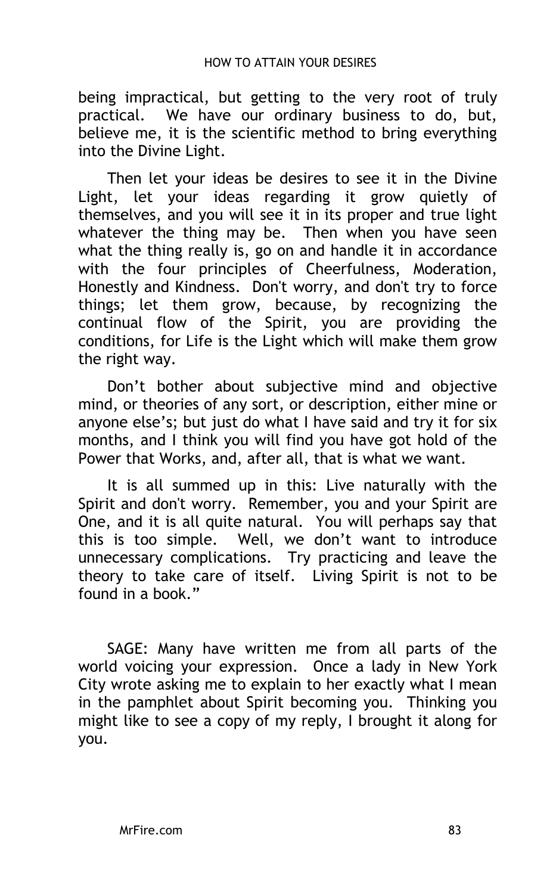being impractical, but getting to the very root of truly practical. We have our ordinary business to do, but, believe me, it is the scientific method to bring everything into the Divine Light.

Then let your ideas be desires to see it in the Divine Light, let your ideas regarding it grow quietly of themselves, and you will see it in its proper and true light whatever the thing may be. Then when you have seen what the thing really is, go on and handle it in accordance with the four principles of Cheerfulness, Moderation, Honestly and Kindness. Don't worry, and don't try to force things; let them grow, because, by recognizing the continual flow of the Spirit, you are providing the conditions, for Life is the Light which will make them grow the right way.

Don't bother about subjective mind and objective mind, or theories of any sort, or description, either mine or anyone else's; but just do what I have said and try it for six months, and I think you will find you have got hold of the Power that Works, and, after all, that is what we want.

It is all summed up in this: Live naturally with the Spirit and don't worry. Remember, you and your Spirit are One, and it is all quite natural. You will perhaps say that this is too simple. Well, we don't want to introduce unnecessary complications. Try practicing and leave the theory to take care of itself. Living Spirit is not to be found in a book."

SAGE: Many have written me from all parts of the world voicing your expression. Once a lady in New York City wrote asking me to explain to her exactly what I mean in the pamphlet about Spirit becoming you. Thinking you might like to see a copy of my reply, I brought it along for you.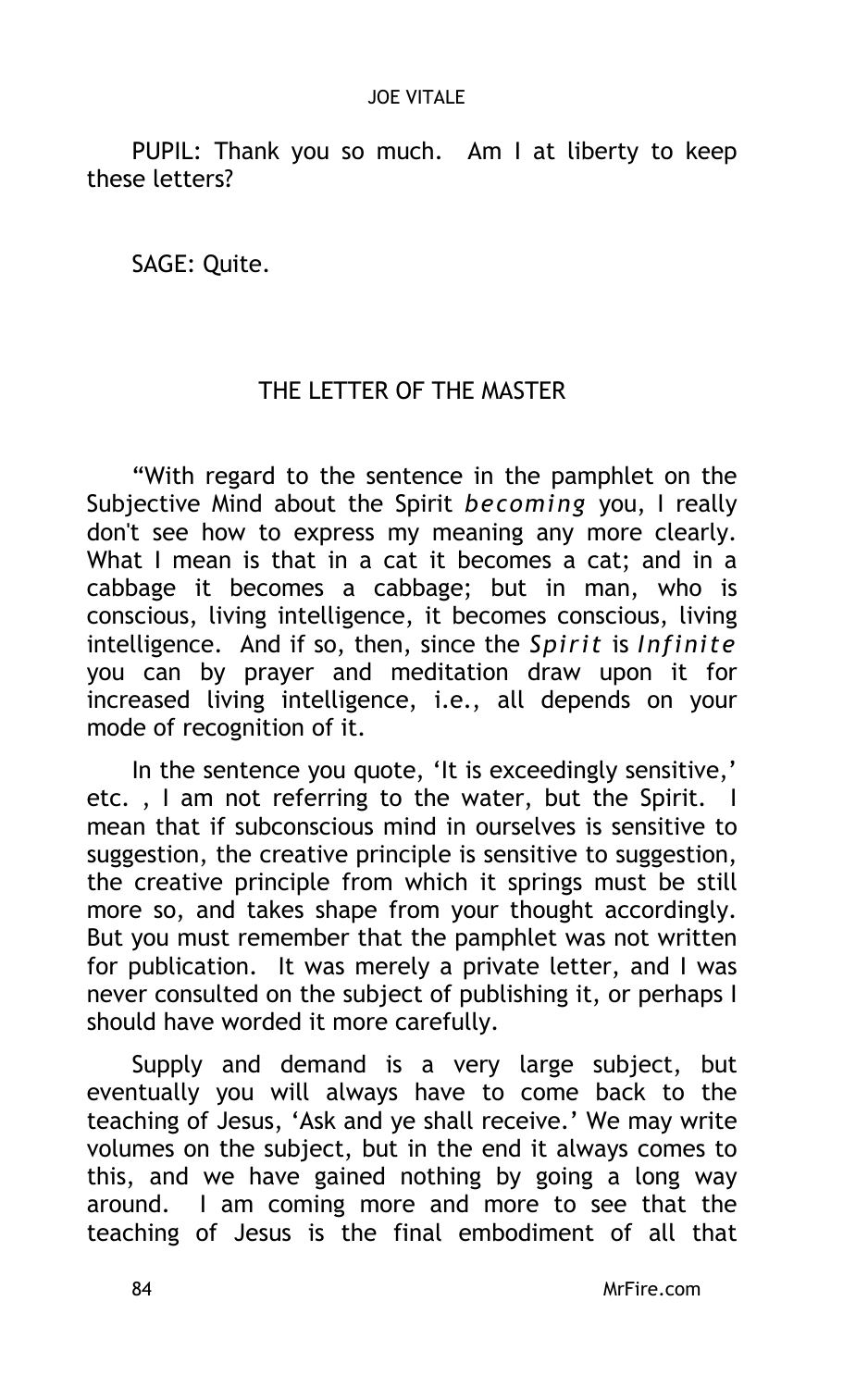PUPIL: Thank you so much. Am I at liberty to keep these letters?

SAGE: Quite.

## THE LETTER OF THE MASTER

"With regard to the sentence in the pamphlet on the Subjective Mind about the Spirit *becoming* you, I really don't see how to express my meaning any more clearly. What I mean is that in a cat it becomes a cat; and in a cabbage it becomes a cabbage; but in man, who is conscious, living intelligence, it becomes conscious, living intelligence. And if so, then, since the *Spirit* is *Infinite* you can by prayer and meditation draw upon it for increased living intelligence, i.e., all depends on your mode of recognition of it.

In the sentence you quote, 'It is exceedingly sensitive,' etc. , I am not referring to the water, but the Spirit. I mean that if subconscious mind in ourselves is sensitive to suggestion, the creative principle is sensitive to suggestion, the creative principle from which it springs must be still more so, and takes shape from your thought accordingly. But you must remember that the pamphlet was not written for publication. It was merely a private letter, and I was never consulted on the subject of publishing it, or perhaps I should have worded it more carefully.

Supply and demand is a very large subject, but eventually you will always have to come back to the teaching of Jesus, 'Ask and ye shall receive.' We may write volumes on the subject, but in the end it always comes to this, and we have gained nothing by going a long way around. I am coming more and more to see that the teaching of Jesus is the final embodiment of all that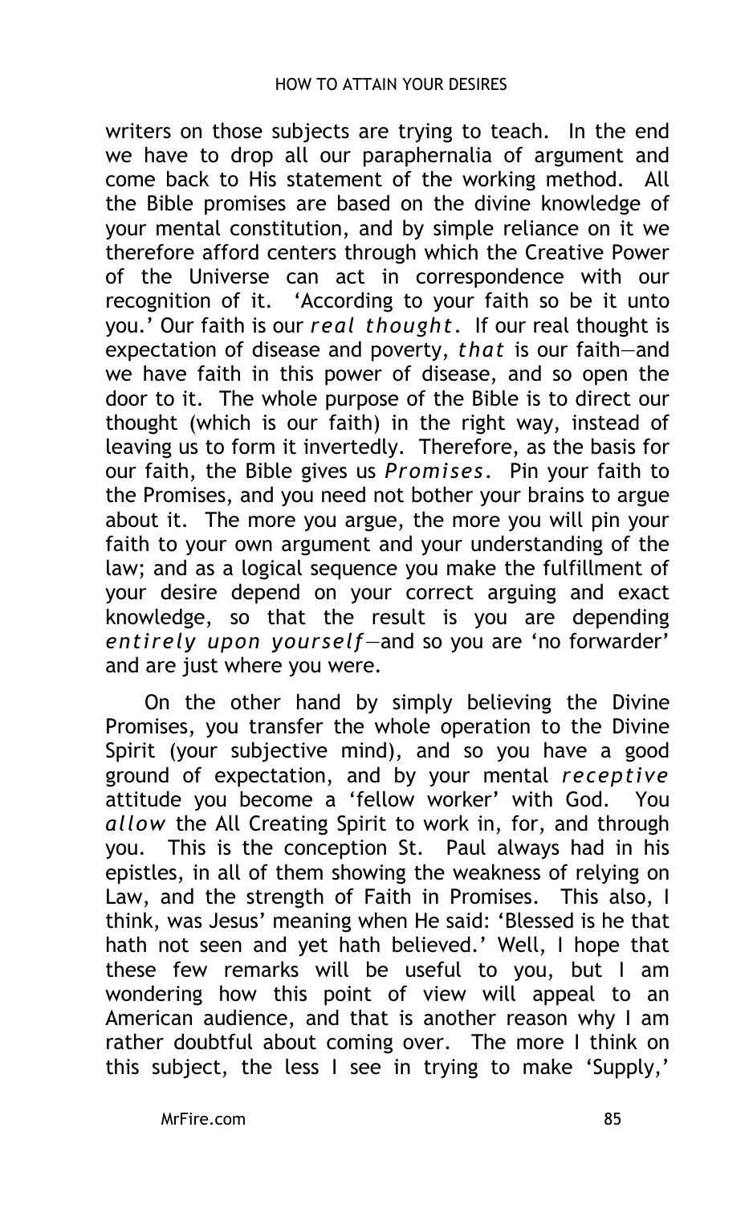writers on those subjects are trying to teach. In the end we have to drop all our paraphernalia of argument and come back to His statement of the working method. All the Bible promises are based on the divine knowledge of your mental constitution, and by simple reliance on it we therefore afford centers through which the Creative Power of the Universe can act in correspondence with our recognition of it. 'According to your faith so be it unto you.' Our faith is our *real thought*. If our real thought is expectation of disease and poverty, *that* is our faith—and we have faith in this power of disease, and so open the door to it. The whole purpose of the Bible is to direct our thought (which is our faith) in the right way, instead of leaving us to form it invertedly. Therefore, as the basis for our faith, the Bible gives us *Promises*. Pin your faith to the Promises, and you need not bother your brains to argue about it. The more you argue, the more you will pin your faith to your own argument and your understanding of the law; and as a logical sequence you make the fulfillment of your desire depend on your correct arguing and exact knowledge, so that the result is you are depending *entirely upon yourself*—and so you are 'no forwarder' and are just where you were.

On the other hand by simply believing the Divine Promises, you transfer the whole operation to the Divine Spirit (your subjective mind), and so you have a good ground of expectation, and by your mental *receptive* attitude you become a 'fellow worker' with God. You *allow* the All Creating Spirit to work in, for, and through you. This is the conception St. Paul always had in his epistles, in all of them showing the weakness of relying on Law, and the strength of Faith in Promises. This also, I think, was Jesus' meaning when He said: 'Blessed is he that hath not seen and yet hath believed.' Well, I hope that these few remarks will be useful to you, but I am wondering how this point of view will appeal to an American audience, and that is another reason why I am rather doubtful about coming over. The more I think on this subject, the less I see in trying to make 'Supply,'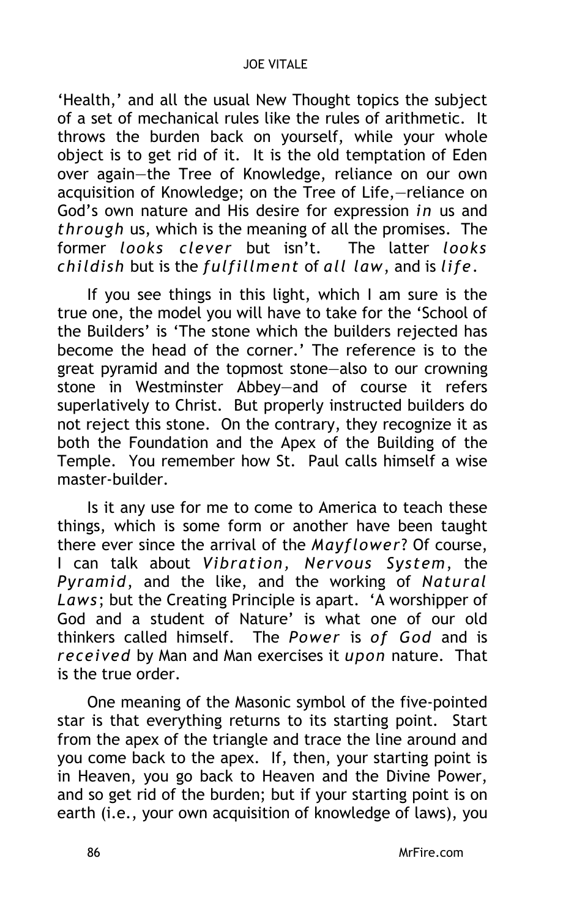'Health,' and all the usual New Thought topics the subject of a set of mechanical rules like the rules of arithmetic. It throws the burden back on yourself, while your whole object is to get rid of it. It is the old temptation of Eden over again—the Tree of Knowledge, reliance on our own acquisition of Knowledge; on the Tree of Life,—reliance on God's own nature and His desire for expression *in* us and *through* us, which is the meaning of all the promises. The former *looks clever* but isn't. The latter *looks childish* but is the *fulfillment* of *all law*, and is *life*.

If you see things in this light, which I am sure is the true one, the model you will have to take for the 'School of the Builders' is 'The stone which the builders rejected has become the head of the corner.' The reference is to the great pyramid and the topmost stone—also to our crowning stone in Westminster Abbey—and of course it refers superlatively to Christ. But properly instructed builders do not reject this stone. On the contrary, they recognize it as both the Foundation and the Apex of the Building of the Temple. You remember how St. Paul calls himself a wise master-builder.

Is it any use for me to come to America to teach these things, which is some form or another have been taught there ever since the arrival of the *Mayflower*? Of course, I can talk about *Vibration, Nervous System*, the *Pyramid*, and the like, and the working of *Natural Laws*; but the Creating Principle is apart. 'A worshipper of God and a student of Nature' is what one of our old thinkers called himself. The *Power* is *of God* and is *received* by Man and Man exercises it *upon* nature. That is the true order.

One meaning of the Masonic symbol of the five-pointed star is that everything returns to its starting point. Start from the apex of the triangle and trace the line around and you come back to the apex. If, then, your starting point is in Heaven, you go back to Heaven and the Divine Power, and so get rid of the burden; but if your starting point is on earth (i.e., your own acquisition of knowledge of laws), you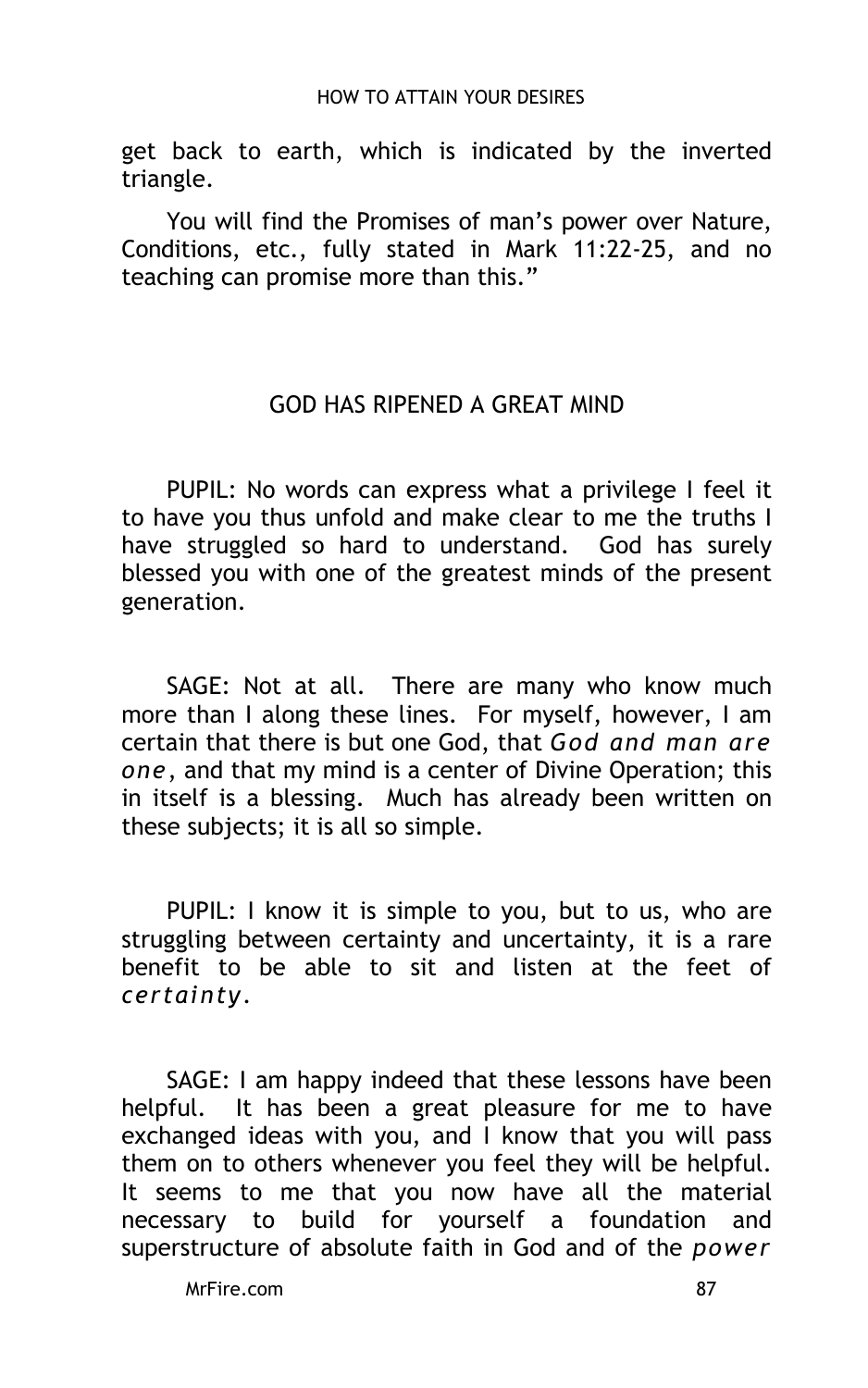get back to earth, which is indicated by the inverted triangle.

You will find the Promises of man's power over Nature, Conditions, etc., fully stated in Mark 11:22-25, and no teaching can promise more than this."

## GOD HAS RIPENED A GREAT MIND

PUPIL: No words can express what a privilege I feel it to have you thus unfold and make clear to me the truths I have struggled so hard to understand. God has surely blessed you with one of the greatest minds of the present generation.

SAGE: Not at all. There are many who know much more than I along these lines. For myself, however, I am certain that there is but one God, that *God and man are one*, and that my mind is a center of Divine Operation; this in itself is a blessing. Much has already been written on these subjects; it is all so simple.

PUPIL: I know it is simple to you, but to us, who are struggling between certainty and uncertainty, it is a rare benefit to be able to sit and listen at the feet of *certainty*.

SAGE: I am happy indeed that these lessons have been helpful. It has been a great pleasure for me to have exchanged ideas with you, and I know that you will pass them on to others whenever you feel they will be helpful. It seems to me that you now have all the material necessary to build for yourself a foundation and superstructure of absolute faith in God and of the *power*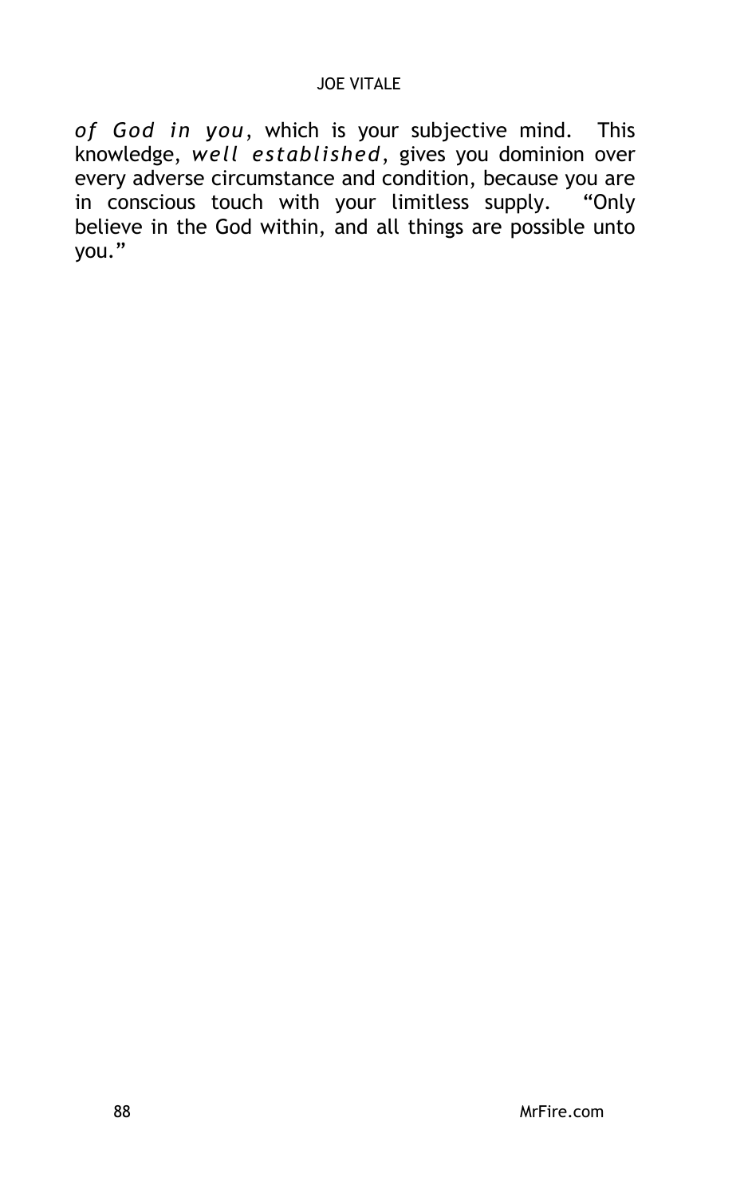*of God in you*, which is your subjective mind. This knowledge, *well established*, gives you dominion over every adverse circumstance and condition, because you are in conscious touch with your limitless supply. "Only believe in the God within, and all things are possible unto you."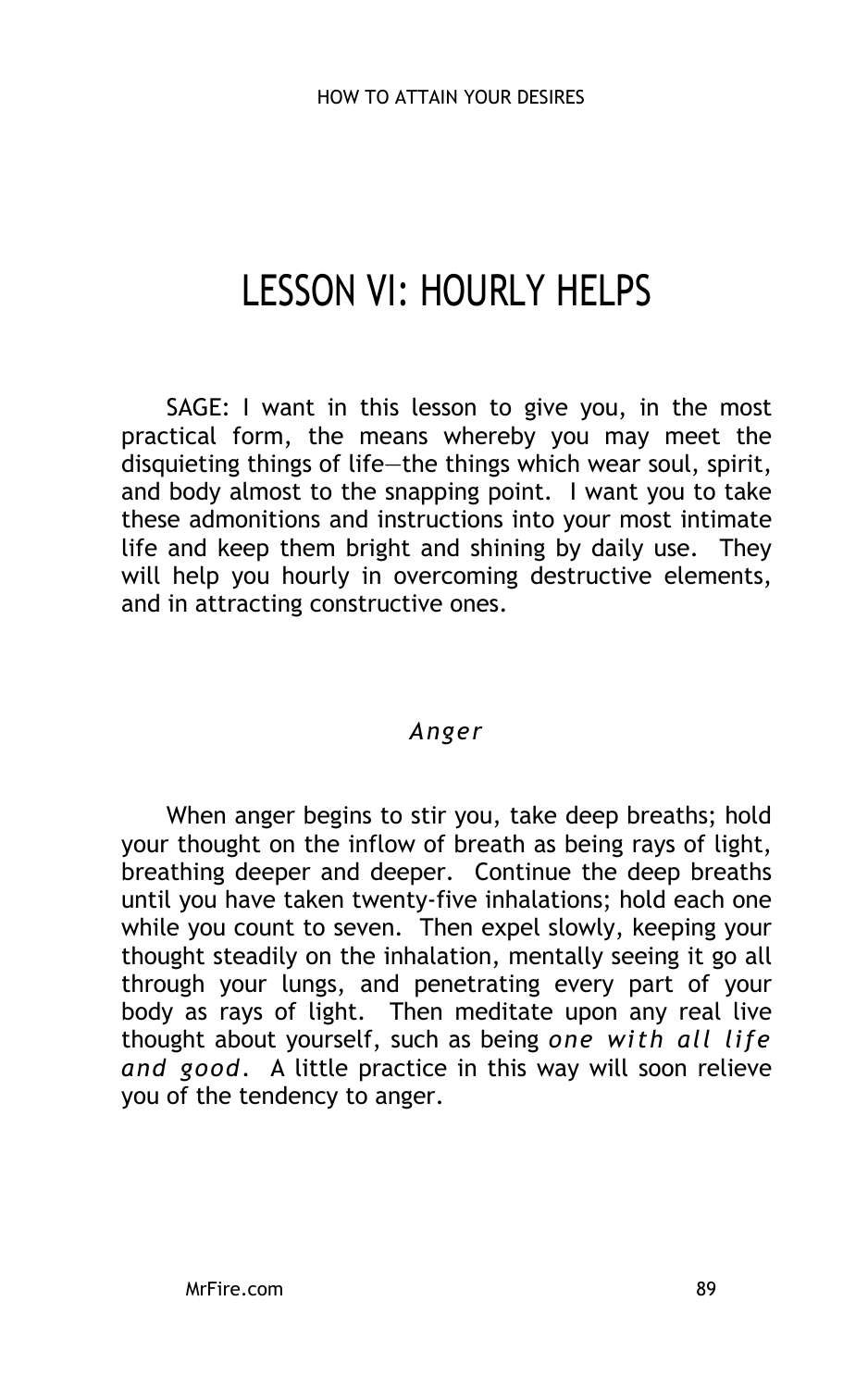# LESSON VI: HOURLY HELPS

SAGE: I want in this lesson to give you, in the most practical form, the means whereby you may meet the disquieting things of life—the things which wear soul, spirit, and body almost to the snapping point. I want you to take these admonitions and instructions into your most intimate life and keep them bright and shining by daily use. They will help you hourly in overcoming destructive elements, and in attracting constructive ones.

### *Anger*

When anger begins to stir you, take deep breaths; hold your thought on the inflow of breath as being rays of light, breathing deeper and deeper. Continue the deep breaths until you have taken twenty-five inhalations; hold each one while you count to seven. Then expel slowly, keeping your thought steadily on the inhalation, mentally seeing it go all through your lungs, and penetrating every part of your body as rays of light. Then meditate upon any real live thought about yourself, such as being *one with all life and good*. A little practice in this way will soon relieve you of the tendency to anger.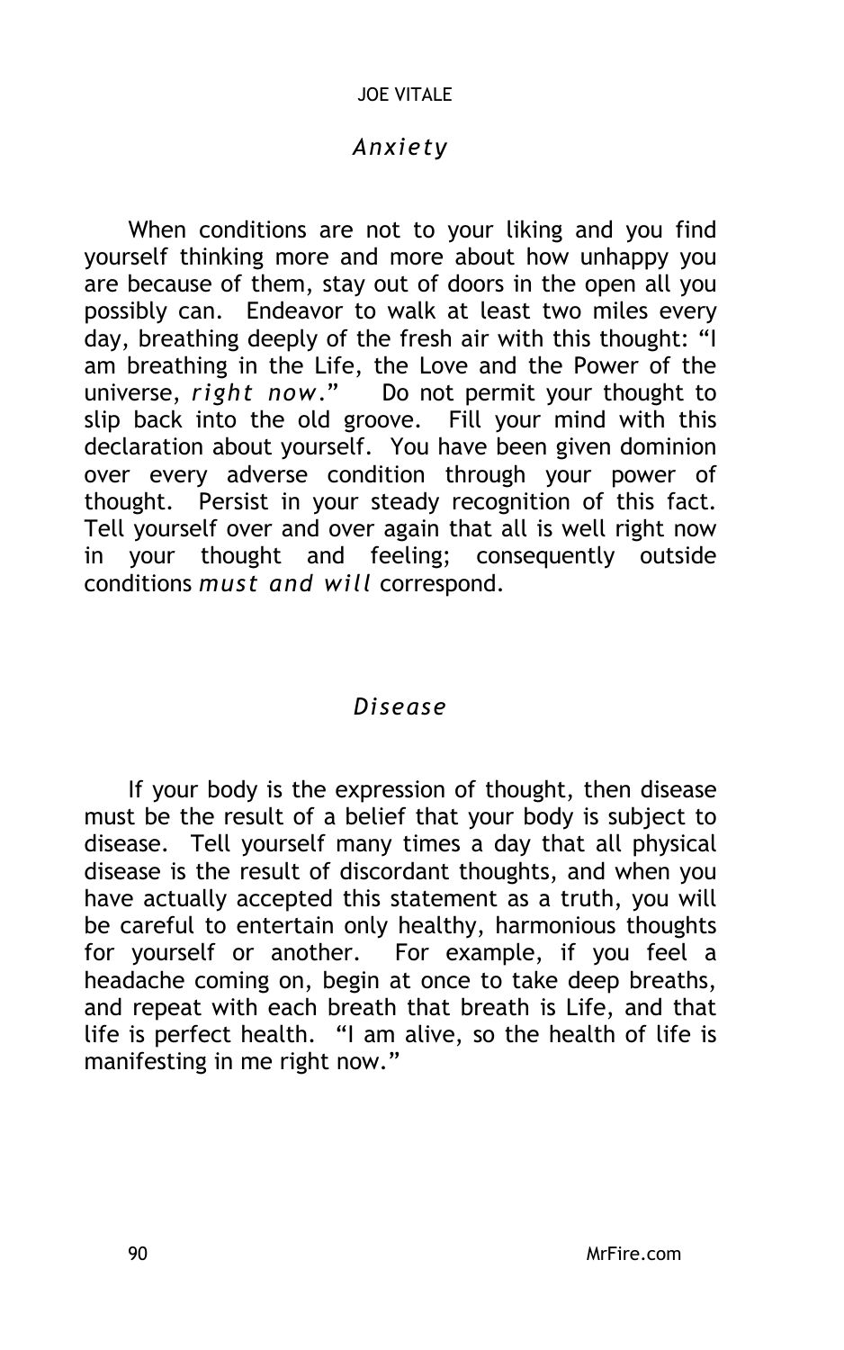## *Anxiety*

When conditions are not to your liking and you find yourself thinking more and more about how unhappy you are because of them, stay out of doors in the open all you possibly can. Endeavor to walk at least two miles every day, breathing deeply of the fresh air with this thought: "I am breathing in the Life, the Love and the Power of the universe, *right now*." Do not permit your thought to slip back into the old groove. Fill your mind with this declaration about yourself. You have been given dominion over every adverse condition through your power of thought. Persist in your steady recognition of this fact. Tell yourself over and over again that all is well right now in your thought and feeling; consequently outside conditions *must and will* correspond.

## *Disease*

If your body is the expression of thought, then disease must be the result of a belief that your body is subject to disease. Tell yourself many times a day that all physical disease is the result of discordant thoughts, and when you have actually accepted this statement as a truth, you will be careful to entertain only healthy, harmonious thoughts for yourself or another. For example, if you feel a headache coming on, begin at once to take deep breaths, and repeat with each breath that breath is Life, and that life is perfect health. "I am alive, so the health of life is manifesting in me right now."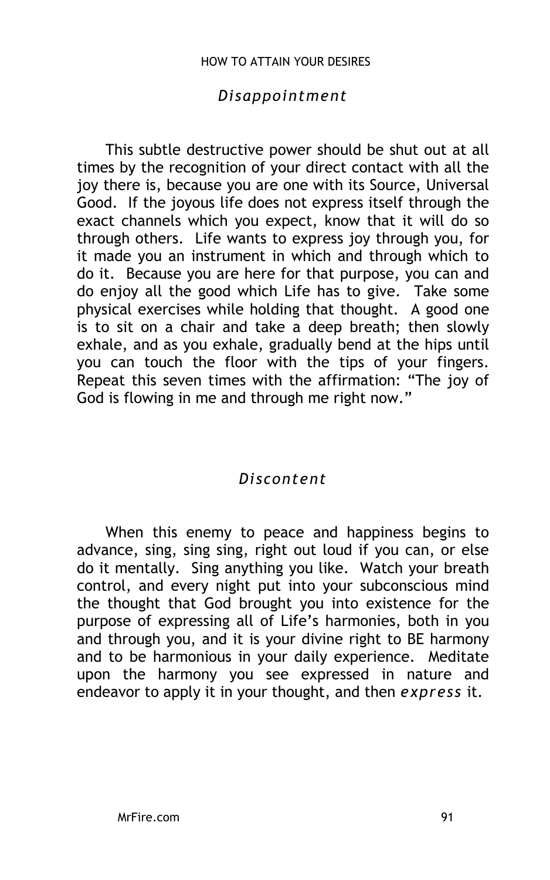### *Disappointment*

This subtle destructive power should be shut out at all times by the recognition of your direct contact with all the joy there is, because you are one with its Source, Universal Good. If the joyous life does not express itself through the exact channels which you expect, know that it will do so through others. Life wants to express joy through you, for it made you an instrument in which and through which to do it. Because you are here for that purpose, you can and do enjoy all the good which Life has to give. Take some physical exercises while holding that thought. A good one is to sit on a chair and take a deep breath; then slowly exhale, and as you exhale, gradually bend at the hips until you can touch the floor with the tips of your fingers. Repeat this seven times with the affirmation: "The joy of God is flowing in me and through me right now."

### *Discontent*

When this enemy to peace and happiness begins to advance, sing, sing sing, right out loud if you can, or else do it mentally. Sing anything you like. Watch your breath control, and every night put into your subconscious mind the thought that God brought you into existence for the purpose of expressing all of Life's harmonies, both in you and through you, and it is your divine right to BE harmony and to be harmonious in your daily experience. Meditate upon the harmony you see expressed in nature and endeavor to apply it in your thought, and then *express* it.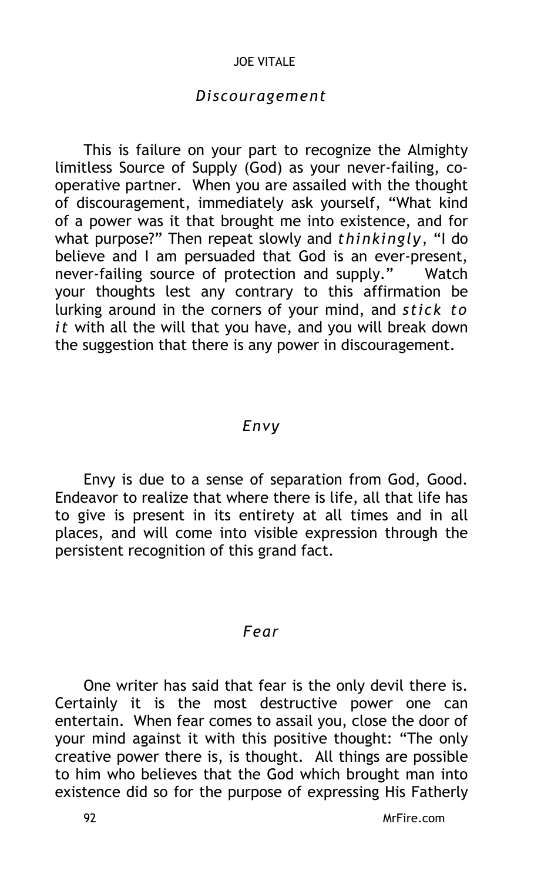### *Discouragement*

This is failure on your part to recognize the Almighty limitless Source of Supply (God) as your never-failing, co-operative partner. When you are assailed with the thought of discouragement, immediately ask yourself, "What kind of a power was it that brought me into existence, and for what purpose?" Then repeat slowly and *thinkingly*, "I do believe and I am persuaded that God is an ever-present, never-failing source of protection and supply." Watch your thoughts lest any contrary to this affirmation be lurking around in the corners of your mind, and *stick to it* with all the will that you have, and you will break down the suggestion that there is any power in discouragement.

### *Envy*

Envy is due to a sense of separation from God, Good. Endeavor to realize that where there is life, all that life has to give is present in its entirety at all times and in all places, and will come into visible expression through the persistent recognition of this grand fact.

### *Fear*

One writer has said that fear is the only devil there is. Certainly it is the most destructive power one can entertain. When fear comes to assail you, close the door of your mind against it with this positive thought: "The only creative power there is, is thought. All things are possible to him who believes that the God which brought man into existence did so for the purpose of expressing His Fatherly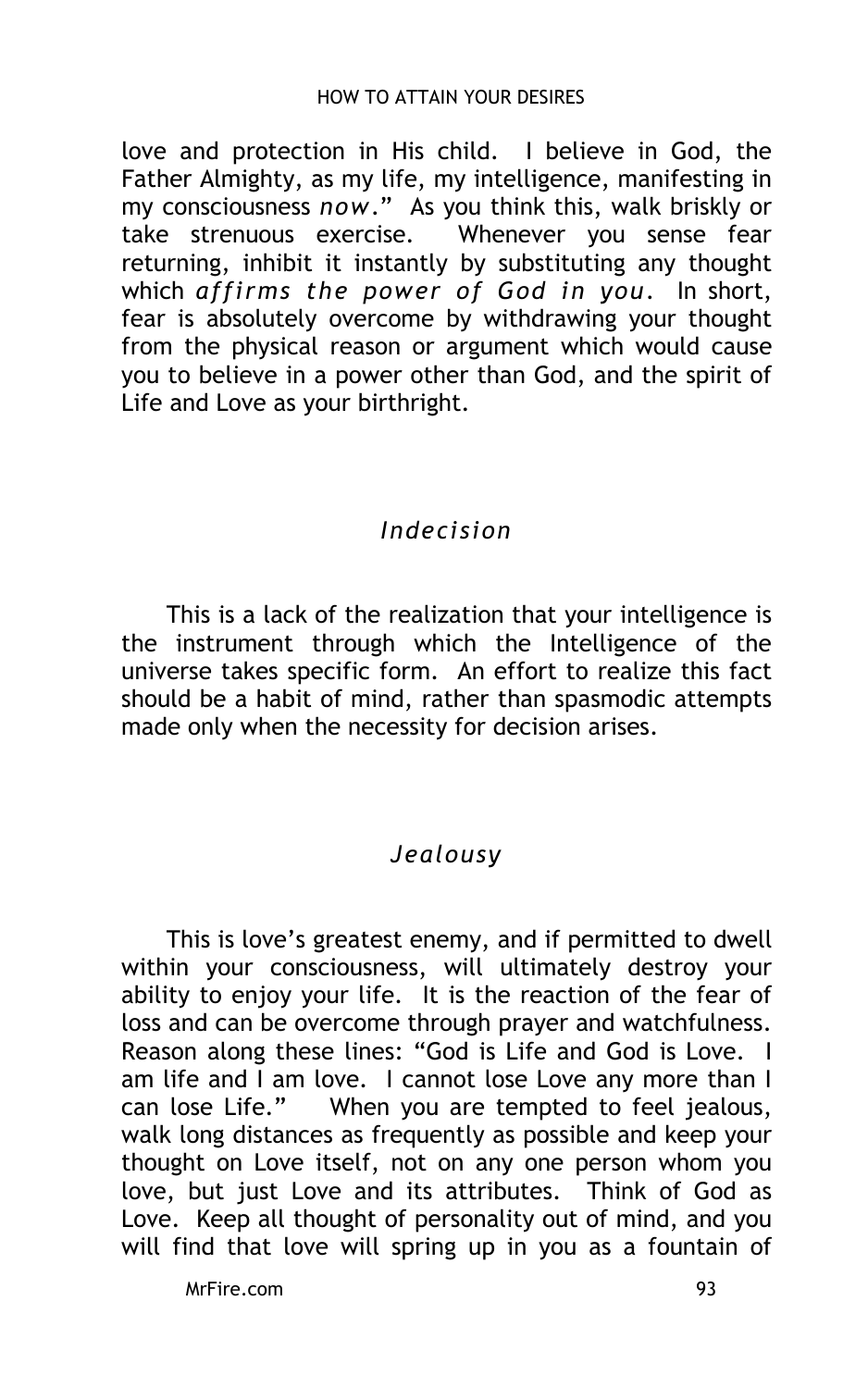love and protection in His child. I believe in God, the Father Almighty, as my life, my intelligence, manifesting in my consciousness *now*." As you think this, walk briskly or take strenuous exercise. Whenever you sense fear returning, inhibit it instantly by substituting any thought which *affirms the power of God in you*. In short, fear is absolutely overcome by withdrawing your thought from the physical reason or argument which would cause you to believe in a power other than God, and the spirit of Life and Love as your birthright.

### *Indecision*

This is a lack of the realization that your intelligence is the instrument through which the Intelligence of the universe takes specific form. An effort to realize this fact should be a habit of mind, rather than spasmodic attempts made only when the necessity for decision arises.

### *Jealousy*

This is love's greatest enemy, and if permitted to dwell within your consciousness, will ultimately destroy your ability to enjoy your life. It is the reaction of the fear of loss and can be overcome through prayer and watchfulness. Reason along these lines: "God is Life and God is Love. I am life and I am love. I cannot lose Love any more than I can lose Life." When you are tempted to feel jealous, walk long distances as frequently as possible and keep your thought on Love itself, not on any one person whom you love, but just Love and its attributes. Think of God as Love. Keep all thought of personality out of mind, and you will find that love will spring up in you as a fountain of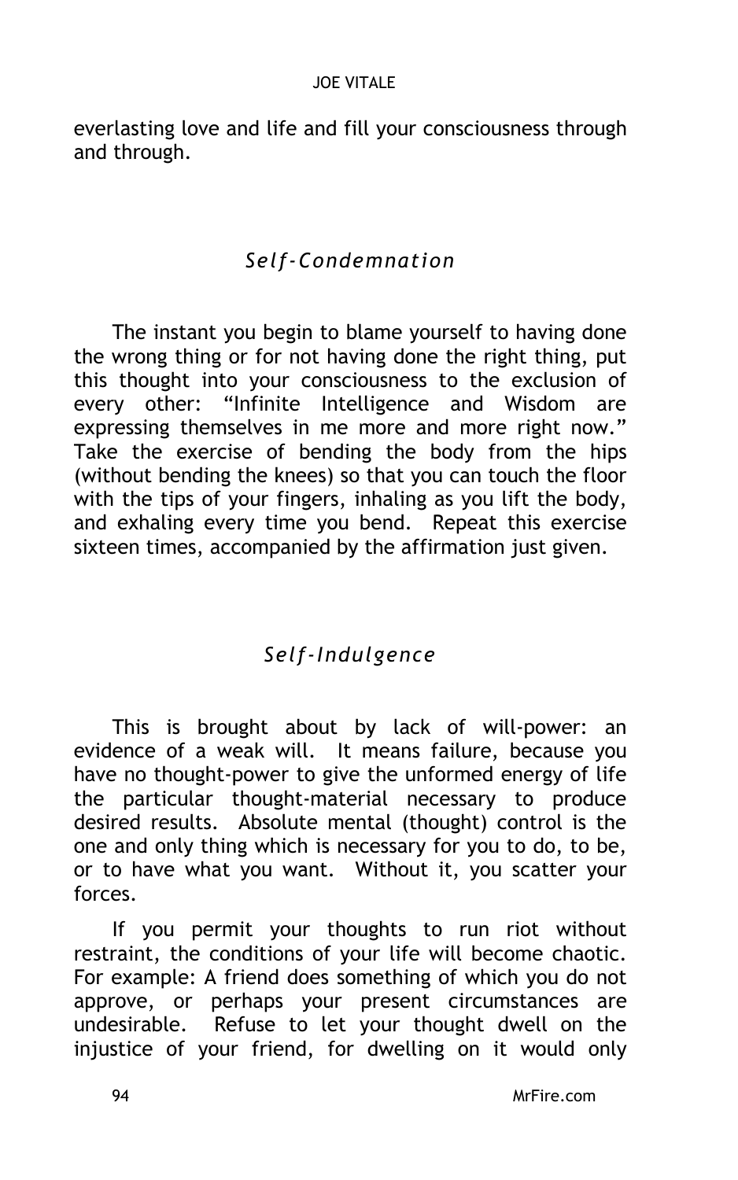everlasting love and life and fill your consciousness through and through.

### *Self-Condemnation*

The instant you begin to blame yourself to having done the wrong thing or for not having done the right thing, put this thought into your consciousness to the exclusion of every other: “Infinite Intelligence and Wisdom are expressing themselves in me more and more right now.” Take the exercise of bending the body from the hips (without bending the knees) so that you can touch the floor with the tips of your fingers, inhaling as you lift the body, and exhaling every time you bend. Repeat this exercise sixteen times, accompanied by the affirmation just given.

### *Self-Indulgence*

This is brought about by lack of will-power: an evidence of a weak will. It means failure, because you have no thought-power to give the unformed energy of life the particular thought-material necessary to produce desired results. Absolute mental (thought) control is the one and only thing which is necessary for you to do, to be, or to have what you want. Without it, you scatter your forces.

If you permit your thoughts to run riot without restraint, the conditions of your life will become chaotic. For example: A friend does something of which you do not approve, or perhaps your present circumstances are undesirable. Refuse to let your thought dwell on the injustice of your friend, for dwelling on it would only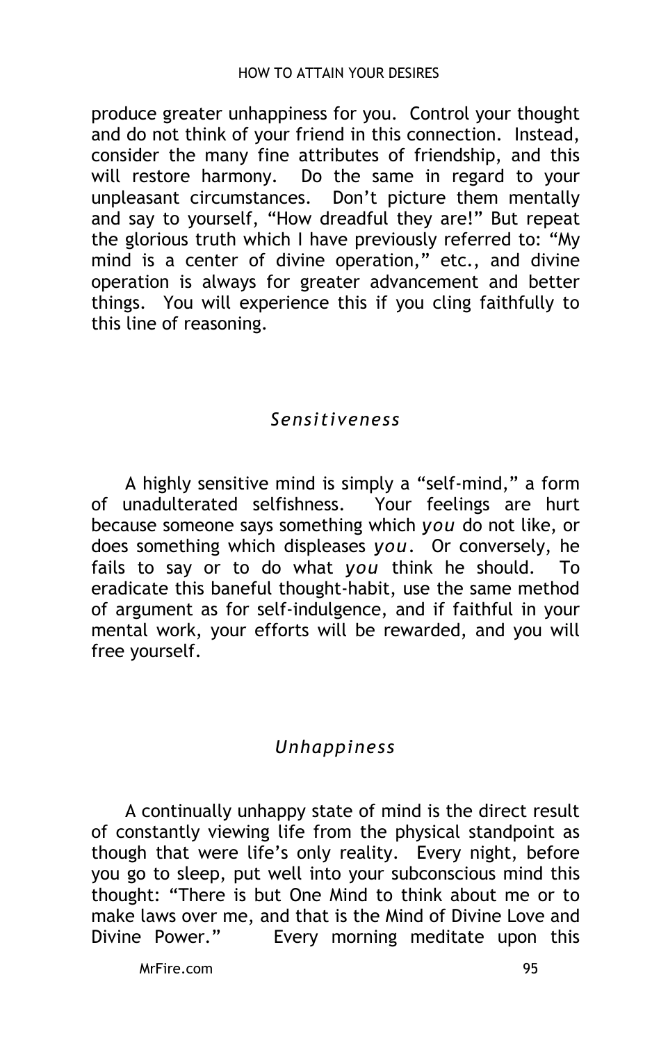produce greater unhappiness for you. Control your thought and do not think of your friend in this connection. Instead, consider the many fine attributes of friendship, and this will restore harmony. Do the same in regard to your unpleasant circumstances. Don't picture them mentally and say to yourself, "How dreadful they are!" But repeat the glorious truth which I have previously referred to: "My mind is a center of divine operation," etc., and divine operation is always for greater advancement and better things. You will experience this if you cling faithfully to this line of reasoning.

### *Sensitiveness*

A highly sensitive mind is simply a "self-mind," a form of unadulterated selfishness. Your feelings are hurt because someone says something which *you* do not like, or does something which displeases *you*. Or conversely, he fails to say or to do what *you* think he should. To eradicate this baneful thought-habit, use the same method of argument as for self-indulgence, and if faithful in your mental work, your efforts will be rewarded, and you will free yourself.

### *Unhappiness*

A continually unhappy state of mind is the direct result of constantly viewing life from the physical standpoint as though that were life's only reality. Every night, before you go to sleep, put well into your subconscious mind this thought: "There is but One Mind to think about me or to make laws over me, and that is the Mind of Divine Love and Divine Power." Every morning meditate upon this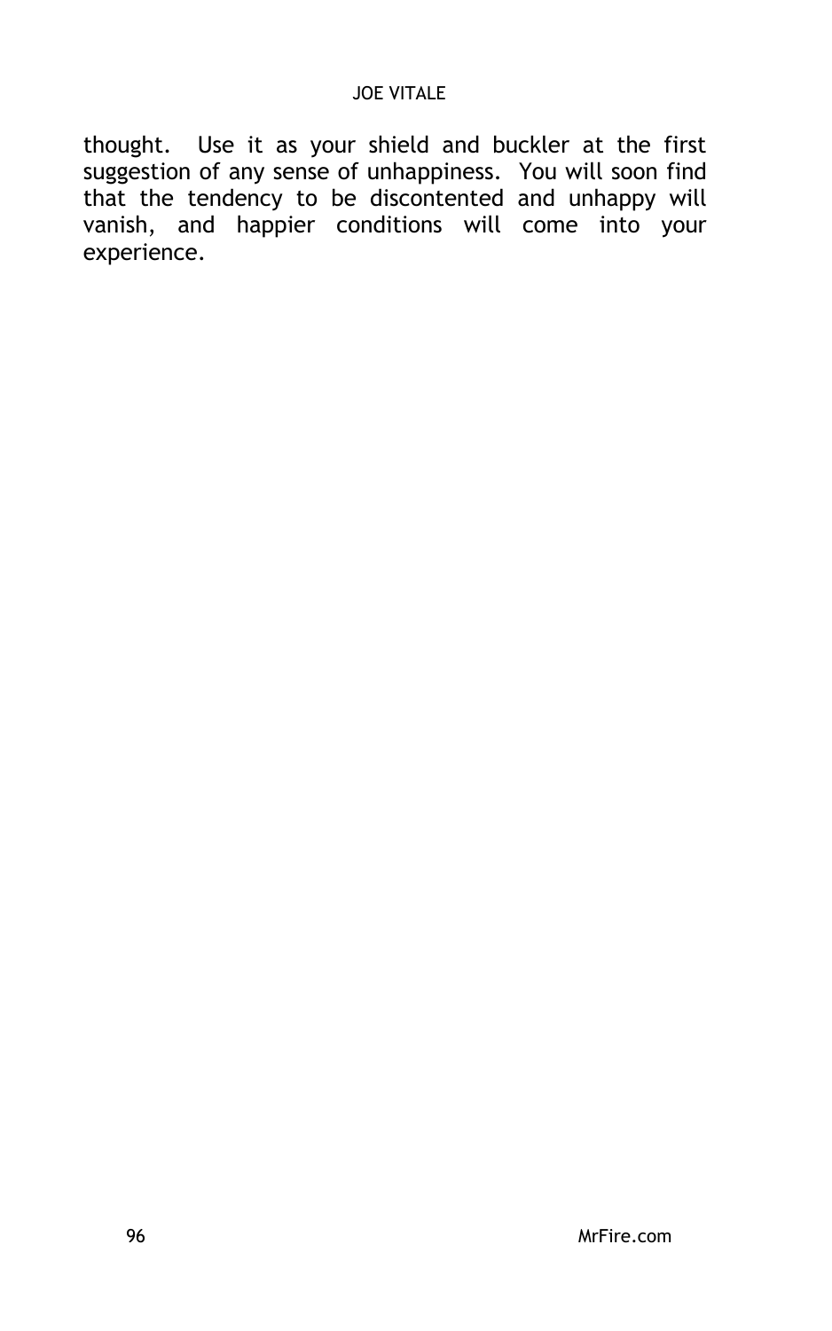thought. Use it as your shield and buckler at the first suggestion of any sense of unhappiness. You will soon find that the tendency to be discontented and unhappy will vanish, and happier conditions will come into your experience.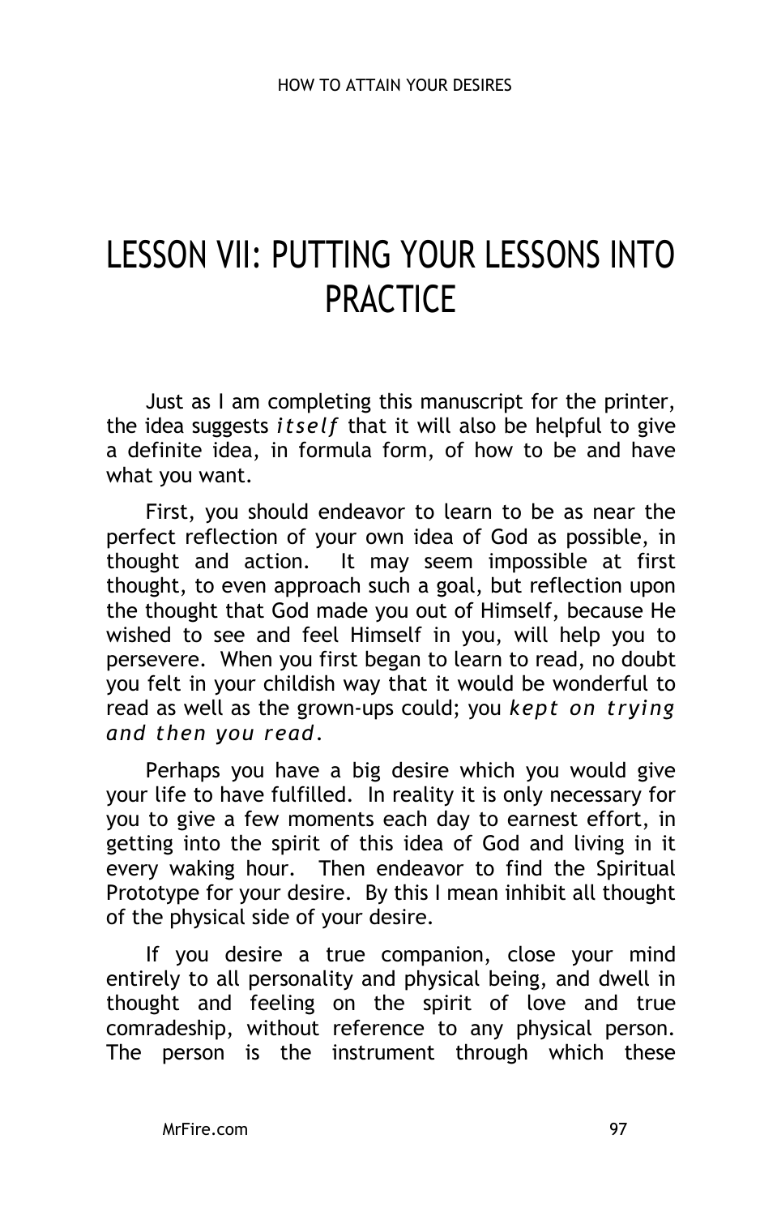# LESSON VII: PUTTING YOUR LESSONS INTO PRACTICE

Just as I am completing this manuscript for the printer, the idea suggests *itself* that it will also be helpful to give a definite idea, in formula form, of how to be and have what you want.

First, you should endeavor to learn to be as near the perfect reflection of your own idea of God as possible, in thought and action. It may seem impossible at first thought, to even approach such a goal, but reflection upon the thought that God made you out of Himself, because He wished to see and feel Himself in you, will help you to persevere. When you first began to learn to read, no doubt you felt in your childish way that it would be wonderful to read as well as the grown-ups could; you *kept on trying and then you read*.

Perhaps you have a big desire which you would give your life to have fulfilled. In reality it is only necessary for you to give a few moments each day to earnest effort, in getting into the spirit of this idea of God and living in it every waking hour. Then endeavor to find the Spiritual Prototype for your desire. By this I mean inhibit all thought of the physical side of your desire.

If you desire a true companion, close your mind entirely to all personality and physical being, and dwell in thought and feeling on the spirit of love and true comradeship, without reference to any physical person. The person is the instrument through which these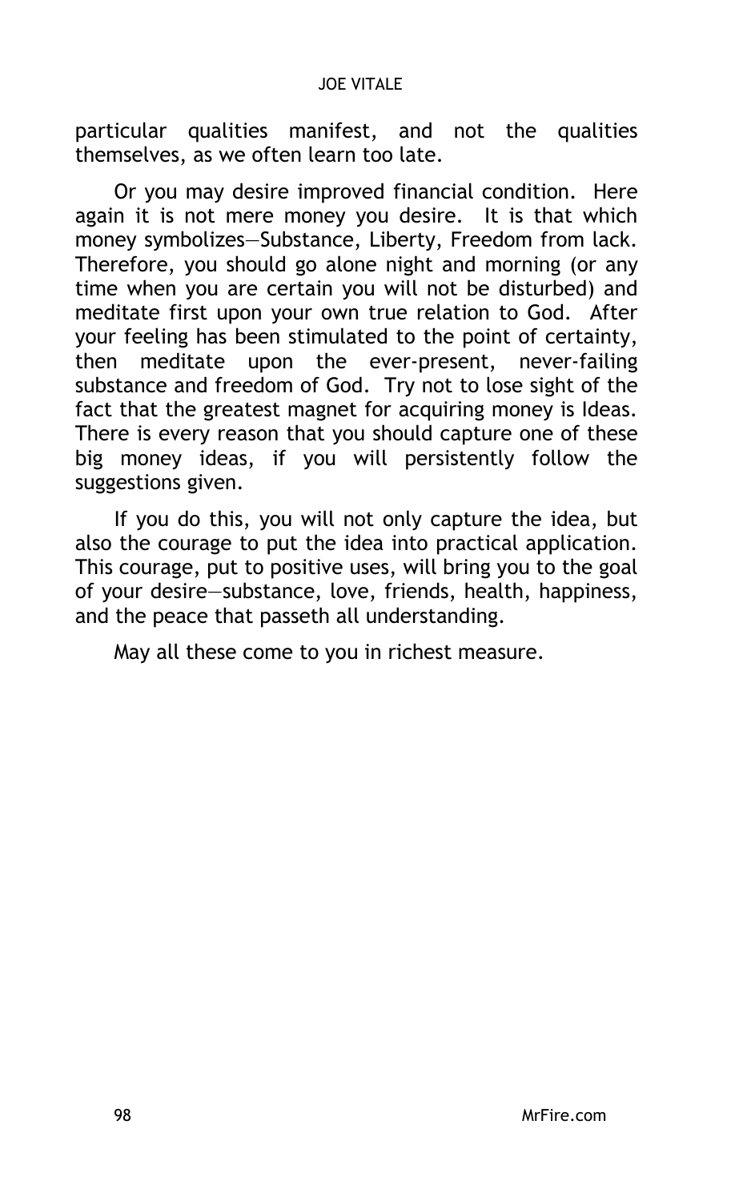particular qualities manifest, and not the qualities themselves, as we often learn too late.

Or you may desire improved financial condition. Here again it is not mere money you desire. It is that which money symbolizes—Substance, Liberty, Freedom from lack. Therefore, you should go alone night and morning (or any time when you are certain you will not be disturbed) and meditate first upon your own true relation to God. After your feeling has been stimulated to the point of certainty, then meditate upon the ever-present, never-failing substance and freedom of God. Try not to lose sight of the fact that the greatest magnet for acquiring money is Ideas. There is every reason that you should capture one of these big money ideas, if you will persistently follow the suggestions given.

If you do this, you will not only capture the idea, but also the courage to put the idea into practical application. This courage, put to positive uses, will bring you to the goal of your desire—substance, love, friends, health, happiness, and the peace that passeth all understanding.

May all these come to you in richest measure.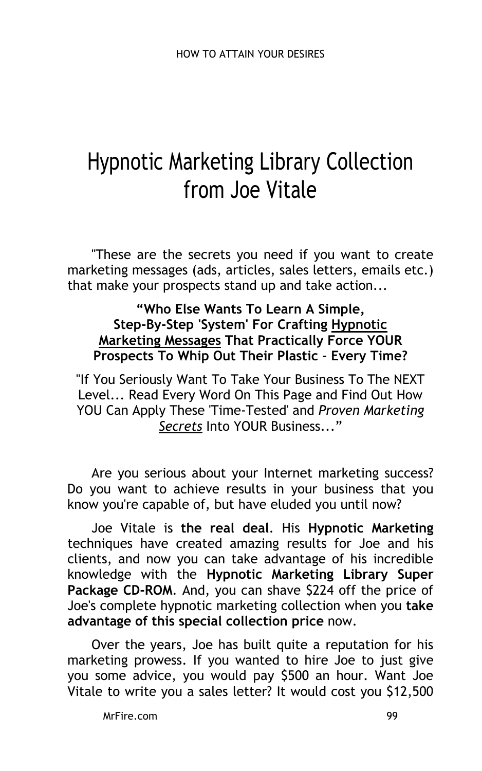# Hypnotic Marketing Library Collection from Joe Vitale

"These are the secrets you need if you want to create marketing messages (ads, articles, sales letters, emails etc.) that make your prospects stand up and take action...

**"Who Else Wants To Learn A Simple, Step-By-Step 'System' For Crafting <u>Hypnotic Marketing Messages</u> That Practically Force YOUR Prospects To Whip Out Their Plastic - Every Time?**

"If You Seriously Want To Take Your Business To The NEXT Level... Read Every Word On This Page and Find Out How YOU Can Apply These 'Time-Tested' and *<u>Proven Marketing Secrets</u>* Into YOUR Business..."

Are you serious about your Internet marketing success? Do you want to achieve results in your business that you know you're capable of, but have eluded you until now?

Joe Vitale is **the real deal**. His **Hypnotic Marketing** techniques have created amazing results for Joe and his clients, and now you can take advantage of his incredible knowledge with the **Hypnotic Marketing Library Super Package CD-ROM**. And, you can shave $224 off the price of Joe's complete hypnotic marketing collection when you **take advantage of this special collection price** now.

Over the years, Joe has built quite a reputation for his marketing prowess. If you wanted to hire Joe to just give you some advice, you would pay $500 an hour. Want Joe Vitale to write you a sales letter? It would cost you $12,500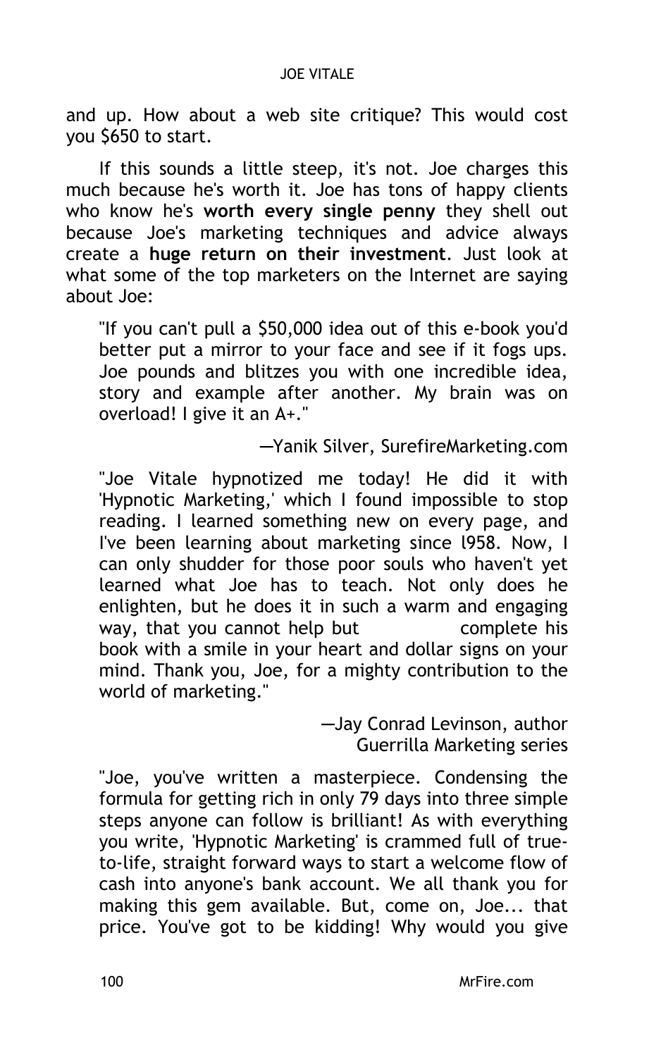and up. How about a web site critique? This would cost you $650 to start.

If this sounds a little steep, it's not. Joe charges this much because he's worth it. Joe has tons of happy clients who know he's **worth every single penny** they shell out because Joe's marketing techniques and advice always create a **huge return on their investment**. Just look at what some of the top marketers on the Internet are saying about Joe:

> "If you can't pull a $50,000 idea out of this e-book you'd better put a mirror to your face and see if it fogs ups. Joe pounds and blitzes you with one incredible idea, story and example after another. My brain was on overload! I give it an A+."
>
> —Yanik Silver, SurefireMarketing.com

> "Joe Vitale hypnotized me today! He did it with 'Hypnotic Marketing,' which I found impossible to stop reading. I learned something new on every page, and I've been learning about marketing since l958. Now, I can only shudder for those poor souls who haven't yet learned what Joe has to teach. Not only does he enlighten, but he does it in such a warm and engaging way, that you cannot help but complete his book with a smile in your heart and dollar signs on your mind. Thank you, Joe, for a mighty contribution to the world of marketing."
>
> —Jay Conrad Levinson, author
> Guerrilla Marketing series

> "Joe, you've written a masterpiece. Condensing the formula for getting rich in only 79 days into three simple steps anyone can follow is brilliant! As with everything you write, 'Hypnotic Marketing' is crammed full of true-to-life, straight forward ways to start a welcome flow of cash into anyone's bank account. We all thank you for making this gem available. But, come on, Joe... that price. You've got to be kidding! Why would you give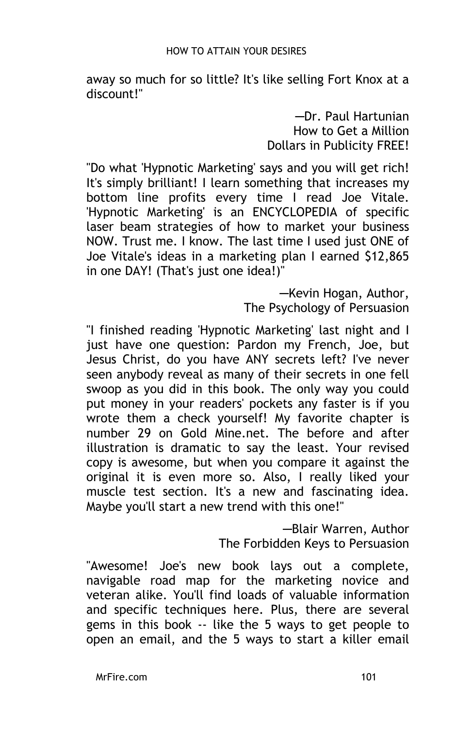away so much for so little? It's like selling Fort Knox at a discount!"

—Dr. Paul Hartunian
How to Get a Million
Dollars in Publicity FREE!

"Do what 'Hypnotic Marketing' says and you will get rich! It's simply brilliant! I learn something that increases my bottom line profits every time I read Joe Vitale. 'Hypnotic Marketing' is an ENCYCLOPEDIA of specific laser beam strategies of how to market your business NOW. Trust me. I know. The last time I used just ONE of Joe Vitale's ideas in a marketing plan I earned $12,865 in one DAY! (That's just one idea!)"

—Kevin Hogan, Author,
The Psychology of Persuasion

"I finished reading 'Hypnotic Marketing' last night and I just have one question: Pardon my French, Joe, but Jesus Christ, do you have ANY secrets left? I've never seen anybody reveal as many of their secrets in one fell swoop as you did in this book. The only way you could put money in your readers' pockets any faster is if you wrote them a check yourself! My favorite chapter is number 29 on Gold Mine.net. The before and after illustration is dramatic to say the least. Your revised copy is awesome, but when you compare it against the original it is even more so. Also, I really liked your muscle test section. It's a new and fascinating idea. Maybe you'll start a new trend with this one!"

—Blair Warren, Author
The Forbidden Keys to Persuasion

"Awesome! Joe's new book lays out a complete, navigable road map for the marketing novice and veteran alike. You'll find loads of valuable information and specific techniques here. Plus, there are several gems in this book -- like the 5 ways to get people to open an email, and the 5 ways to start a killer email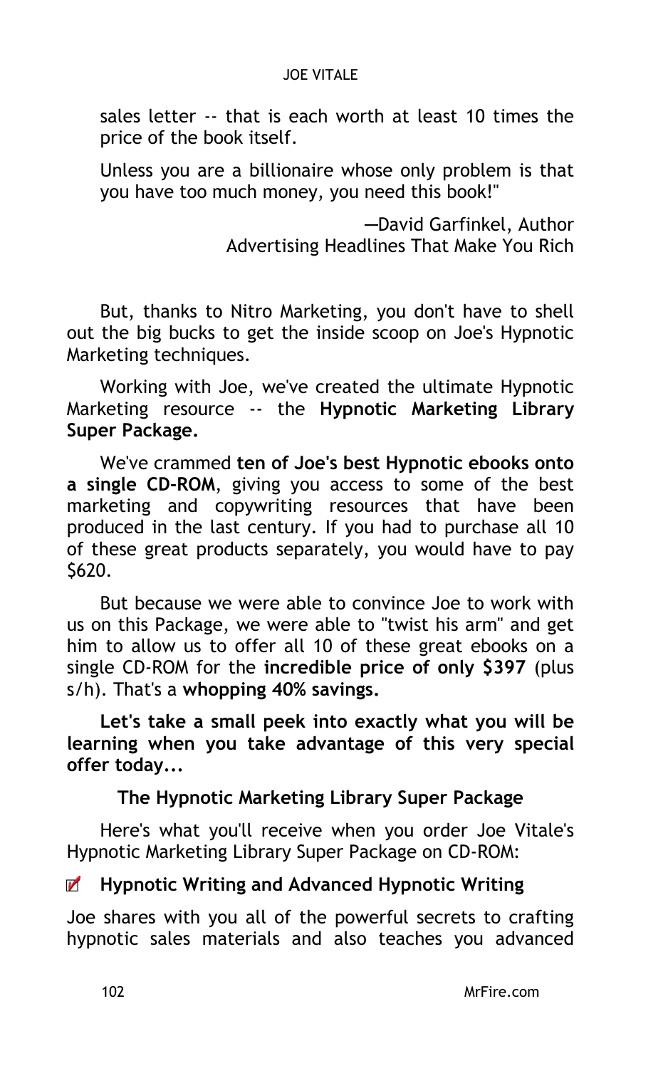sales letter -- that is each worth at least 10 times the price of the book itself.

Unless you are a billionaire whose only problem is that you have too much money, you need this book!"

—David Garfinkel, Author
Advertising Headlines That Make You Rich

But, thanks to Nitro Marketing, you don't have to shell out the big bucks to get the inside scoop on Joe's Hypnotic Marketing techniques.

Working with Joe, we've created the ultimate Hypnotic Marketing resource -- the **Hypnotic Marketing Library Super Package.**

We've crammed **ten of Joe's best Hypnotic ebooks onto a single CD-ROM**, giving you access to some of the best marketing and copywriting resources that have been produced in the last century. If you had to purchase all 10 of these great products separately, you would have to pay $620.

But because we were able to convince Joe to work with us on this Package, we were able to "twist his arm" and get him to allow us to offer all 10 of these great ebooks on a single CD-ROM for the **incredible price of only $397** (plus s/h). That's a **whopping 40% savings.**

**Let's take a small peek into exactly what you will be learning when you take advantage of this very special offer today...**

### The Hypnotic Marketing Library Super Package

Here's what you'll receive when you order Joe Vitale's Hypnotic Marketing Library Super Package on CD-ROM:

- **Hypnotic Writing and Advanced Hypnotic Writing**

Joe shares with you all of the powerful secrets to crafting hypnotic sales materials and also teaches you advanced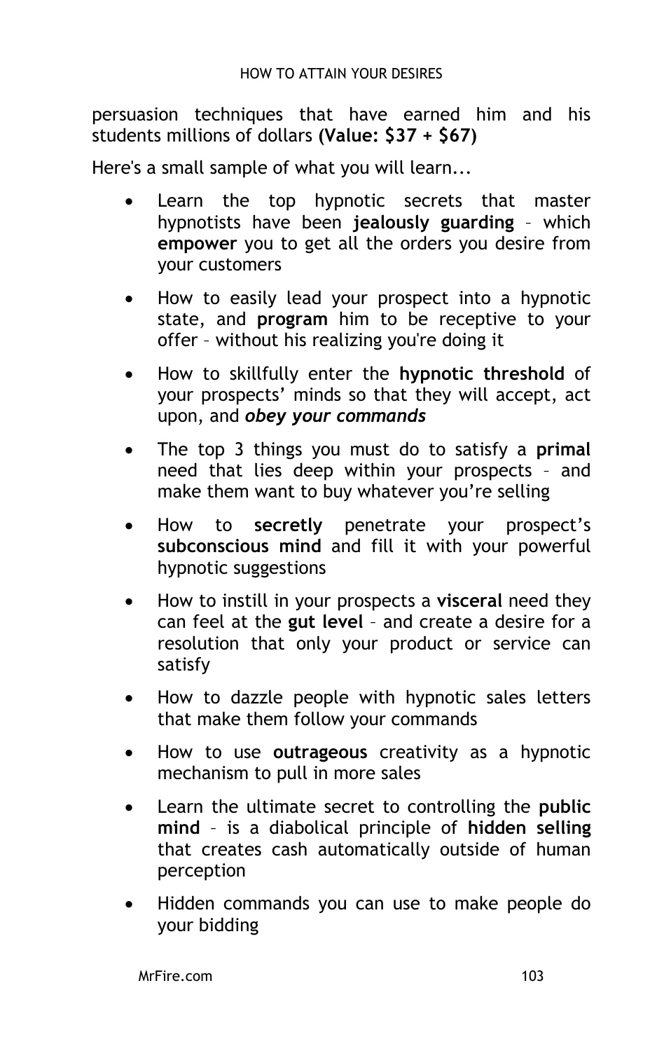persuasion techniques that have earned him and his students millions of dollars **(Value: $37 + $67)**

Here's a small sample of what you will learn...

- Learn the top hypnotic secrets that master hypnotists have been **jealously guarding** – which **empower** you to get all the orders you desire from your customers
- How to easily lead your prospect into a hypnotic state, and **program** him to be receptive to your offer – without his realizing you're doing it
- How to skillfully enter the **hypnotic threshold** of your prospects' minds so that they will accept, act upon, and ***obey your commands***
- The top 3 things you must do to satisfy a **primal** need that lies deep within your prospects – and make them want to buy whatever you're selling
- How to **secretly** penetrate your prospect's **subconscious mind** and fill it with your powerful hypnotic suggestions
- How to instill in your prospects a **visceral** need they can feel at the **gut level** – and create a desire for a resolution that only your product or service can satisfy
- How to dazzle people with hypnotic sales letters that make them follow your commands
- How to use **outrageous** creativity as a hypnotic mechanism to pull in more sales
- Learn the ultimate secret to controlling the **public mind** – is a diabolical principle of **hidden selling** that creates cash automatically outside of human perception
- Hidden commands you can use to make people do your bidding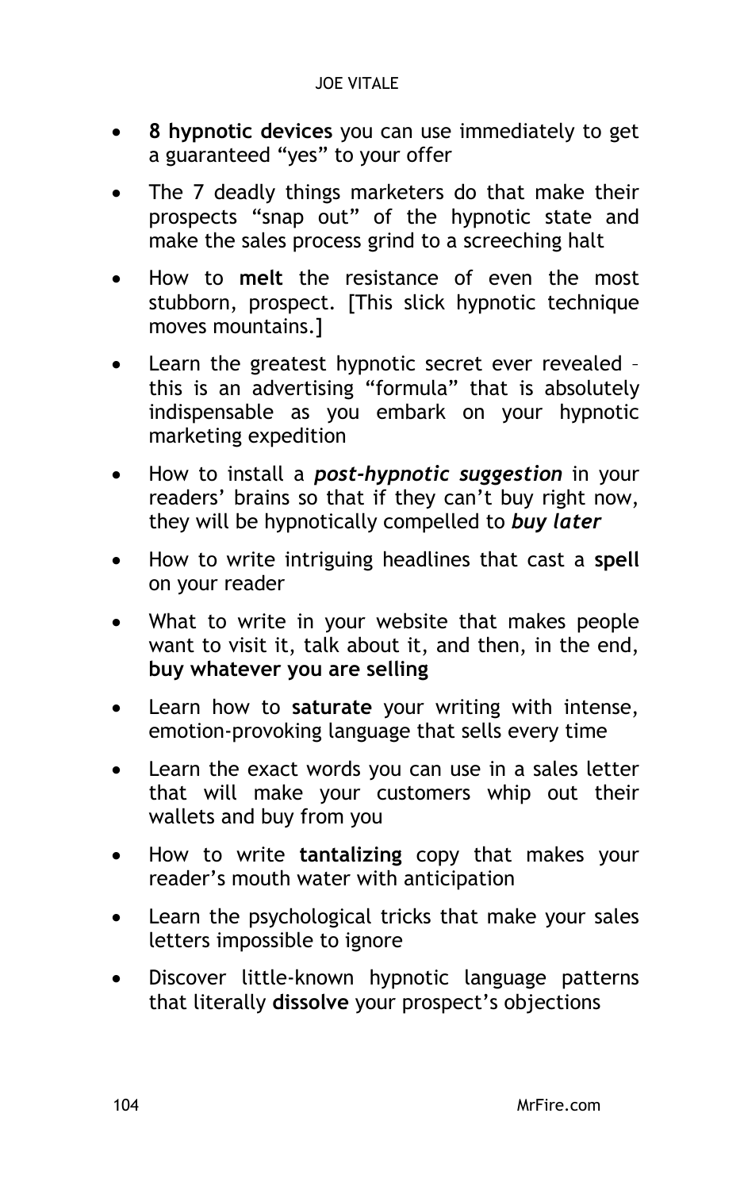- **8 hypnotic devices** you can use immediately to get a guaranteed "yes" to your offer
- The 7 deadly things marketers do that make their prospects "snap out" of the hypnotic state and make the sales process grind to a screeching halt
- How to **melt** the resistance of even the most stubborn, prospect. [This slick hypnotic technique moves mountains.]
- Learn the greatest hypnotic secret ever revealed – this is an advertising "formula" that is absolutely indispensable as you embark on your hypnotic marketing expedition
- How to install a ***post-hypnotic suggestion*** in your readers' brains so that if they can't buy right now, they will be hypnotically compelled to ***buy later***
- How to write intriguing headlines that cast a **spell** on your reader
- What to write in your website that makes people want to visit it, talk about it, and then, in the end, **buy whatever you are selling**
- Learn how to **saturate** your writing with intense, emotion-provoking language that sells every time
- Learn the exact words you can use in a sales letter that will make your customers whip out their wallets and buy from you
- How to write **tantalizing** copy that makes your reader's mouth water with anticipation
- Learn the psychological tricks that make your sales letters impossible to ignore
- Discover little-known hypnotic language patterns that literally **dissolve** your prospect's objections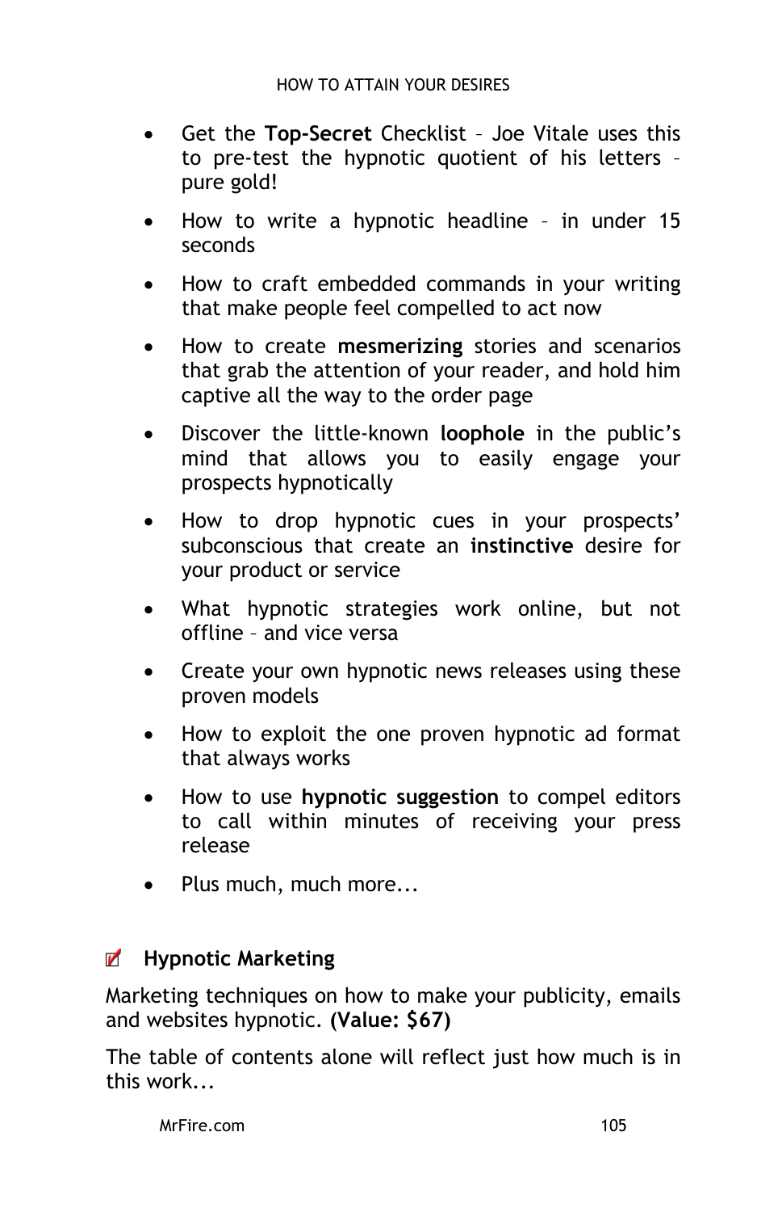- Get the **Top-Secret** Checklist – Joe Vitale uses this to pre-test the hypnotic quotient of his letters – pure gold!
- How to write a hypnotic headline – in under 15 seconds
- How to craft embedded commands in your writing that make people feel compelled to act now
- How to create **mesmerizing** stories and scenarios that grab the attention of your reader, and hold him captive all the way to the order page
- Discover the little-known **loophole** in the public's mind that allows you to easily engage your prospects hypnotically
- How to drop hypnotic cues in your prospects' subconscious that create an **instinctive** desire for your product or service
- What hypnotic strategies work online, but not offline – and vice versa
- Create your own hypnotic news releases using these proven models
- How to exploit the one proven hypnotic ad format that always works
- How to use **hypnotic suggestion** to compel editors to call within minutes of receiving your press release
- Plus much, much more...

### Hypnotic Marketing

Marketing techniques on how to make your publicity, emails and websites hypnotic. **(Value: $67)**

The table of contents alone will reflect just how much is in this work...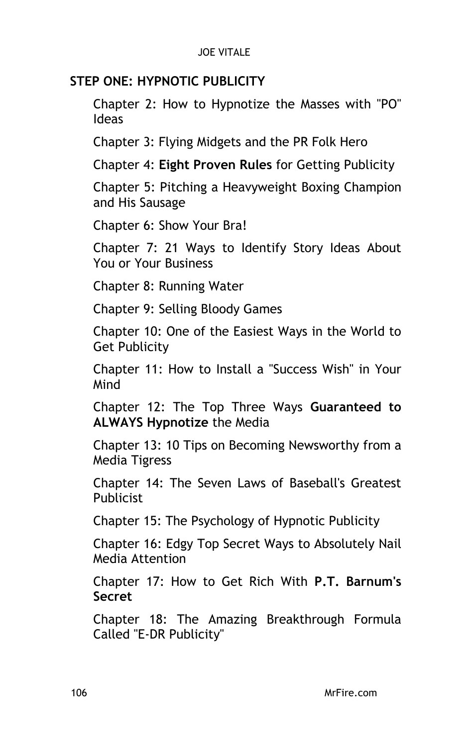**STEP ONE: HYPNOTIC PUBLICITY**

Chapter 2: How to Hypnotize the Masses with "PO" Ideas

Chapter 3: Flying Midgets and the PR Folk Hero

Chapter 4: **Eight Proven Rules** for Getting Publicity

Chapter 5: Pitching a Heavyweight Boxing Champion and His Sausage

Chapter 6: Show Your Bra!

Chapter 7: 21 Ways to Identify Story Ideas About You or Your Business

Chapter 8: Running Water

Chapter 9: Selling Bloody Games

Chapter 10: One of the Easiest Ways in the World to Get Publicity

Chapter 11: How to Install a "Success Wish" in Your Mind

Chapter 12: The Top Three Ways **Guaranteed to ALWAYS Hypnotize** the Media

Chapter 13: 10 Tips on Becoming Newsworthy from a Media Tigress

Chapter 14: The Seven Laws of Baseball's Greatest Publicist

Chapter 15: The Psychology of Hypnotic Publicity

Chapter 16: Edgy Top Secret Ways to Absolutely Nail Media Attention

Chapter 17: How to Get Rich With **P.T. Barnum's Secret**

Chapter 18: The Amazing Breakthrough Formula Called "E-DR Publicity"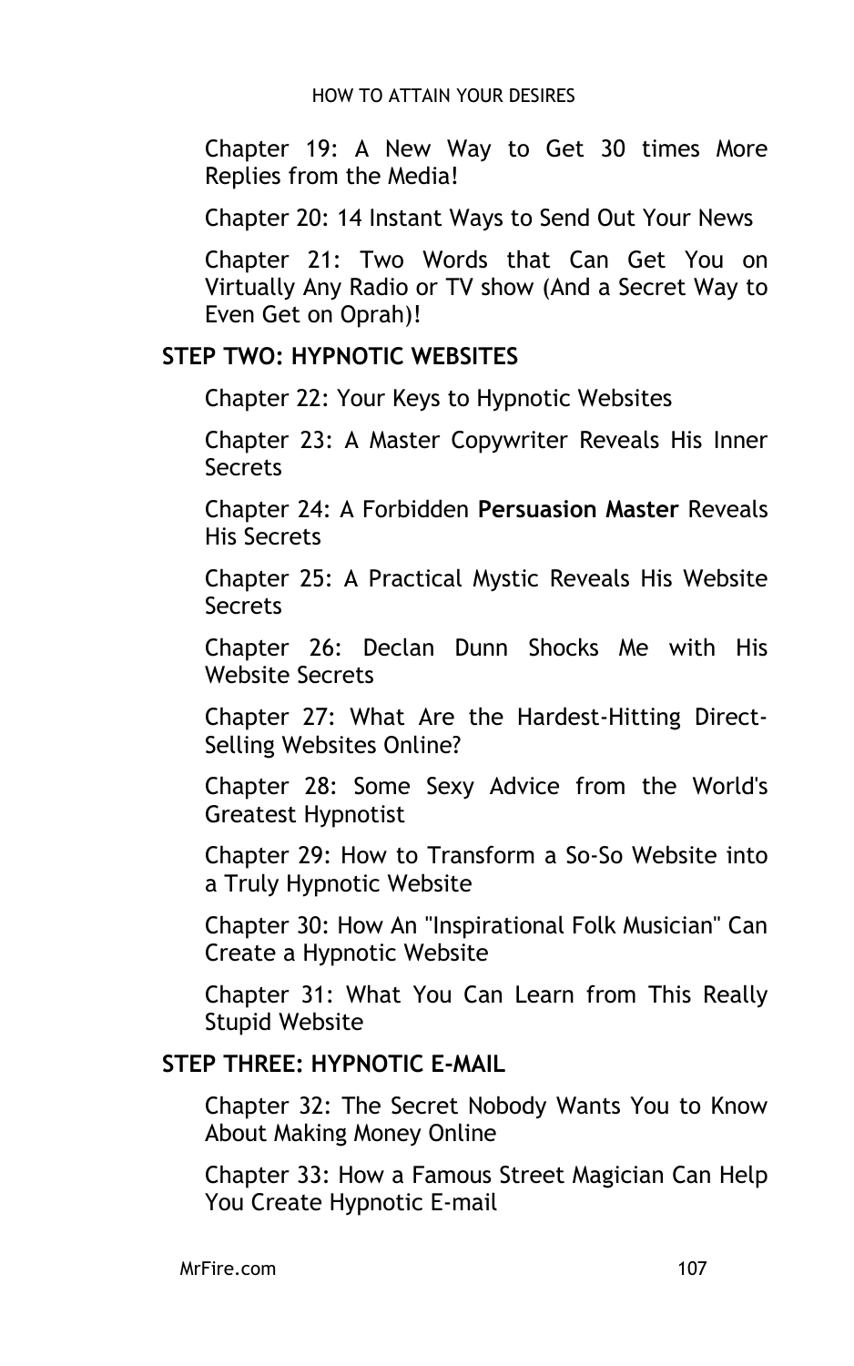Chapter 19: A New Way to Get 30 times More Replies from the Media!

Chapter 20: 14 Instant Ways to Send Out Your News

Chapter 21: Two Words that Can Get You on Virtually Any Radio or TV show (And a Secret Way to Even Get on Oprah)!

**STEP TWO: HYPNOTIC WEBSITES**

Chapter 22: Your Keys to Hypnotic Websites

Chapter 23: A Master Copywriter Reveals His Inner Secrets

Chapter 24: A Forbidden **Persuasion Master** Reveals His Secrets

Chapter 25: A Practical Mystic Reveals His Website Secrets

Chapter 26: Declan Dunn Shocks Me with His Website Secrets

Chapter 27: What Are the Hardest-Hitting Direct-Selling Websites Online?

Chapter 28: Some Sexy Advice from the World's Greatest Hypnotist

Chapter 29: How to Transform a So-So Website into a Truly Hypnotic Website

Chapter 30: How An "Inspirational Folk Musician" Can Create a Hypnotic Website

Chapter 31: What You Can Learn from This Really Stupid Website

**STEP THREE: HYPNOTIC E-MAIL**

Chapter 32: The Secret Nobody Wants You to Know About Making Money Online

Chapter 33: How a Famous Street Magician Can Help You Create Hypnotic E-mail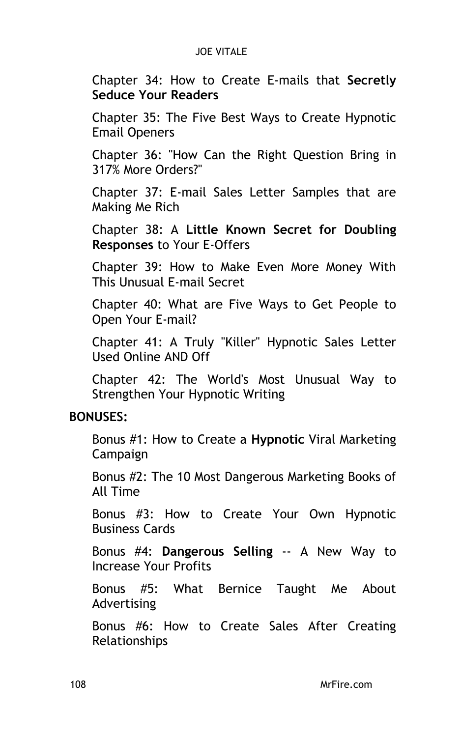Chapter 34: How to Create E-mails that **Secretly Seduce Your Readers**

Chapter 35: The Five Best Ways to Create Hypnotic Email Openers

Chapter 36: "How Can the Right Question Bring in 317% More Orders?"

Chapter 37: E-mail Sales Letter Samples that are Making Me Rich

Chapter 38: A **Little Known Secret for Doubling Responses** to Your E-Offers

Chapter 39: How to Make Even More Money With This Unusual E-mail Secret

Chapter 40: What are Five Ways to Get People to Open Your E-mail?

Chapter 41: A Truly "Killer" Hypnotic Sales Letter Used Online AND Off

Chapter 42: The World's Most Unusual Way to Strengthen Your Hypnotic Writing

**BONUSES:**

Bonus #1: How to Create a **Hypnotic** Viral Marketing Campaign

Bonus #2: The 10 Most Dangerous Marketing Books of All Time

Bonus #3: How to Create Your Own Hypnotic Business Cards

Bonus #4: **Dangerous Selling** -- A New Way to Increase Your Profits

Bonus #5: What Bernice Taught Me About Advertising

Bonus #6: How to Create Sales After Creating Relationships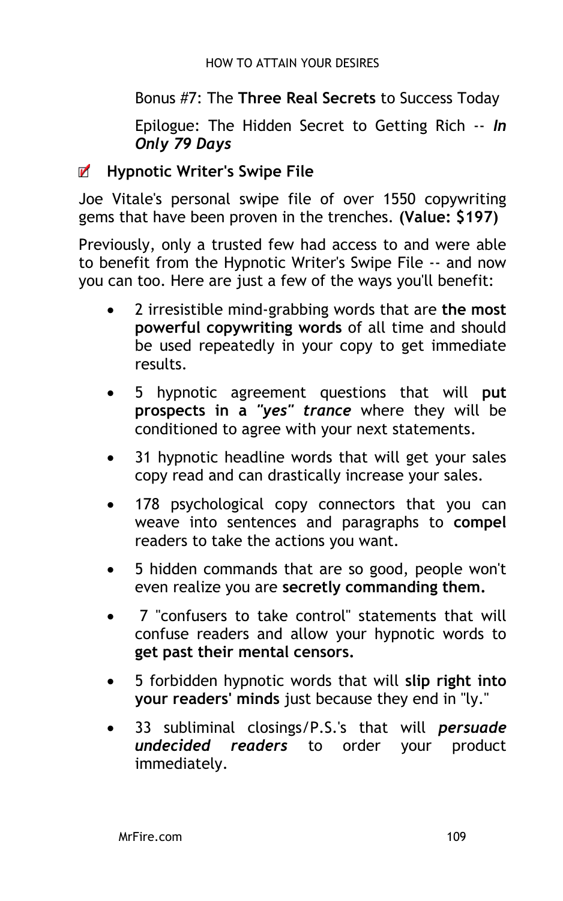Bonus #7: The **Three Real Secrets** to Success Today

Epilogue: The Hidden Secret to Getting Rich -- ***In Only 79 Days***

☑ **Hypnotic Writer's Swipe File**

Joe Vitale's personal swipe file of over 1550 copywriting gems that have been proven in the trenches. **(Value: $197)**

Previously, only a trusted few had access to and were able to benefit from the Hypnotic Writer's Swipe File -- and now you can too. Here are just a few of the ways you'll benefit:

- 2 irresistible mind-grabbing words that are **the most powerful copywriting words** of all time and should be used repeatedly in your copy to get immediate results.
- 5 hypnotic agreement questions that will **put prospects in a *"yes" trance*** where they will be conditioned to agree with your next statements.
- 31 hypnotic headline words that will get your sales copy read and can drastically increase your sales.
- 178 psychological copy connectors that you can weave into sentences and paragraphs to **compel** readers to take the actions you want.
- 5 hidden commands that are so good, people won't even realize you are **secretly commanding them.**
- 7 "confusers to take control" statements that will confuse readers and allow your hypnotic words to **get past their mental censors.**
- 5 forbidden hypnotic words that will **slip right into your readers' minds** just because they end in "ly."
- 33 subliminal closings/P.S.'s that will ***persuade undecided readers*** to order your product immediately.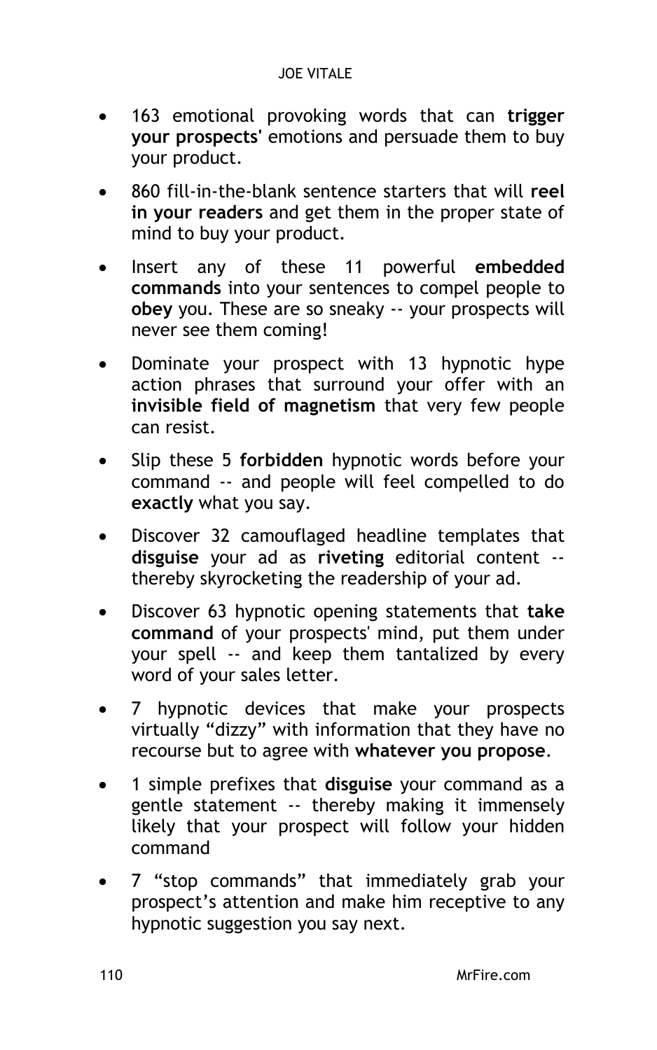- 163 emotional provoking words that can **trigger your prospects'** emotions and persuade them to buy your product.
- 860 fill-in-the-blank sentence starters that will **reel in your readers** and get them in the proper state of mind to buy your product.
- Insert any of these 11 powerful **embedded commands** into your sentences to compel people to **obey** you. These are so sneaky -- your prospects will never see them coming!
- Dominate your prospect with 13 hypnotic hype action phrases that surround your offer with an **invisible field of magnetism** that very few people can resist.
- Slip these 5 **forbidden** hypnotic words before your command -- and people will feel compelled to do **exactly** what you say.
- Discover 32 camouflaged headline templates that **disguise** your ad as **riveting** editorial content -- thereby skyrocketing the readership of your ad.
- Discover 63 hypnotic opening statements that **take command** of your prospects' mind, put them under your spell -- and keep them tantalized by every word of your sales letter.
- 7 hypnotic devices that make your prospects virtually "dizzy" with information that they have no recourse but to agree with **whatever you propose**.
- 1 simple prefixes that **disguise** your command as a gentle statement -- thereby making it immensely likely that your prospect will follow your hidden command
- 7 "stop commands" that immediately grab your prospect's attention and make him receptive to any hypnotic suggestion you say next.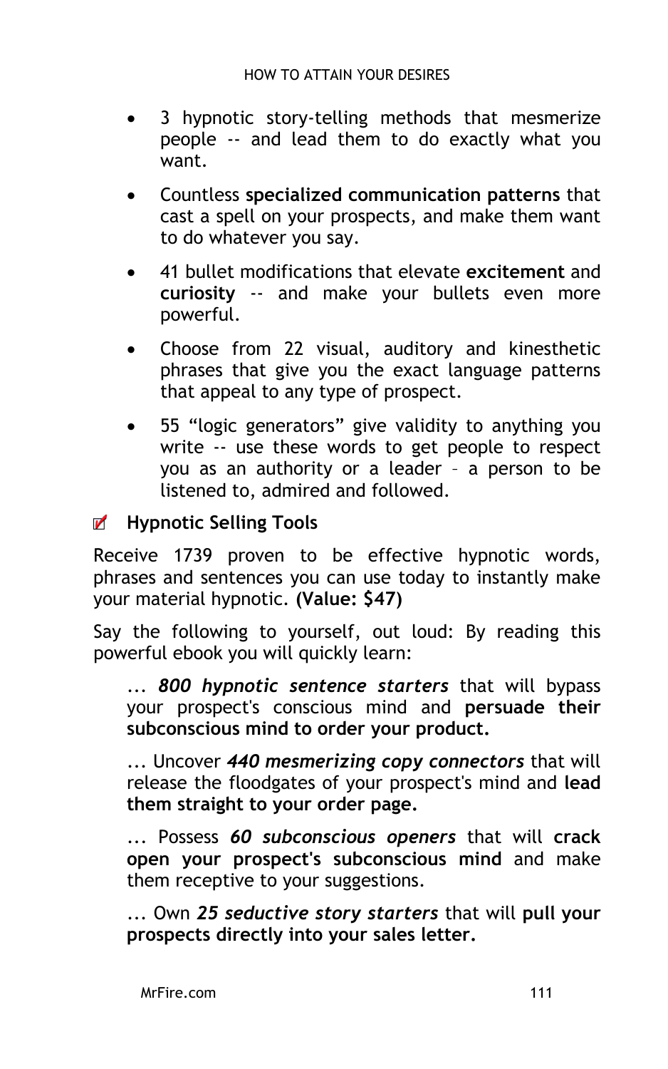- 3 hypnotic story-telling methods that mesmerize people -- and lead them to do exactly what you want.
- Countless **specialized communication patterns** that cast a spell on your prospects, and make them want to do whatever you say.
- 41 bullet modifications that elevate **excitement** and **curiosity** -- and make your bullets even more powerful.
- Choose from 22 visual, auditory and kinesthetic phrases that give you the exact language patterns that appeal to any type of prospect.
- 55 "logic generators" give validity to anything you write -- use these words to get people to respect you as an authority or a leader – a person to be listened to, admired and followed.

☑ **Hypnotic Selling Tools**

Receive 1739 proven to be effective hypnotic words, phrases and sentences you can use today to instantly make your material hypnotic. **(Value: $47)**

Say the following to yourself, out loud: By reading this powerful ebook you will quickly learn:

> ... ***800 hypnotic sentence starters*** that will bypass your prospect's conscious mind and **persuade their subconscious mind to order your product.**
>
> ... Uncover ***440 mesmerizing copy connectors*** that will release the floodgates of your prospect's mind and **lead them straight to your order page.**
>
> ... Possess ***60 subconscious openers*** that will **crack open your prospect's subconscious mind** and make them receptive to your suggestions.
>
> ... Own ***25 seductive story starters*** that will **pull your prospects directly into your sales letter.**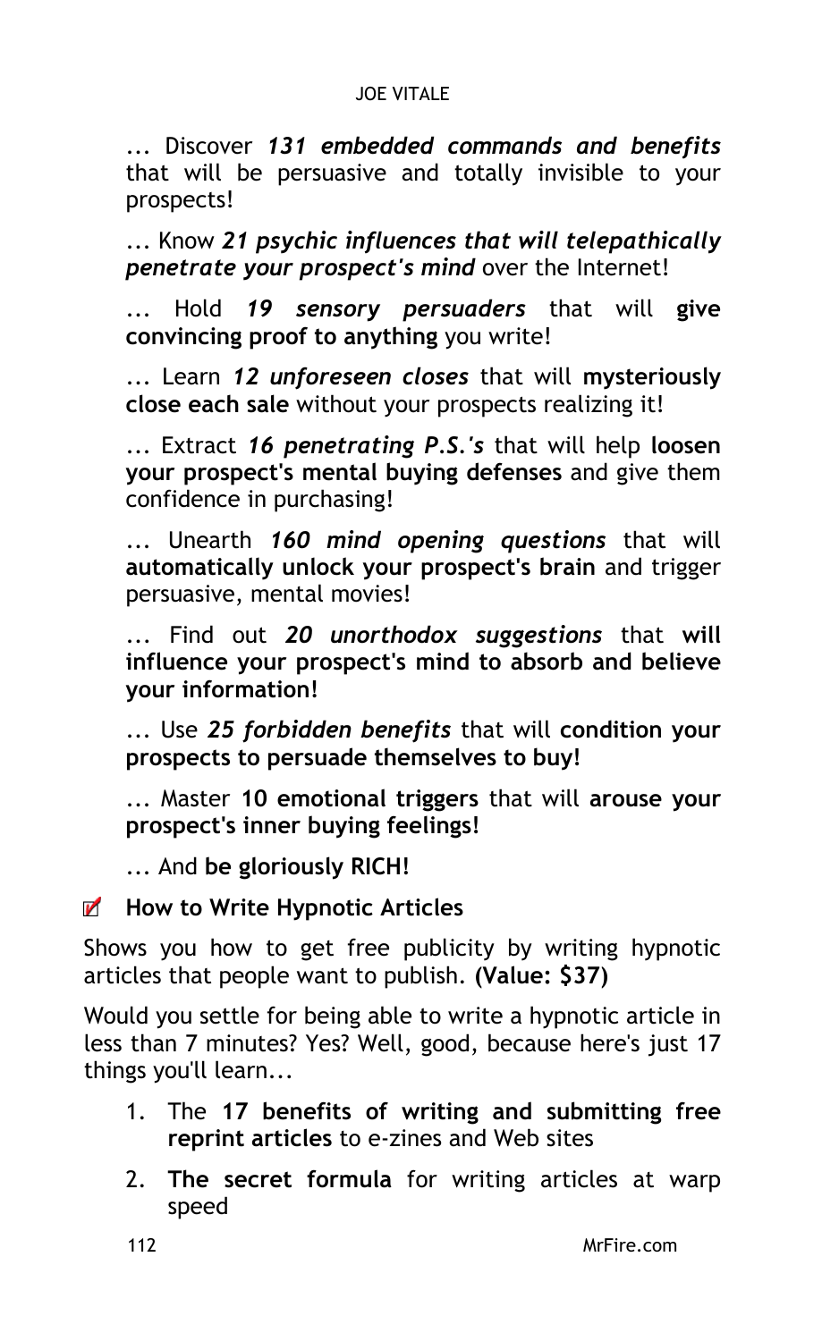... Discover ***131 embedded commands and benefits*** that will be persuasive and totally invisible to your prospects!

... Know ***21 psychic influences that will telepathically penetrate your prospect's mind*** over the Internet!

... Hold ***19 sensory persuaders*** that will **give convincing proof to anything** you write!

... Learn ***12 unforeseen closes*** that will **mysteriously close each sale** without your prospects realizing it!

... Extract ***16 penetrating P.S.'s*** that will help **loosen your prospect's mental buying defenses** and give them confidence in purchasing!

... Unearth ***160 mind opening questions*** that will **automatically unlock your prospect's brain** and trigger persuasive, mental movies!

... Find out ***20 unorthodox suggestions*** that **will influence your prospect's mind to absorb and believe your information!**

... Use ***25 forbidden benefits*** that will **condition your prospects to persuade themselves to buy!**

... Master **10 emotional triggers** that will **arouse your prospect's inner buying feelings!**

... And **be gloriously RICH!**

- **How to Write Hypnotic Articles**

Shows you how to get free publicity by writing hypnotic articles that people want to publish. **(Value: $37)**

Would you settle for being able to write a hypnotic article in less than 7 minutes? Yes? Well, good, because here's just 17 things you'll learn...

1. The **17 benefits of writing and submitting free reprint articles** to e-zines and Web sites
2. **The secret formula** for writing articles at warp speed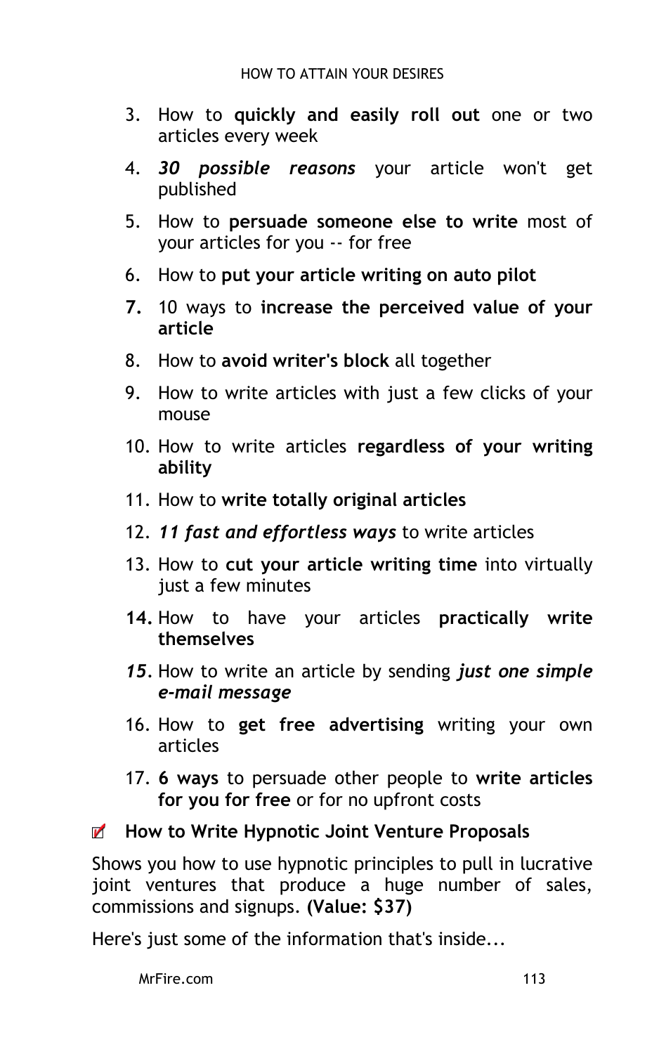3. How to **quickly and easily roll out** one or two articles every week
4. ***30 possible reasons*** your article won't get published
5. How to **persuade someone else to write** most of your articles for you -- for free
6. How to **put your article writing on auto pilot**
7. 10 ways to **increase the perceived value of your article**
8. How to **avoid writer's block** all together
9. How to write articles with just a few clicks of your mouse
10. How to write articles **regardless of your writing ability**
11. How to **write totally original articles**
12. ***11 fast and effortless ways*** to write articles
13. How to **cut your article writing time** into virtually just a few minutes
14. How to have your articles **practically write themselves**
15. How to write an article by sending ***just one simple e-mail message***
16. How to **get free advertising** writing your own articles
17. **6 ways** to persuade other people to **write articles for you for free** or for no upfront costs

- **How to Write Hypnotic Joint Venture Proposals**

Shows you how to use hypnotic principles to pull in lucrative joint ventures that produce a huge number of sales, commissions and signups. **(Value: $37)**

Here's just some of the information that's inside...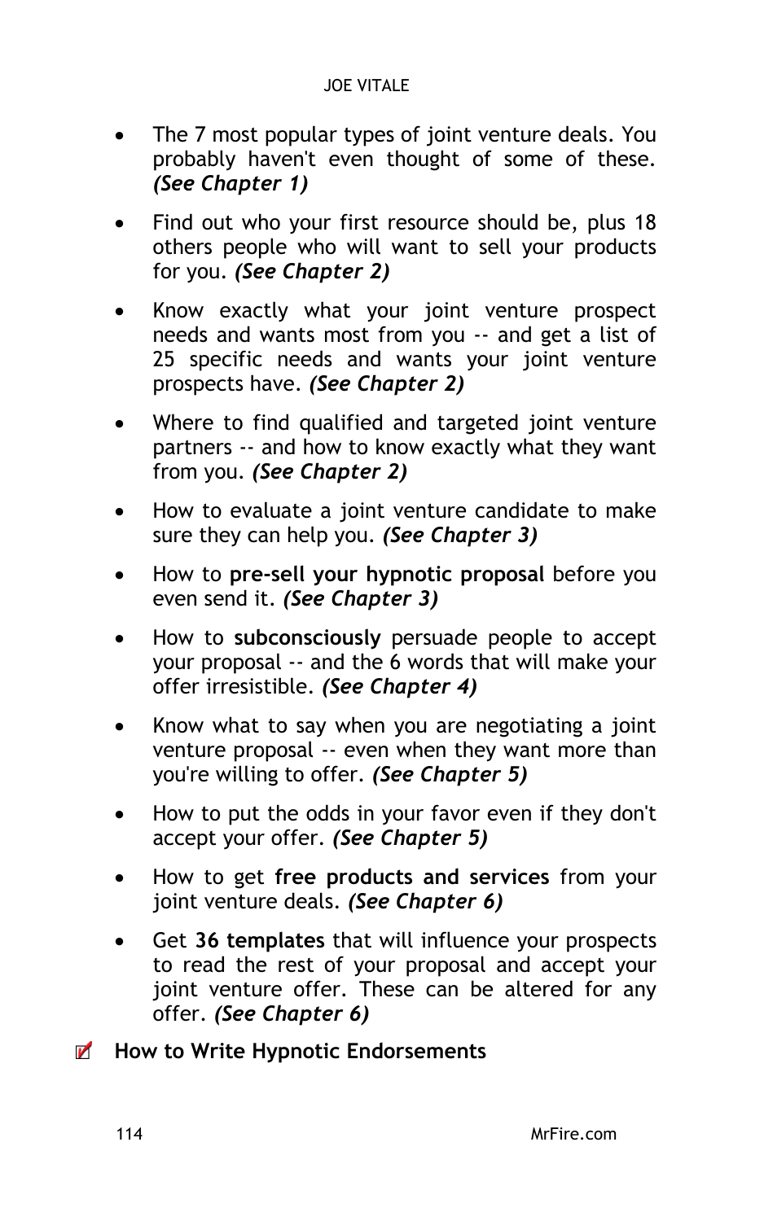- The 7 most popular types of joint venture deals. You probably haven't even thought of some of these. ***(See Chapter 1)***
- Find out who your first resource should be, plus 18 others people who will want to sell your products for you. ***(See Chapter 2)***
- Know exactly what your joint venture prospect needs and wants most from you -- and get a list of 25 specific needs and wants your joint venture prospects have. ***(See Chapter 2)***
- Where to find qualified and targeted joint venture partners -- and how to know exactly what they want from you. ***(See Chapter 2)***
- How to evaluate a joint venture candidate to make sure they can help you. ***(See Chapter 3)***
- How to **pre-sell your hypnotic proposal** before you even send it. ***(See Chapter 3)***
- How to **subconsciously** persuade people to accept your proposal -- and the 6 words that will make your offer irresistible. ***(See Chapter 4)***
- Know what to say when you are negotiating a joint venture proposal -- even when they want more than you're willing to offer. ***(See Chapter 5)***
- How to put the odds in your favor even if they don't accept your offer. ***(See Chapter 5)***
- How to get **free products and services** from your joint venture deals. ***(See Chapter 6)***
- Get **36 templates** that will influence your prospects to read the rest of your proposal and accept your joint venture offer. These can be altered for any offer. ***(See Chapter 6)***

☑ **How to Write Hypnotic Endorsements**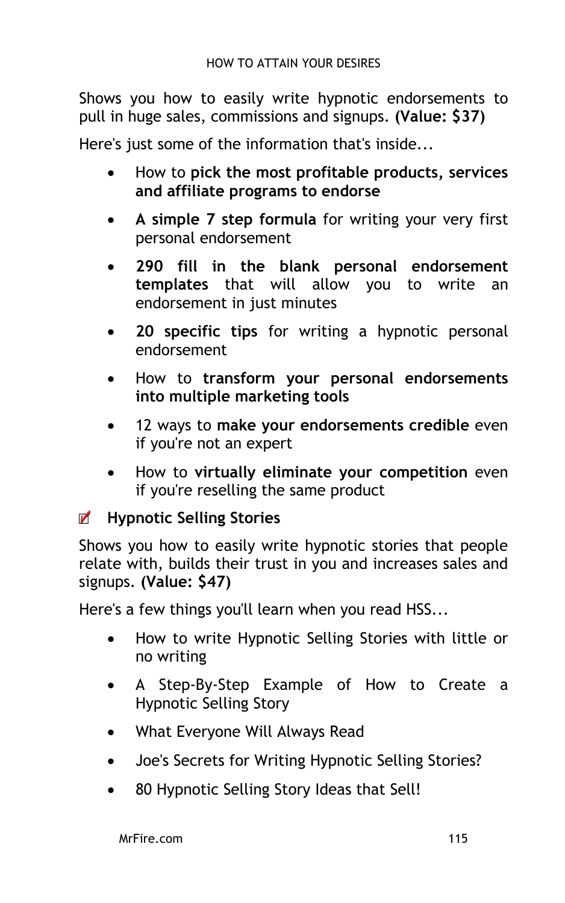Shows you how to easily write hypnotic endorsements to pull in huge sales, commissions and signups. **(Value: $37)**

Here's just some of the information that's inside...

- How to **pick the most profitable products, services and affiliate programs to endorse**
- **A simple 7 step formula** for writing your very first personal endorsement
- **290 fill in the blank personal endorsement templates** that will allow you to write an endorsement in just minutes
- **20 specific tips** for writing a hypnotic personal endorsement
- How to **transform your personal endorsements into multiple marketing tools**
- 12 ways to **make your endorsements credible** even if you're not an expert
- How to **virtually eliminate your competition** even if you're reselling the same product

☑ **Hypnotic Selling Stories**

Shows you how to easily write hypnotic stories that people relate with, builds their trust in you and increases sales and signups. **(Value: $47)**

Here's a few things you'll learn when you read HSS...

- How to write Hypnotic Selling Stories with little or no writing
- A Step-By-Step Example of How to Create a Hypnotic Selling Story
- What Everyone Will Always Read
- Joe's Secrets for Writing Hypnotic Selling Stories?
- 80 Hypnotic Selling Story Ideas that Sell!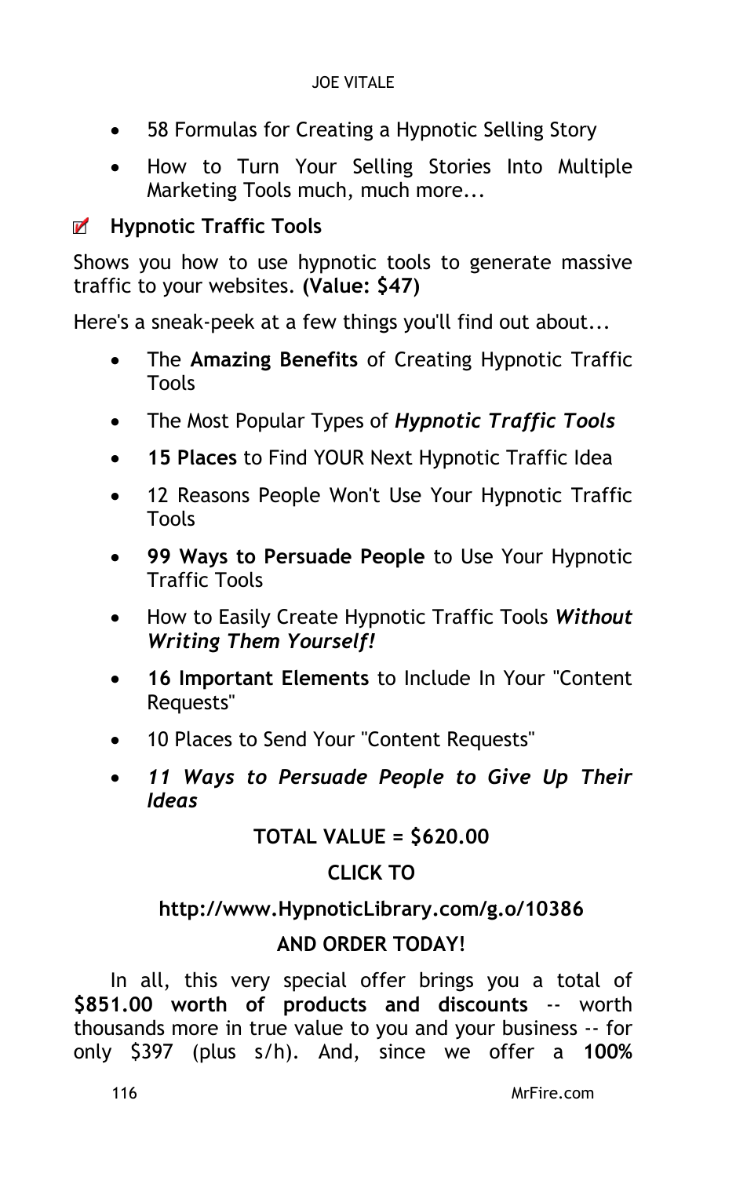- 58 Formulas for Creating a Hypnotic Selling Story
- How to Turn Your Selling Stories Into Multiple Marketing Tools much, much more...

**Hypnotic Traffic Tools**

Shows you how to use hypnotic tools to generate massive traffic to your websites. **(Value: $47)**

Here's a sneak-peek at a few things you'll find out about...

- The **Amazing Benefits** of Creating Hypnotic Traffic Tools
- The Most Popular Types of ***Hypnotic Traffic Tools***
- **15 Places** to Find YOUR Next Hypnotic Traffic Idea
- 12 Reasons People Won't Use Your Hypnotic Traffic Tools
- **99 Ways to Persuade People** to Use Your Hypnotic Traffic Tools
- How to Easily Create Hypnotic Traffic Tools ***Without Writing Them Yourself!***
- **16 Important Elements** to Include In Your "Content Requests"
- 10 Places to Send Your "Content Requests"
- ***11 Ways to Persuade People to Give Up Their Ideas***

**TOTAL VALUE = $620.00**

**CLICK TO**

**http://www.HypnoticLibrary.com/g.o/10386**

**AND ORDER TODAY!**

In all, this very special offer brings you a total of **$851.00 worth of products and discounts** -- worth thousands more in true value to you and your business -- for only $397 (plus s/h). And, since we offer a **100%**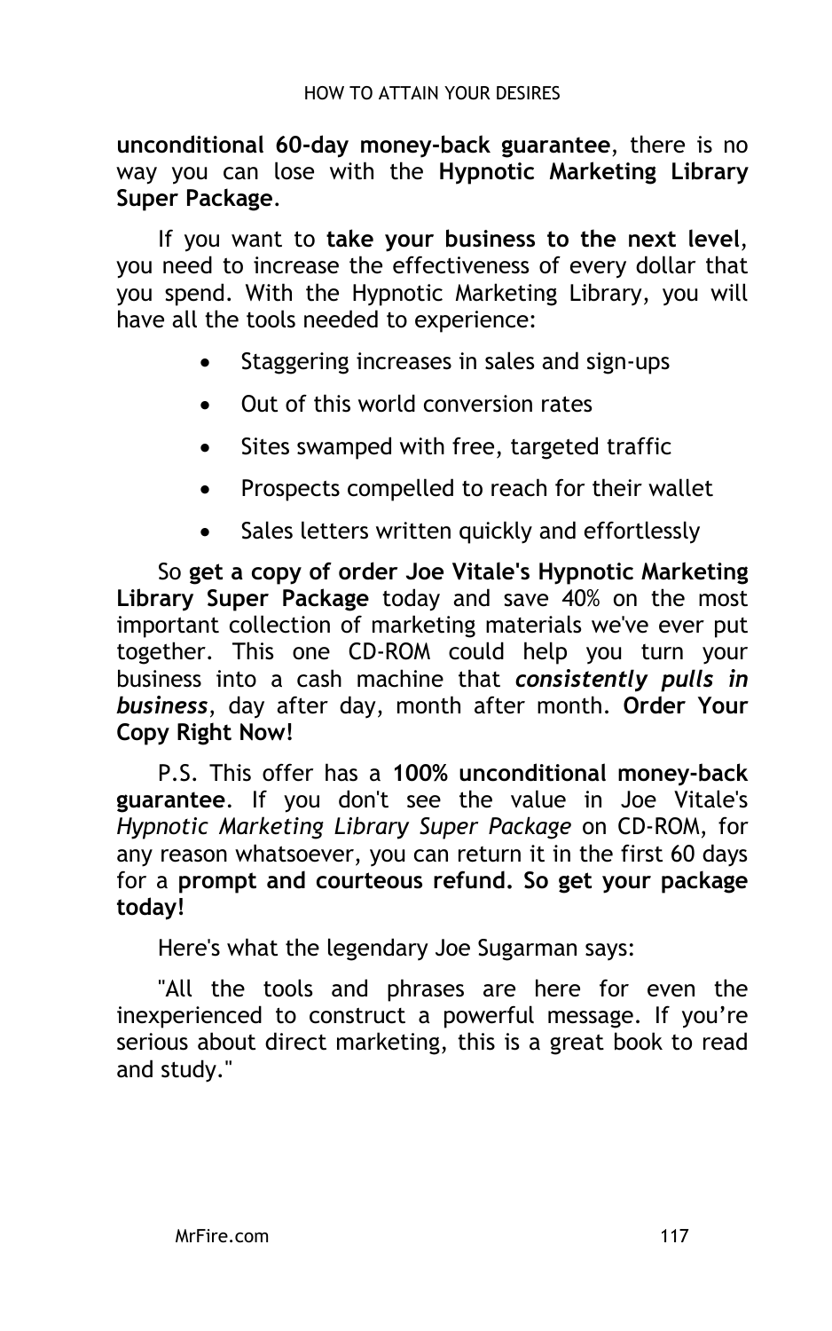**unconditional 60-day money-back guarantee**, there is no way you can lose with the **Hypnotic Marketing Library Super Package**.

If you want to **take your business to the next level**, you need to increase the effectiveness of every dollar that you spend. With the Hypnotic Marketing Library, you will have all the tools needed to experience:

- Staggering increases in sales and sign-ups
- Out of this world conversion rates
- Sites swamped with free, targeted traffic
- Prospects compelled to reach for their wallet
- Sales letters written quickly and effortlessly

So **get a copy of order Joe Vitale's Hypnotic Marketing Library Super Package** today and save 40% on the most important collection of marketing materials we've ever put together. This one CD-ROM could help you turn your business into a cash machine that ***consistently pulls in business***, day after day, month after month. **Order Your Copy Right Now!**

P.S. This offer has a **100% unconditional money-back guarantee**. If you don't see the value in Joe Vitale's *Hypnotic Marketing Library Super Package* on CD-ROM, for any reason whatsoever, you can return it in the first 60 days for a **prompt and courteous refund. So get your package today!**

Here's what the legendary Joe Sugarman says:

"All the tools and phrases are here for even the inexperienced to construct a powerful message. If you're serious about direct marketing, this is a great book to read and study."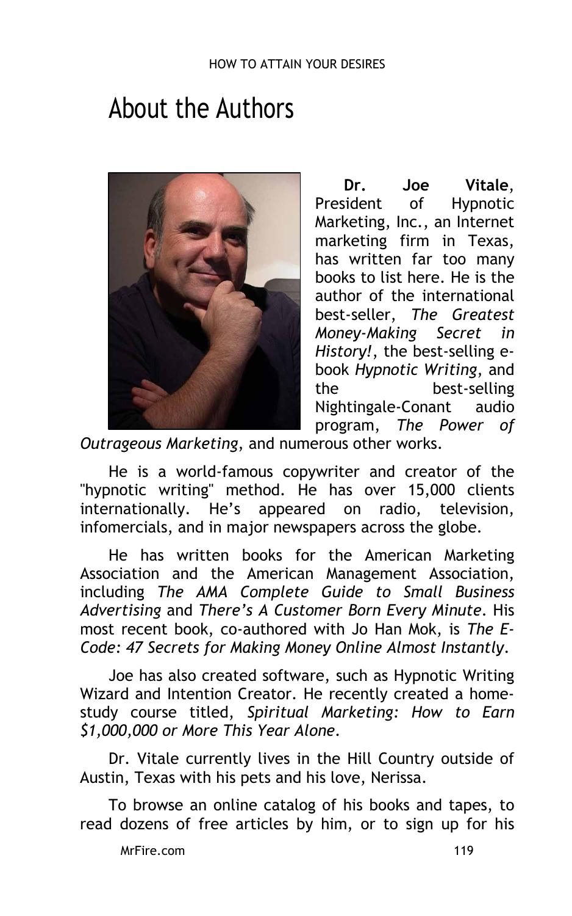# About the Authors

**Dr. Joe Vitale**, President of Hypnotic Marketing, Inc., an Internet marketing firm in Texas, has written far too many books to list here. He is the author of the international best-seller, *The Greatest Money-Making Secret in History!*, the best-selling e-book *Hypnotic Writing*, and the best-selling Nightingale-Conant audio program, *The Power of Outrageous Marketing*, and numerous other works.

He is a world-famous copywriter and creator of the "hypnotic writing" method. He has over 15,000 clients internationally. He's appeared on radio, television, infomercials, and in major newspapers across the globe.

He has written books for the American Marketing Association and the American Management Association, including *The AMA Complete Guide to Small Business Advertising* and *There's A Customer Born Every Minute*. His most recent book, co-authored with Jo Han Mok, is *The E-Code: 47 Secrets for Making Money Online Almost Instantly*.

Joe has also created software, such as Hypnotic Writing Wizard and Intention Creator. He recently created a home-study course titled, *Spiritual Marketing: How to Earn $1,000,000 or More This Year Alone*.

Dr. Vitale currently lives in the Hill Country outside of Austin, Texas with his pets and his love, Nerissa.

To browse an online catalog of his books and tapes, to read dozens of free articles by him, or to sign up for his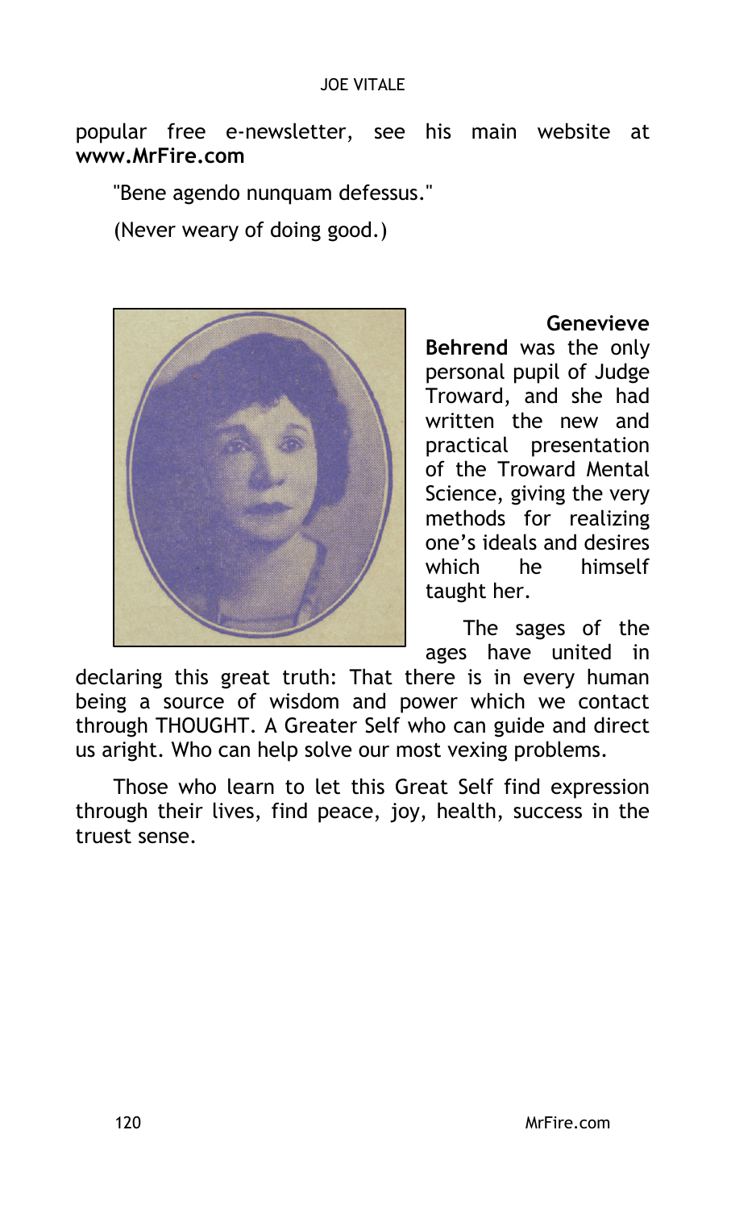popular free e-newsletter, see his main website at **www.MrFire.com**

"Bene agendo nunquam defessus."

(Never weary of doing good.)

**Genevieve Behrend** was the only personal pupil of Judge Troward, and she had written the new and practical presentation of the Troward Mental Science, giving the very methods for realizing one's ideals and desires which he himself taught her.

The sages of the ages have united in declaring this great truth: That there is in every human being a source of wisdom and power which we contact through THOUGHT. A Greater Self who can guide and direct us aright. Who can help solve our most vexing problems.

Those who learn to let this Great Self find expression through their lives, find peace, joy, health, success in the truest sense.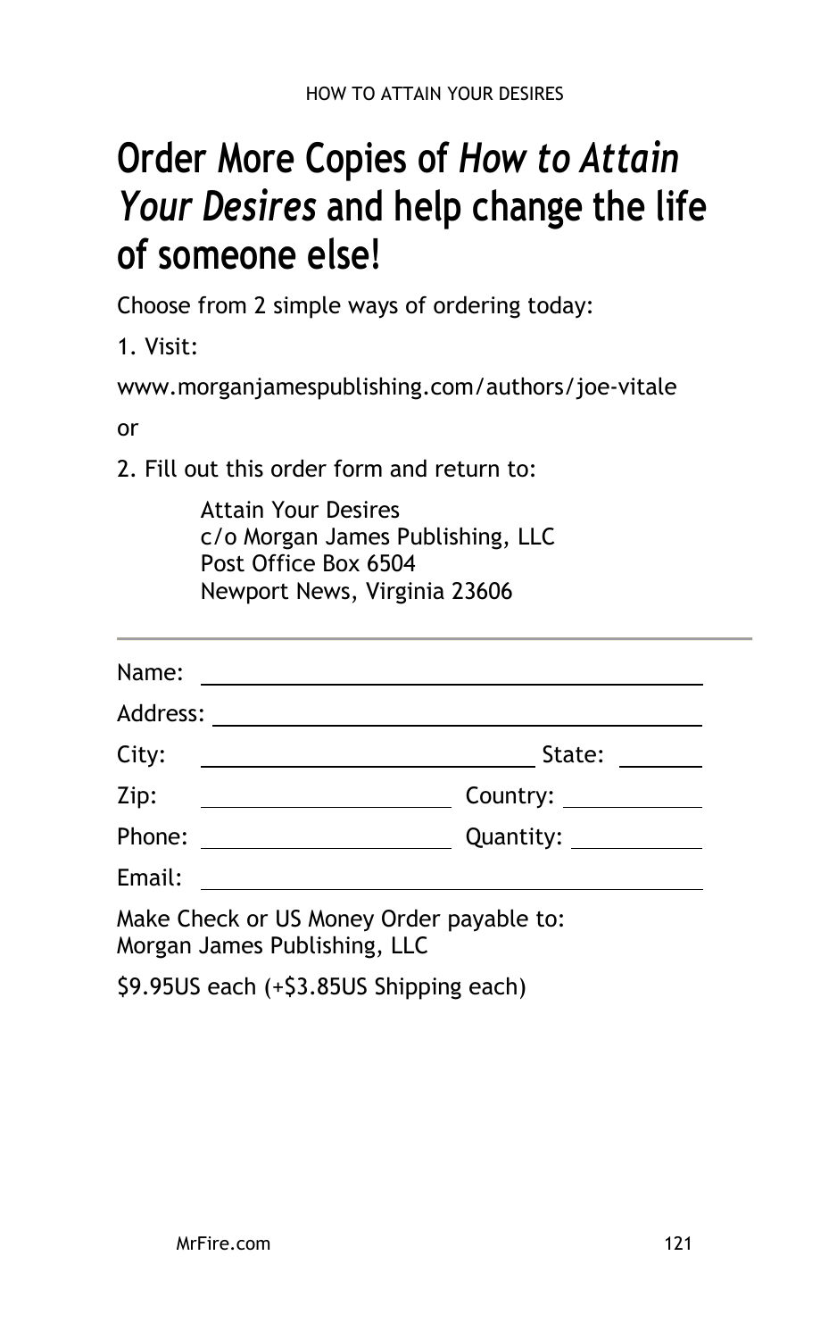# Order More Copies of *How to Attain Your Desires* and help change the life of someone else!

Choose from 2 simple ways of ordering today:

1. Visit:

www.morganjamespublishing.com/authors/joe-vitale

or

2. Fill out this order form and return to:

> Attain Your Desires
> c/o Morgan James Publishing, LLC
> Post Office Box 6504
> Newport News, Virginia 23606

---

Name: ______________________________

Address: ______________________________

City: ____________________ State: ________

Zip: ____________________ Country: ________

Phone: ____________________ Quantity: ________

Email: ______________________________

Make Check or US Money Order payable to:
Morgan James Publishing, LLC

$9.95US each (+$3.85US Shipping each)